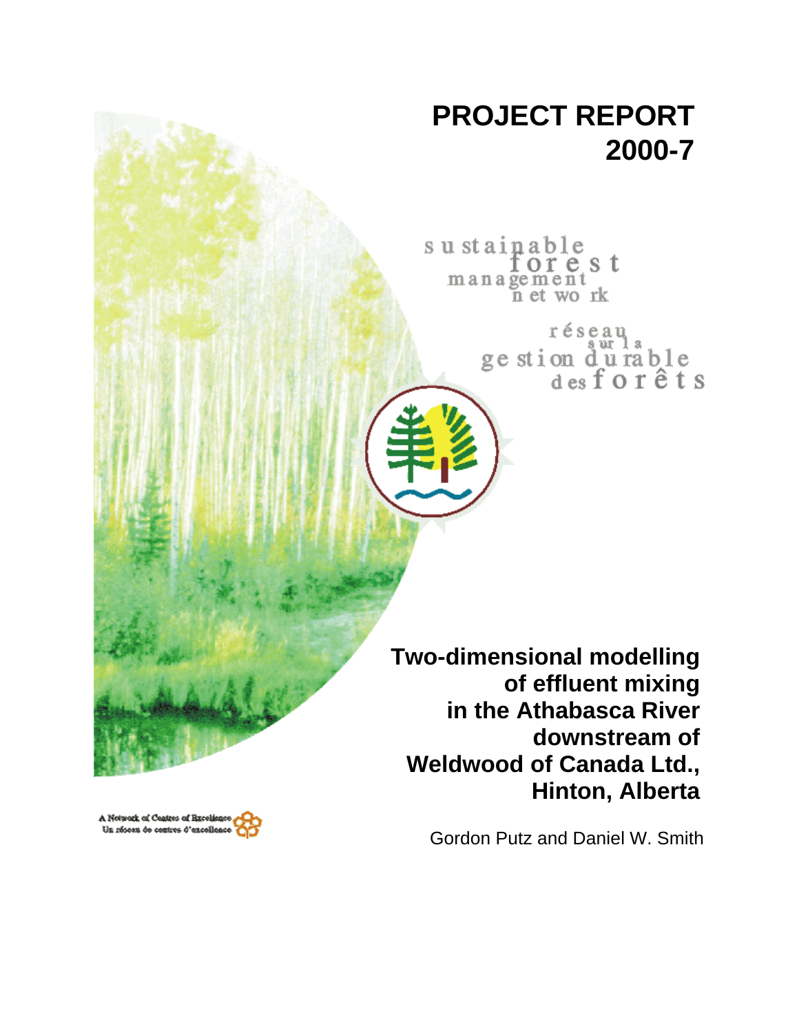# PROJECT REPORT 2000-7

sustainable forest management network

réseau sur la gestion durable des forêts

## Two-dimensional modelling of effluent mixing in the Athabasca River downstream of Weldwood of Canada Ltd., Hinton, Alberta

Gordon Putz and Daniel W. Smith

A Network of Centres of Excellence
Un réseau de centres d'excellence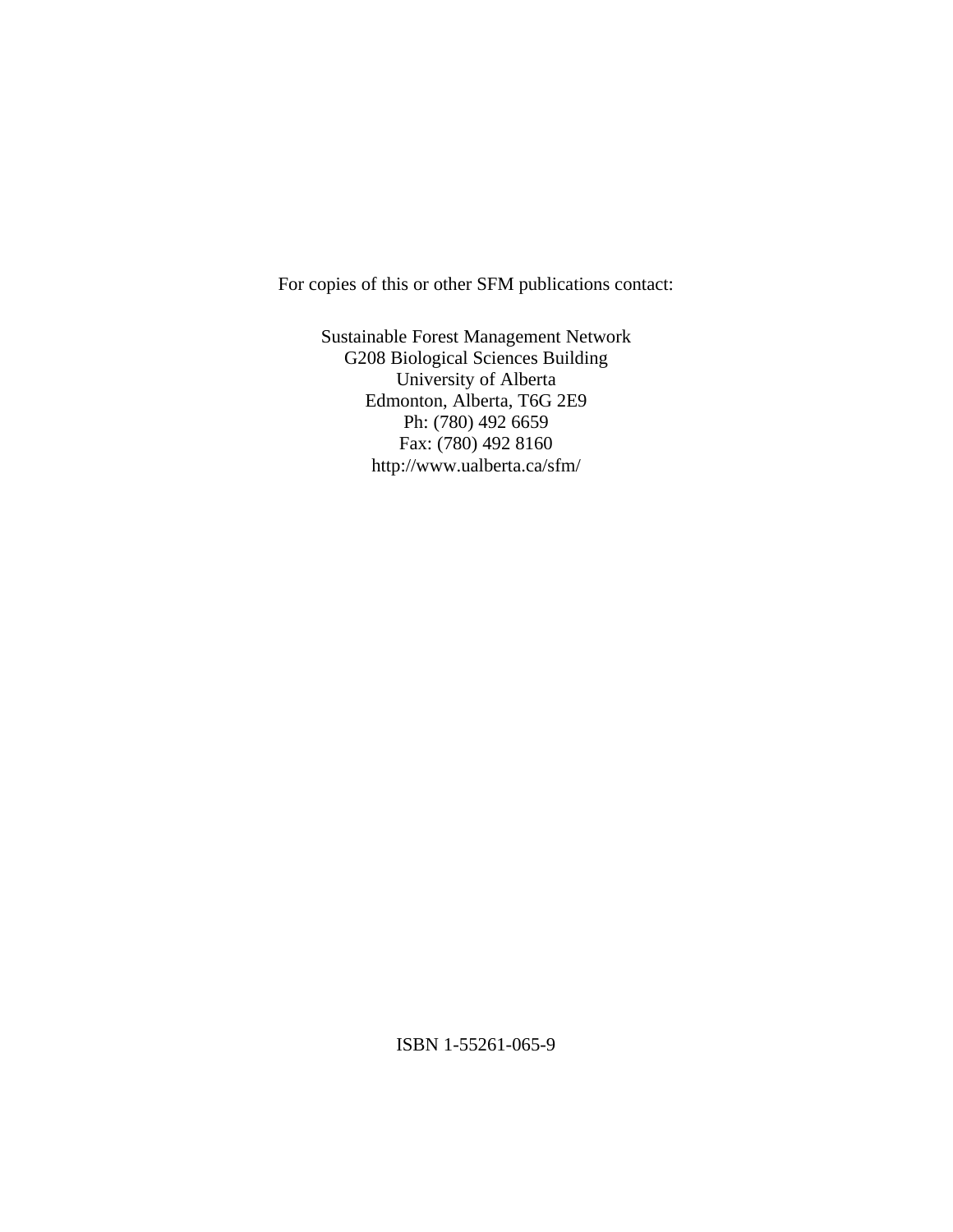For copies of this or other SFM publications contact:

Sustainable Forest Management Network
G208 Biological Sciences Building
University of Alberta
Edmonton, Alberta, T6G 2E9
Ph: (780) 492 6659
Fax: (780) 492 8160
http://www.ualberta.ca/sfm/

ISBN 1-55261-065-9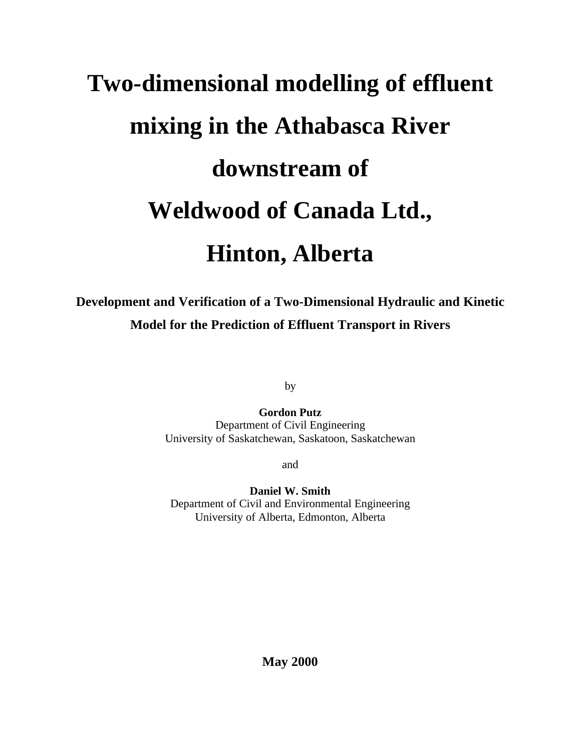# Two-dimensional modelling of effluent mixing in the Athabasca River downstream of Weldwood of Canada Ltd., Hinton, Alberta

**Development and Verification of a Two-Dimensional Hydraulic and Kinetic Model for the Prediction of Effluent Transport in Rivers**

by

**Gordon Putz**
Department of Civil Engineering
University of Saskatchewan, Saskatoon, Saskatchewan

and

**Daniel W. Smith**
Department of Civil and Environmental Engineering
University of Alberta, Edmonton, Alberta

**May 2000**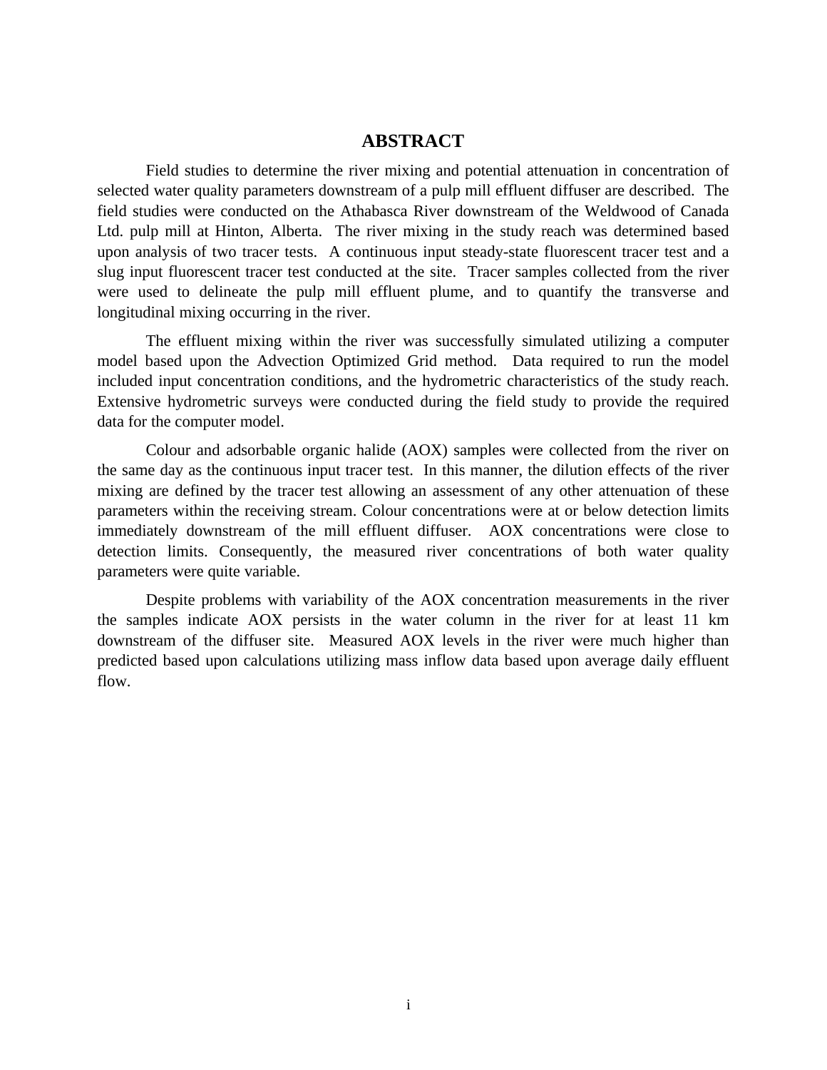# ABSTRACT

Field studies to determine the river mixing and potential attenuation in concentration of selected water quality parameters downstream of a pulp mill effluent diffuser are described. The field studies were conducted on the Athabasca River downstream of the Weldwood of Canada Ltd. pulp mill at Hinton, Alberta. The river mixing in the study reach was determined based upon analysis of two tracer tests. A continuous input steady-state fluorescent tracer test and a slug input fluorescent tracer test conducted at the site. Tracer samples collected from the river were used to delineate the pulp mill effluent plume, and to quantify the transverse and longitudinal mixing occurring in the river.

The effluent mixing within the river was successfully simulated utilizing a computer model based upon the Advection Optimized Grid method. Data required to run the model included input concentration conditions, and the hydrometric characteristics of the study reach. Extensive hydrometric surveys were conducted during the field study to provide the required data for the computer model.

Colour and adsorbable organic halide (AOX) samples were collected from the river on the same day as the continuous input tracer test. In this manner, the dilution effects of the river mixing are defined by the tracer test allowing an assessment of any other attenuation of these parameters within the receiving stream. Colour concentrations were at or below detection limits immediately downstream of the mill effluent diffuser. AOX concentrations were close to detection limits. Consequently, the measured river concentrations of both water quality parameters were quite variable.

Despite problems with variability of the AOX concentration measurements in the river the samples indicate AOX persists in the water column in the river for at least 11 km downstream of the diffuser site. Measured AOX levels in the river were much higher than predicted based upon calculations utilizing mass inflow data based upon average daily effluent flow.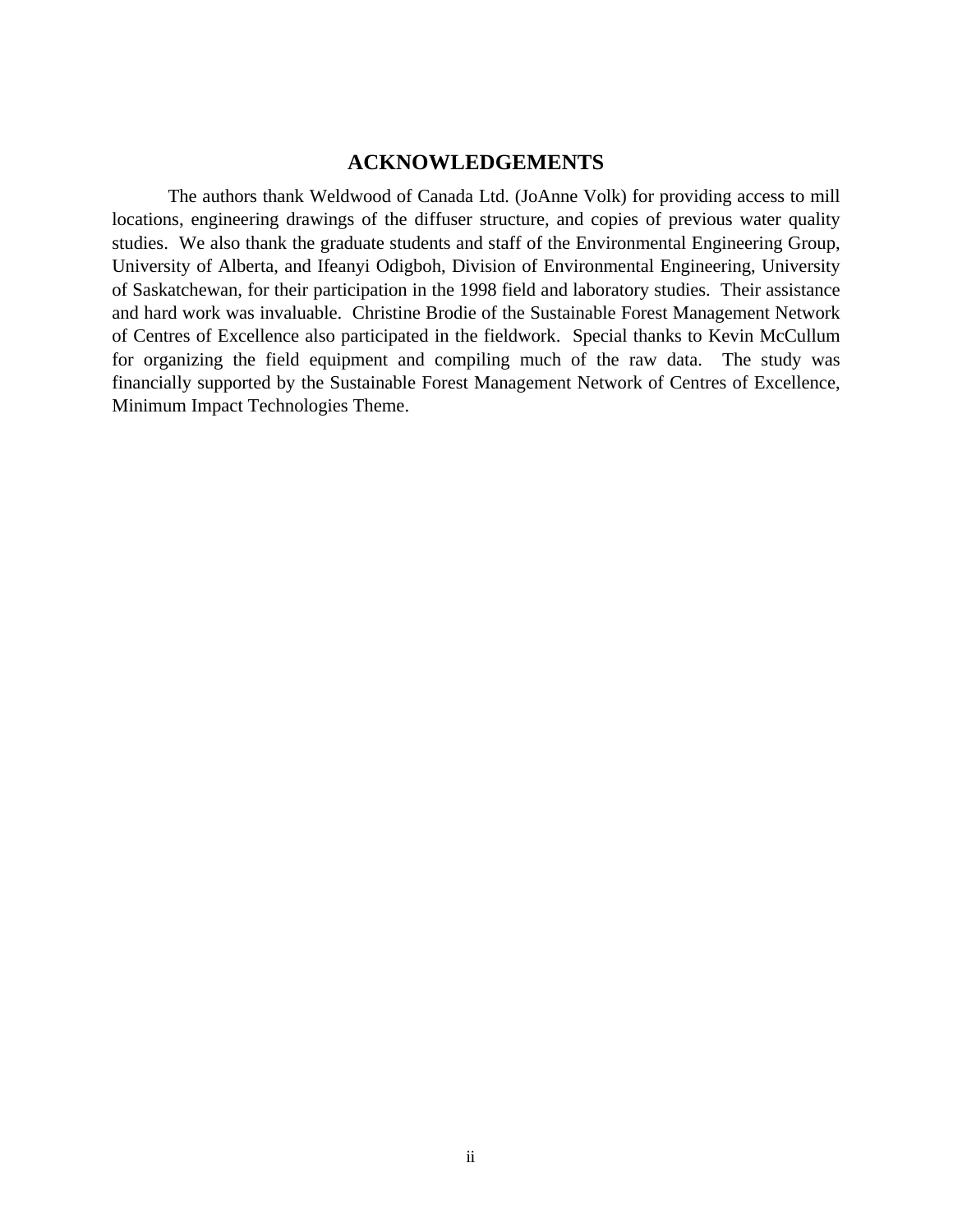# ACKNOWLEDGEMENTS

The authors thank Weldwood of Canada Ltd. (JoAnne Volk) for providing access to mill locations, engineering drawings of the diffuser structure, and copies of previous water quality studies. We also thank the graduate students and staff of the Environmental Engineering Group, University of Alberta, and Ifeanyi Odigboh, Division of Environmental Engineering, University of Saskatchewan, for their participation in the 1998 field and laboratory studies. Their assistance and hard work was invaluable. Christine Brodie of the Sustainable Forest Management Network of Centres of Excellence also participated in the fieldwork. Special thanks to Kevin McCullum for organizing the field equipment and compiling much of the raw data. The study was financially supported by the Sustainable Forest Management Network of Centres of Excellence, Minimum Impact Technologies Theme.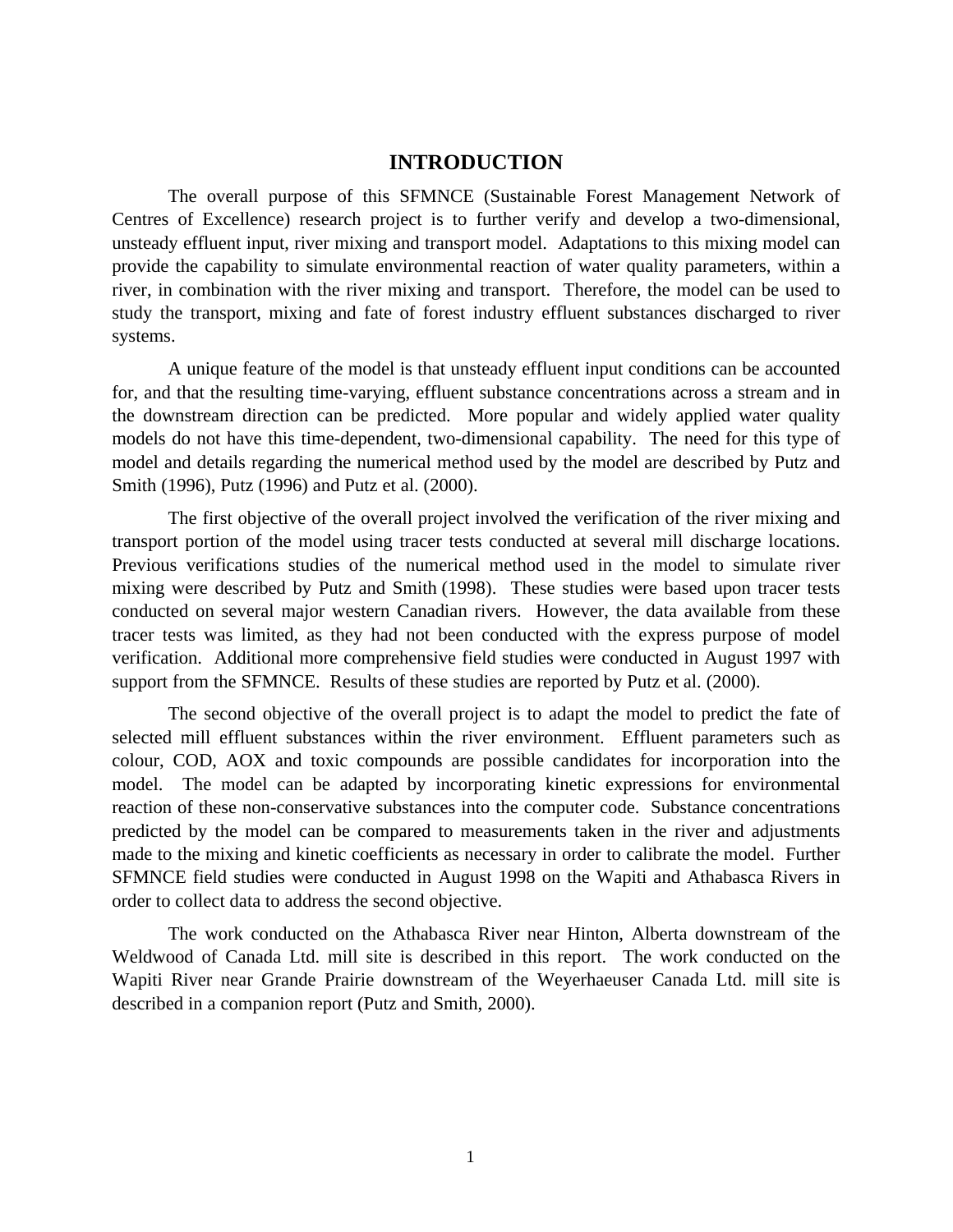# INTRODUCTION

The overall purpose of this SFMNCE (Sustainable Forest Management Network of Centres of Excellence) research project is to further verify and develop a two-dimensional, unsteady effluent input, river mixing and transport model. Adaptations to this mixing model can provide the capability to simulate environmental reaction of water quality parameters, within a river, in combination with the river mixing and transport. Therefore, the model can be used to study the transport, mixing and fate of forest industry effluent substances discharged to river systems.

A unique feature of the model is that unsteady effluent input conditions can be accounted for, and that the resulting time-varying, effluent substance concentrations across a stream and in the downstream direction can be predicted. More popular and widely applied water quality models do not have this time-dependent, two-dimensional capability. The need for this type of model and details regarding the numerical method used by the model are described by Putz and Smith (1996), Putz (1996) and Putz et al. (2000).

The first objective of the overall project involved the verification of the river mixing and transport portion of the model using tracer tests conducted at several mill discharge locations. Previous verifications studies of the numerical method used in the model to simulate river mixing were described by Putz and Smith (1998). These studies were based upon tracer tests conducted on several major western Canadian rivers. However, the data available from these tracer tests was limited, as they had not been conducted with the express purpose of model verification. Additional more comprehensive field studies were conducted in August 1997 with support from the SFMNCE. Results of these studies are reported by Putz et al. (2000).

The second objective of the overall project is to adapt the model to predict the fate of selected mill effluent substances within the river environment. Effluent parameters such as colour, COD, AOX and toxic compounds are possible candidates for incorporation into the model. The model can be adapted by incorporating kinetic expressions for environmental reaction of these non-conservative substances into the computer code. Substance concentrations predicted by the model can be compared to measurements taken in the river and adjustments made to the mixing and kinetic coefficients as necessary in order to calibrate the model. Further SFMNCE field studies were conducted in August 1998 on the Wapiti and Athabasca Rivers in order to collect data to address the second objective.

The work conducted on the Athabasca River near Hinton, Alberta downstream of the Weldwood of Canada Ltd. mill site is described in this report. The work conducted on the Wapiti River near Grande Prairie downstream of the Weyerhaeuser Canada Ltd. mill site is described in a companion report (Putz and Smith, 2000).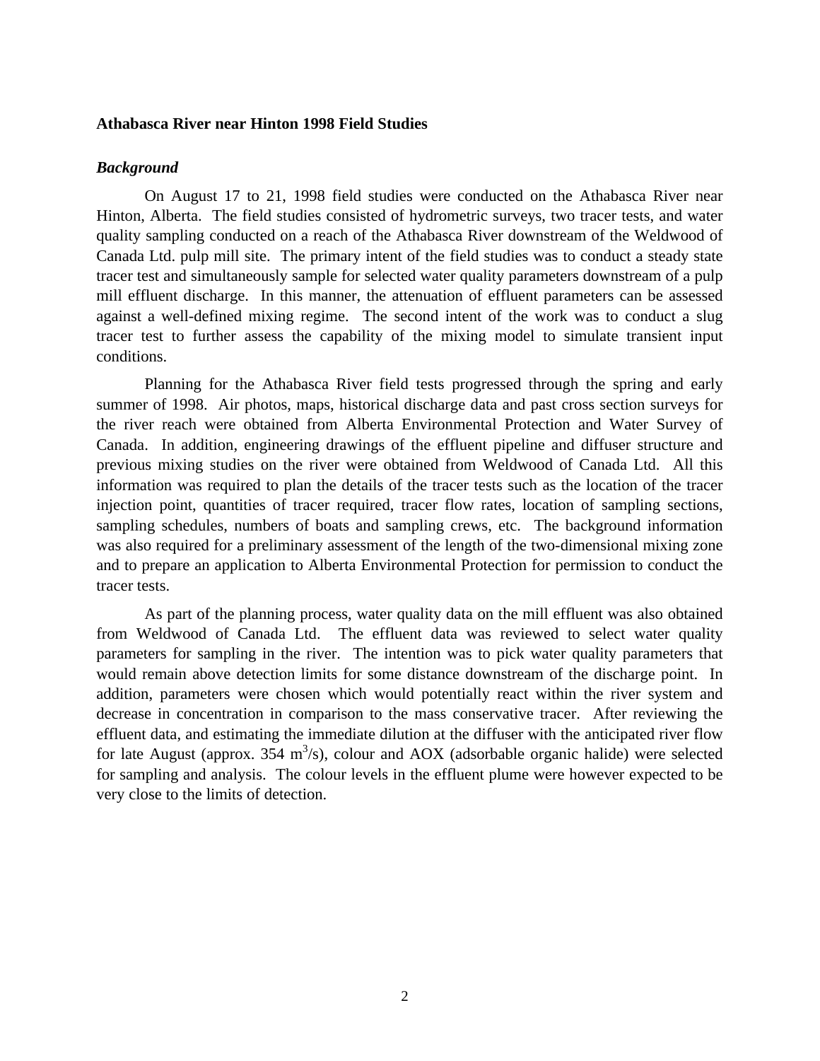### Athabasca River near Hinton 1998 Field Studies

#### *Background*

On August 17 to 21, 1998 field studies were conducted on the Athabasca River near Hinton, Alberta. The field studies consisted of hydrometric surveys, two tracer tests, and water quality sampling conducted on a reach of the Athabasca River downstream of the Weldwood of Canada Ltd. pulp mill site. The primary intent of the field studies was to conduct a steady state tracer test and simultaneously sample for selected water quality parameters downstream of a pulp mill effluent discharge. In this manner, the attenuation of effluent parameters can be assessed against a well-defined mixing regime. The second intent of the work was to conduct a slug tracer test to further assess the capability of the mixing model to simulate transient input conditions.

Planning for the Athabasca River field tests progressed through the spring and early summer of 1998. Air photos, maps, historical discharge data and past cross section surveys for the river reach were obtained from Alberta Environmental Protection and Water Survey of Canada. In addition, engineering drawings of the effluent pipeline and diffuser structure and previous mixing studies on the river were obtained from Weldwood of Canada Ltd. All this information was required to plan the details of the tracer tests such as the location of the tracer injection point, quantities of tracer required, tracer flow rates, location of sampling sections, sampling schedules, numbers of boats and sampling crews, etc. The background information was also required for a preliminary assessment of the length of the two-dimensional mixing zone and to prepare an application to Alberta Environmental Protection for permission to conduct the tracer tests.

As part of the planning process, water quality data on the mill effluent was also obtained from Weldwood of Canada Ltd. The effluent data was reviewed to select water quality parameters for sampling in the river. The intention was to pick water quality parameters that would remain above detection limits for some distance downstream of the discharge point. In addition, parameters were chosen which would potentially react within the river system and decrease in concentration in comparison to the mass conservative tracer. After reviewing the effluent data, and estimating the immediate dilution at the diffuser with the anticipated river flow for late August (approx. 354 $m^3/s$), colour and AOX (adsorbable organic halide) were selected for sampling and analysis. The colour levels in the effluent plume were however expected to be very close to the limits of detection.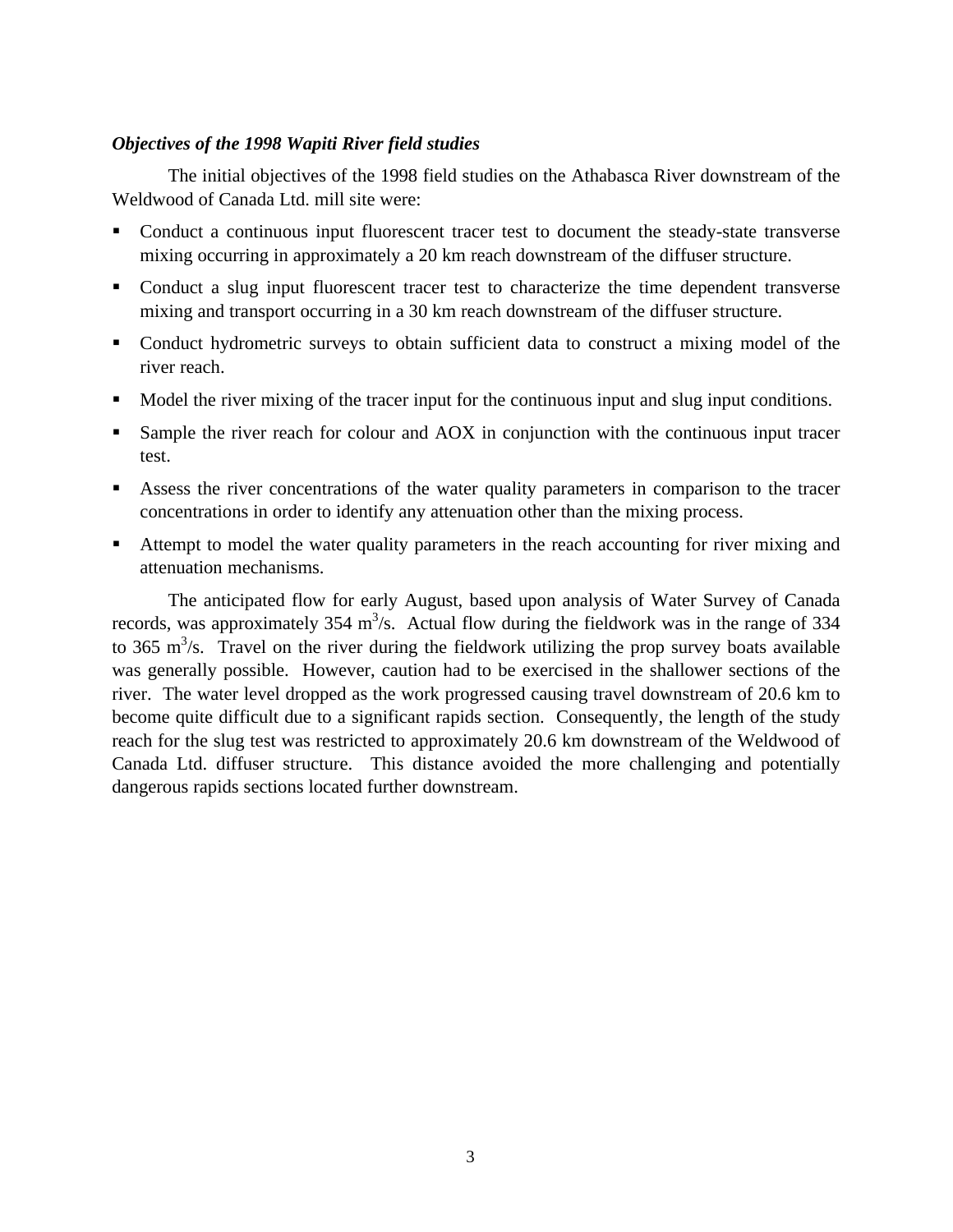***Objectives of the 1998 Wapiti River field studies***

The initial objectives of the 1998 field studies on the Athabasca River downstream of the Weldwood of Canada Ltd. mill site were:

- Conduct a continuous input fluorescent tracer test to document the steady-state transverse mixing occurring in approximately a 20 km reach downstream of the diffuser structure.
- Conduct a slug input fluorescent tracer test to characterize the time dependent transverse mixing and transport occurring in a 30 km reach downstream of the diffuser structure.
- Conduct hydrometric surveys to obtain sufficient data to construct a mixing model of the river reach.
- Model the river mixing of the tracer input for the continuous input and slug input conditions.
- Sample the river reach for colour and AOX in conjunction with the continuous input tracer test.
- Assess the river concentrations of the water quality parameters in comparison to the tracer concentrations in order to identify any attenuation other than the mixing process.
- Attempt to model the water quality parameters in the reach accounting for river mixing and attenuation mechanisms.

The anticipated flow for early August, based upon analysis of Water Survey of Canada records, was approximately 354 $m^3/s$. Actual flow during the fieldwork was in the range of 334 to 365 $m^3/s$. Travel on the river during the fieldwork utilizing the prop survey boats available was generally possible. However, caution had to be exercised in the shallower sections of the river. The water level dropped as the work progressed causing travel downstream of 20.6 km to become quite difficult due to a significant rapids section. Consequently, the length of the study reach for the slug test was restricted to approximately 20.6 km downstream of the Weldwood of Canada Ltd. diffuser structure. This distance avoided the more challenging and potentially dangerous rapids sections located further downstream.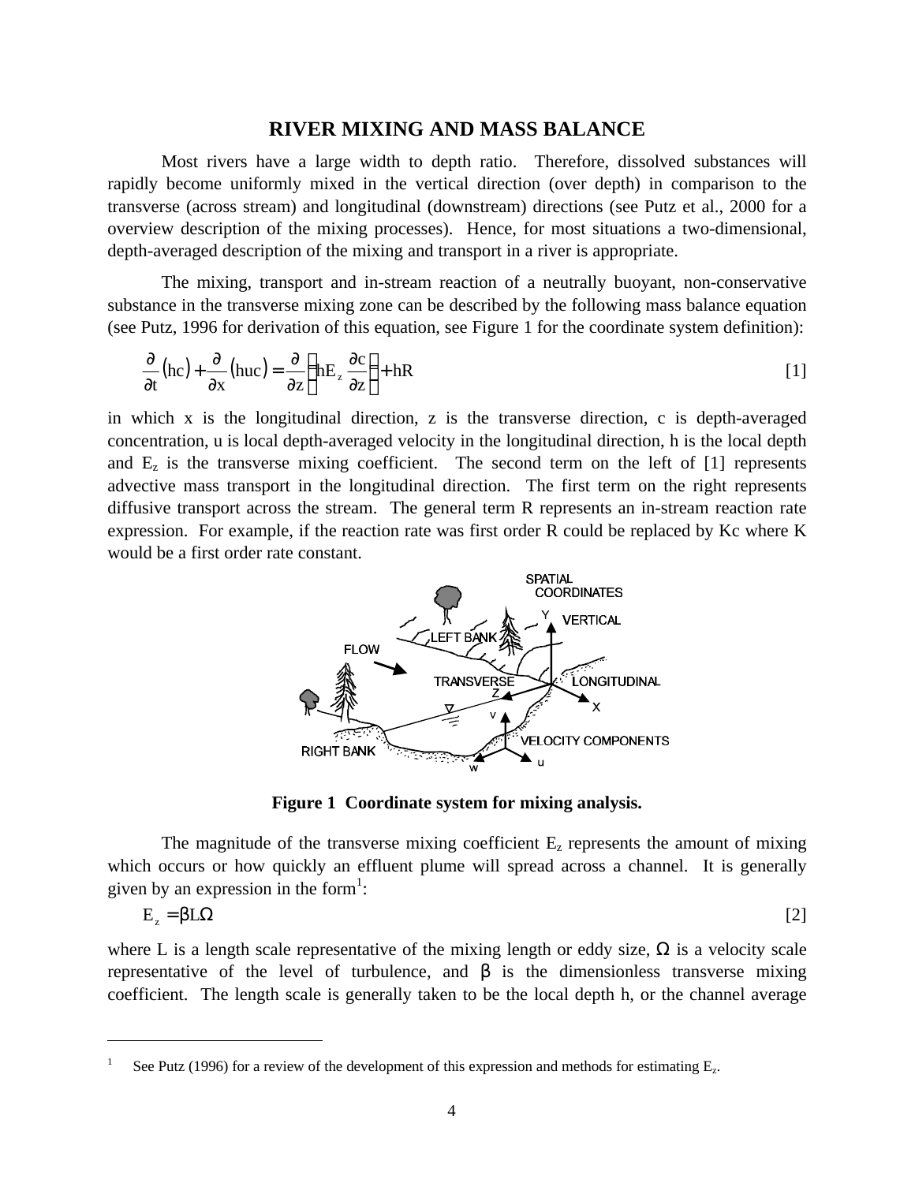## RIVER MIXING AND MASS BALANCE

Most rivers have a large width to depth ratio. Therefore, dissolved substances will rapidly become uniformly mixed in the vertical direction (over depth) in comparison to the transverse (across stream) and longitudinal (downstream) directions (see Putz et al., 2000 for a overview description of the mixing processes). Hence, for most situations a two-dimensional, depth-averaged description of the mixing and transport in a river is appropriate.

The mixing, transport and in-stream reaction of a neutrally buoyant, non-conservative substance in the transverse mixing zone can be described by the following mass balance equation (see Putz, 1996 for derivation of this equation, see Figure 1 for the coordinate system definition):

$$\frac{\partial}{\partial t}(hc) + \frac{\partial}{\partial x}(huc) = \frac{\partial}{\partial z}\left(hE_z \frac{\partial c}{\partial z}\right) + hR \qquad [1]$$

in which x is the longitudinal direction, z is the transverse direction, c is depth-averaged concentration, u is local depth-averaged velocity in the longitudinal direction, h is the local depth and $E_z$ is the transverse mixing coefficient. The second term on the left of [1] represents advective mass transport in the longitudinal direction. The first term on the right represents diffusive transport across the stream. The general term R represents an in-stream reaction rate expression. For example, if the reaction rate was first order R could be replaced by Kc where K would be a first order rate constant.

**Figure 1 Coordinate system for mixing analysis.**

The magnitude of the transverse mixing coefficient $E_z$ represents the amount of mixing which occurs or how quickly an effluent plume will spread across a channel. It is generally given by an expression in the form[1]:

$$E_z = \beta L \Omega \qquad [2]$$

where L is a length scale representative of the mixing length or eddy size, $\Omega$ is a velocity scale representative of the level of turbulence, and $\beta$ is the dimensionless transverse mixing coefficient. The length scale is generally taken to be the local depth h, or the channel average

---

[1] See Putz (1996) for a review of the development of this expression and methods for estimating $E_z$.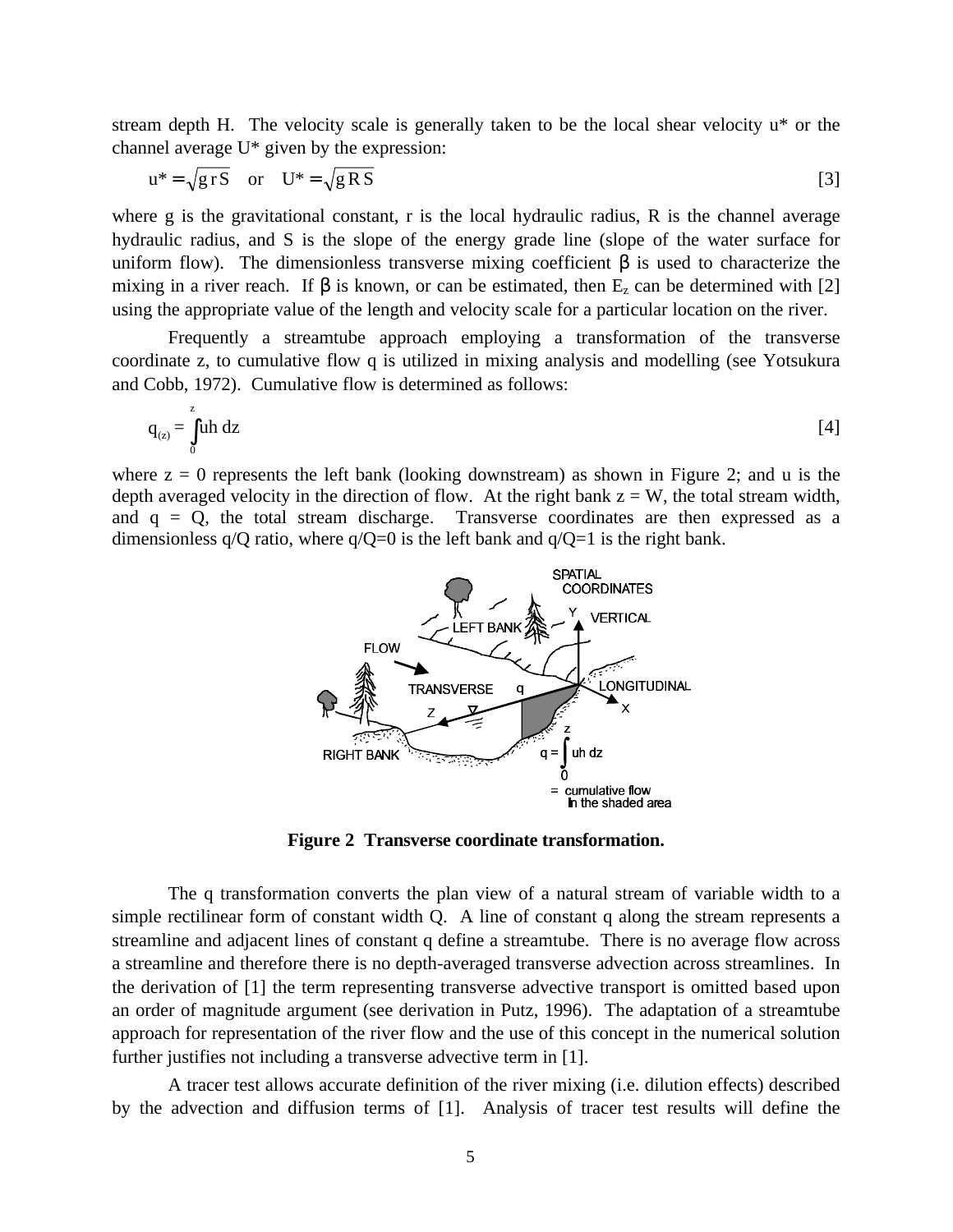stream depth H. The velocity scale is generally taken to be the local shear velocity u* or the channel average U* given by the expression:

$$u^* = \sqrt{g\,r\,S} \quad \text{or} \quad U^* = \sqrt{g\,R\,S} \tag{3}$$

where g is the gravitational constant, r is the local hydraulic radius, R is the channel average hydraulic radius, and S is the slope of the energy grade line (slope of the water surface for uniform flow). The dimensionless transverse mixing coefficient β is used to characterize the mixing in a river reach. If β is known, or can be estimated, then $E_z$ can be determined with [2] using the appropriate value of the length and velocity scale for a particular location on the river.

Frequently a streamtube approach employing a transformation of the transverse coordinate z, to cumulative flow q is utilized in mixing analysis and modelling (see Yotsukura and Cobb, 1972). Cumulative flow is determined as follows:

$$q_{(z)} = \int_0^z uh\,dz \tag{4}$$

where z = 0 represents the left bank (looking downstream) as shown in Figure 2; and u is the depth averaged velocity in the direction of flow. At the right bank z = W, the total stream width, and q = Q, the total stream discharge. Transverse coordinates are then expressed as a dimensionless q/Q ratio, where q/Q=0 is the left bank and q/Q=1 is the right bank.

**Figure 2 Transverse coordinate transformation.**

The q transformation converts the plan view of a natural stream of variable width to a simple rectilinear form of constant width Q. A line of constant q along the stream represents a streamline and adjacent lines of constant q define a streamtube. There is no average flow across a streamline and therefore there is no depth-averaged transverse advection across streamlines. In the derivation of [1] the term representing transverse advective transport is omitted based upon an order of magnitude argument (see derivation in Putz, 1996). The adaptation of a streamtube approach for representation of the river flow and the use of this concept in the numerical solution further justifies not including a transverse advective term in [1].

A tracer test allows accurate definition of the river mixing (i.e. dilution effects) described by the advection and diffusion terms of [1]. Analysis of tracer test results will define the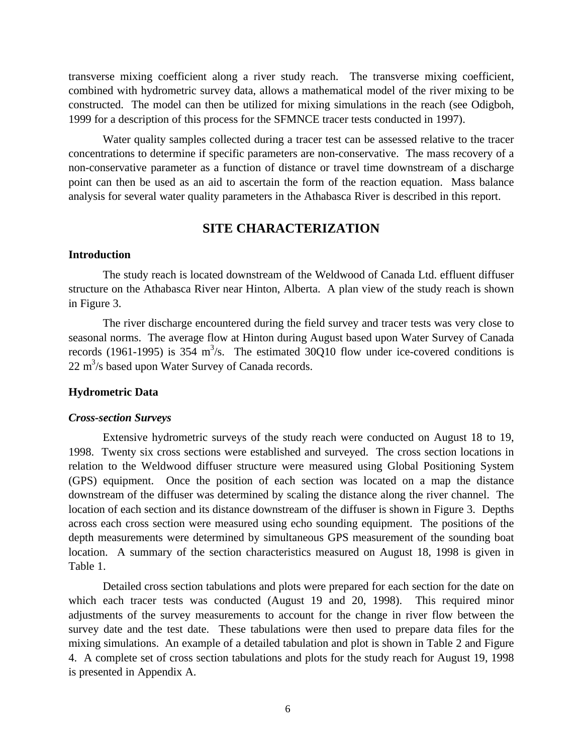transverse mixing coefficient along a river study reach. The transverse mixing coefficient, combined with hydrometric survey data, allows a mathematical model of the river mixing to be constructed. The model can then be utilized for mixing simulations in the reach (see Odigboh, 1999 for a description of this process for the SFMNCE tracer tests conducted in 1997).

Water quality samples collected during a tracer test can be assessed relative to the tracer concentrations to determine if specific parameters are non-conservative. The mass recovery of a non-conservative parameter as a function of distance or travel time downstream of a discharge point can then be used as an aid to ascertain the form of the reaction equation. Mass balance analysis for several water quality parameters in the Athabasca River is described in this report.

## SITE CHARACTERIZATION

### Introduction

The study reach is located downstream of the Weldwood of Canada Ltd. effluent diffuser structure on the Athabasca River near Hinton, Alberta. A plan view of the study reach is shown in Figure 3.

The river discharge encountered during the field survey and tracer tests was very close to seasonal norms. The average flow at Hinton during August based upon Water Survey of Canada records (1961-1995) is 354 $m^3/s$. The estimated 30Q10 flow under ice-covered conditions is 22 $m^3/s$ based upon Water Survey of Canada records.

### Hydrometric Data

#### *Cross-section Surveys*

Extensive hydrometric surveys of the study reach were conducted on August 18 to 19, 1998. Twenty six cross sections were established and surveyed. The cross section locations in relation to the Weldwood diffuser structure were measured using Global Positioning System (GPS) equipment. Once the position of each section was located on a map the distance downstream of the diffuser was determined by scaling the distance along the river channel. The location of each section and its distance downstream of the diffuser is shown in Figure 3. Depths across each cross section were measured using echo sounding equipment. The positions of the depth measurements were determined by simultaneous GPS measurement of the sounding boat location. A summary of the section characteristics measured on August 18, 1998 is given in Table 1.

Detailed cross section tabulations and plots were prepared for each section for the date on which each tracer tests was conducted (August 19 and 20, 1998). This required minor adjustments of the survey measurements to account for the change in river flow between the survey date and the test date. These tabulations were then used to prepare data files for the mixing simulations. An example of a detailed tabulation and plot is shown in Table 2 and Figure 4. A complete set of cross section tabulations and plots for the study reach for August 19, 1998 is presented in Appendix A.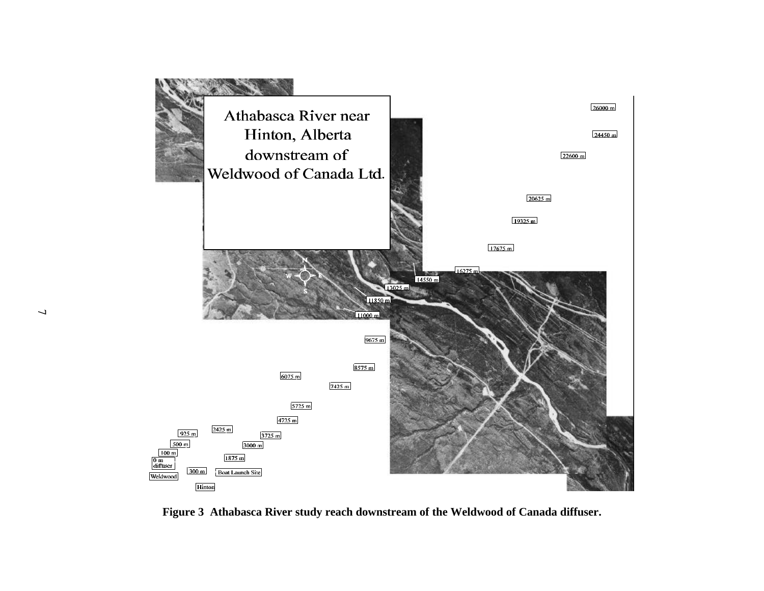Athabasca River near Hinton, Alberta downstream of Weldwood of Canada Ltd.

26000 m

24450 m

22600 m

20625 m

19325 m

17675 m

16275 m

14550 m

13025 m

11850 m

11000 m

9675 m

8575 m

6075 m

7425 m

5725 m

4725 m

2425 m

925 m

3725 m

500 m

3000 m

100 m

1875 m

0 m diffuser

300 m

Boat Launch Site

Weldwood

Hinton

**Figure 3 Athabasca River study reach downstream of the Weldwood of Canada diffuser.**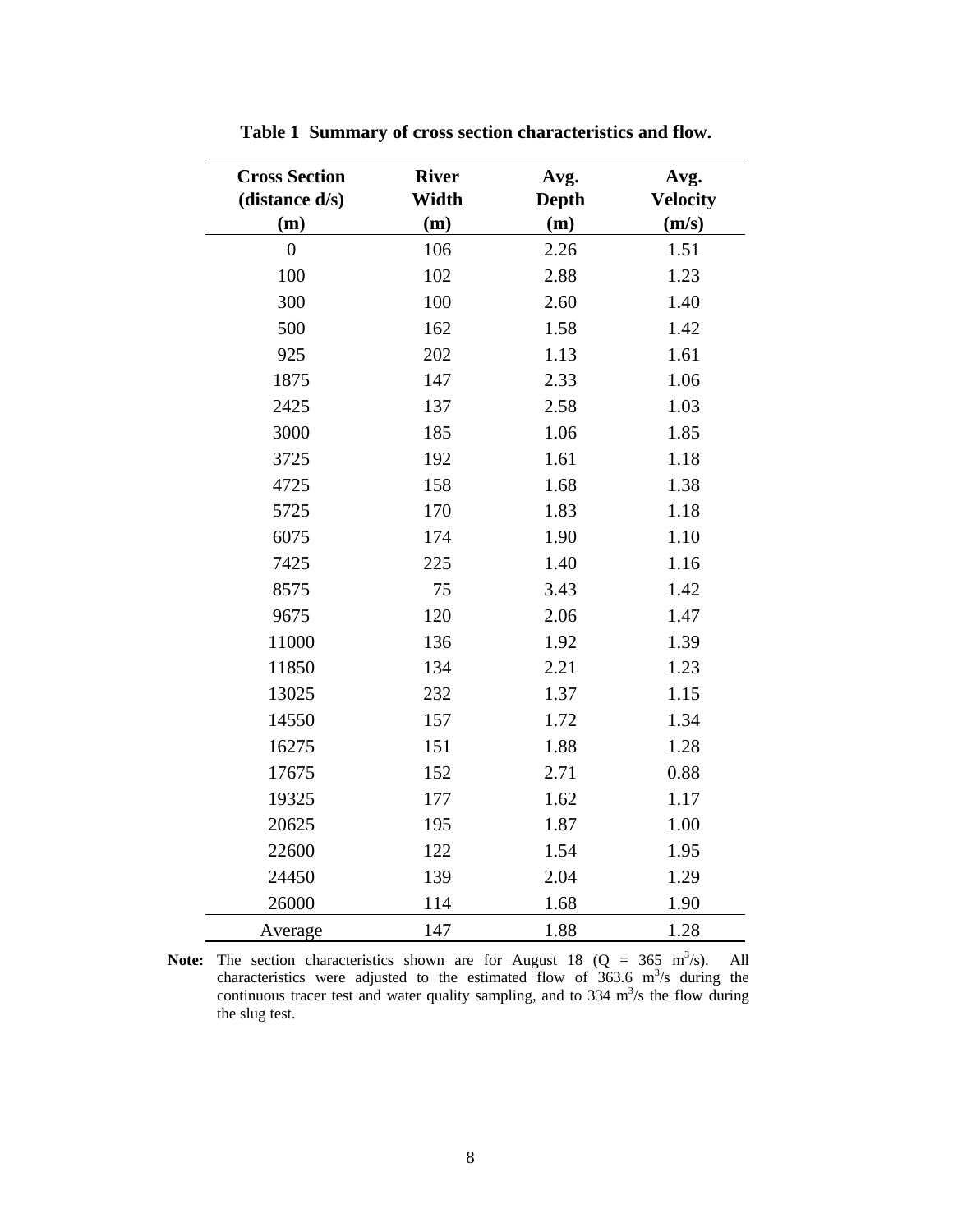**Table 1 Summary of cross section characteristics and flow.**

| Cross Section (distance d/s) (m) | River Width (m) | Avg. Depth (m) | Avg. Velocity (m/s) |
|---|---|---|---|
| 0 | 106 | 2.26 | 1.51 |
| 100 | 102 | 2.88 | 1.23 |
| 300 | 100 | 2.60 | 1.40 |
| 500 | 162 | 1.58 | 1.42 |
| 925 | 202 | 1.13 | 1.61 |
| 1875 | 147 | 2.33 | 1.06 |
| 2425 | 137 | 2.58 | 1.03 |
| 3000 | 185 | 1.06 | 1.85 |
| 3725 | 192 | 1.61 | 1.18 |
| 4725 | 158 | 1.68 | 1.38 |
| 5725 | 170 | 1.83 | 1.18 |
| 6075 | 174 | 1.90 | 1.10 |
| 7425 | 225 | 1.40 | 1.16 |
| 8575 | 75 | 3.43 | 1.42 |
| 9675 | 120 | 2.06 | 1.47 |
| 11000 | 136 | 1.92 | 1.39 |
| 11850 | 134 | 2.21 | 1.23 |
| 13025 | 232 | 1.37 | 1.15 |
| 14550 | 157 | 1.72 | 1.34 |
| 16275 | 151 | 1.88 | 1.28 |
| 17675 | 152 | 2.71 | 0.88 |
| 19325 | 177 | 1.62 | 1.17 |
| 20625 | 195 | 1.87 | 1.00 |
| 22600 | 122 | 1.54 | 1.95 |
| 24450 | 139 | 2.04 | 1.29 |
| 26000 | 114 | 1.68 | 1.90 |
| Average | 147 | 1.88 | 1.28 |

**Note:** The section characteristics shown are for August 18 ($Q = 365\ m^3/s$). All characteristics were adjusted to the estimated flow of $363.6\ m^3/s$ during the continuous tracer test and water quality sampling, and to $334\ m^3/s$ the flow during the slug test.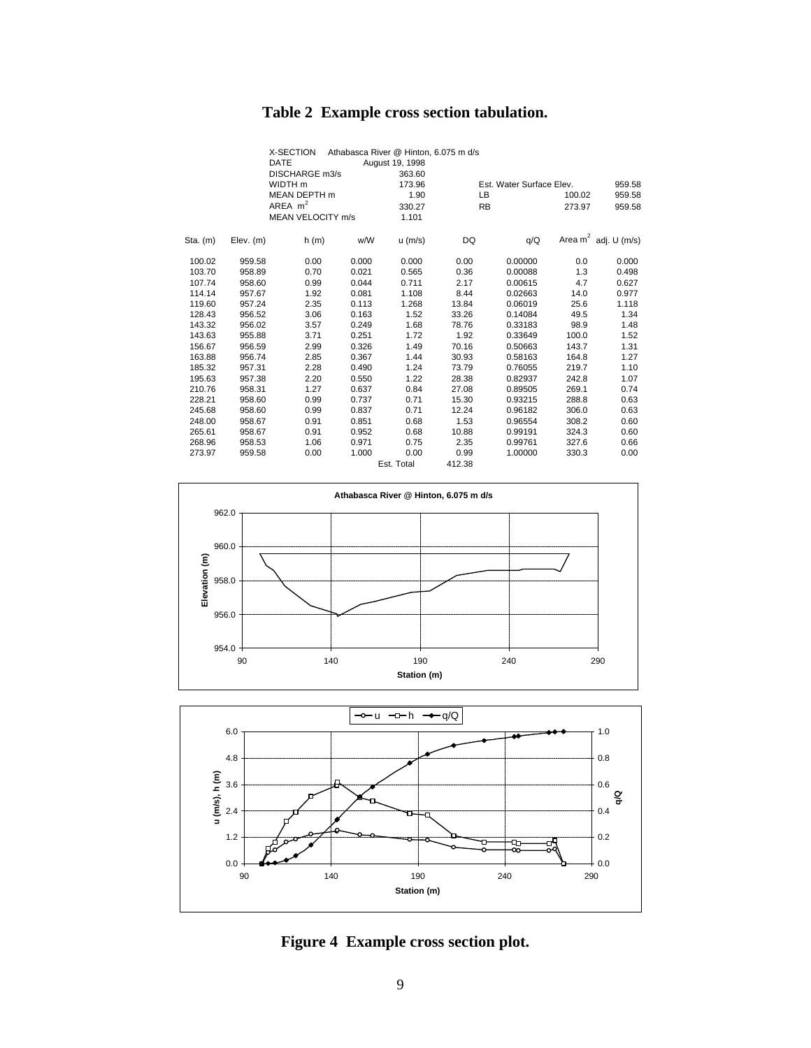# Table 2 Example cross section tabulation.

| | | |
|---|---|---|
| X-SECTION | Athabasca River @ Hinton, 6.075 m d/s | |
| DATE | August 19, 1998 | |
| DISCHARGE m3/s | 363.60 | |
| WIDTH m | 173.96 | |
| MEAN DEPTH m | 1.90 | |
| AREA $m^2$ | 330.27 | |
| MEAN VELOCITY m/s | 1.101 | |

| Est. Water Surface Elev. | | 959.58 |
|---|---|---|
| LB | 100.02 | 959.58 |
| RB | 273.97 | 959.58 |

| Sta. (m) | Elev. (m) | h (m) | w/W | u (m/s) | DQ | q/Q | Area $m^2$ | adj. U (m/s) |
|---|---|---|---|---|---|---|---|---|
| 100.02 | 959.58 | 0.00 | 0.000 | 0.000 | 0.00 | 0.00000 | 0.0 | 0.000 |
| 103.70 | 958.89 | 0.70 | 0.021 | 0.565 | 0.36 | 0.00088 | 1.3 | 0.498 |
| 107.74 | 958.60 | 0.99 | 0.044 | 0.711 | 2.17 | 0.00615 | 4.7 | 0.627 |
| 114.14 | 957.67 | 1.92 | 0.081 | 1.108 | 8.44 | 0.02663 | 14.0 | 0.977 |
| 119.60 | 957.24 | 2.35 | 0.113 | 1.268 | 13.84 | 0.06019 | 25.6 | 1.118 |
| 128.43 | 956.52 | 3.06 | 0.163 | 1.52 | 33.26 | 0.14084 | 49.5 | 1.34 |
| 143.32 | 956.02 | 3.57 | 0.249 | 1.68 | 78.76 | 0.33183 | 98.9 | 1.48 |
| 143.63 | 955.88 | 3.71 | 0.251 | 1.72 | 1.92 | 0.33649 | 100.0 | 1.52 |
| 156.67 | 956.59 | 2.99 | 0.326 | 1.49 | 70.16 | 0.50663 | 143.7 | 1.31 |
| 163.88 | 956.74 | 2.85 | 0.367 | 1.44 | 30.93 | 0.58163 | 164.8 | 1.27 |
| 185.32 | 957.31 | 2.28 | 0.490 | 1.24 | 73.79 | 0.76055 | 219.7 | 1.10 |
| 195.63 | 957.38 | 2.20 | 0.550 | 1.22 | 28.38 | 0.82937 | 242.8 | 1.07 |
| 210.76 | 958.31 | 1.27 | 0.637 | 0.84 | 27.08 | 0.89505 | 269.1 | 0.74 |
| 228.21 | 958.60 | 0.99 | 0.737 | 0.71 | 15.30 | 0.93215 | 288.8 | 0.63 |
| 245.68 | 958.60 | 0.99 | 0.837 | 0.71 | 12.24 | 0.96182 | 306.0 | 0.63 |
| 248.00 | 958.67 | 0.91 | 0.851 | 0.68 | 1.53 | 0.96554 | 308.2 | 0.60 |
| 265.61 | 958.67 | 0.91 | 0.952 | 0.68 | 10.88 | 0.99191 | 324.3 | 0.60 |
| 268.96 | 958.53 | 1.06 | 0.971 | 0.75 | 2.35 | 0.99761 | 327.6 | 0.66 |
| 273.97 | 959.58 | 0.00 | 1.000 | 0.00 | 0.99 | 1.00000 | 330.3 | 0.00 |
| | | | | Est. Total | 412.38 | | | |

**Figure 4 Example cross section plot.**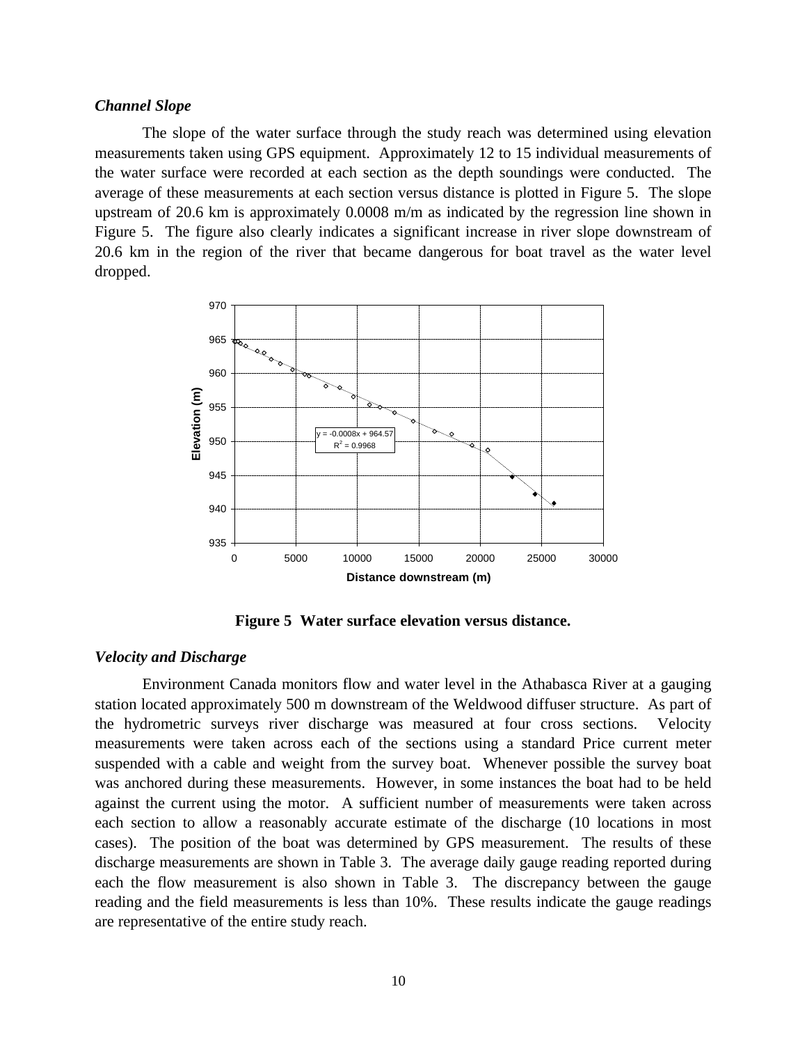### *Channel Slope*

The slope of the water surface through the study reach was determined using elevation measurements taken using GPS equipment. Approximately 12 to 15 individual measurements of the water surface were recorded at each section as the depth soundings were conducted. The average of these measurements at each section versus distance is plotted in Figure 5. The slope upstream of 20.6 km is approximately 0.0008 m/m as indicated by the regression line shown in Figure 5. The figure also clearly indicates a significant increase in river slope downstream of 20.6 km in the region of the river that became dangerous for boat travel as the water level dropped.

**Figure 5 Water surface elevation versus distance.**

### *Velocity and Discharge*

Environment Canada monitors flow and water level in the Athabasca River at a gauging station located approximately 500 m downstream of the Weldwood diffuser structure. As part of the hydrometric surveys river discharge was measured at four cross sections. Velocity measurements were taken across each of the sections using a standard Price current meter suspended with a cable and weight from the survey boat. Whenever possible the survey boat was anchored during these measurements. However, in some instances the boat had to be held against the current using the motor. A sufficient number of measurements were taken across each section to allow a reasonably accurate estimate of the discharge (10 locations in most cases). The position of the boat was determined by GPS measurement. The results of these discharge measurements are shown in Table 3. The average daily gauge reading reported during each the flow measurement is also shown in Table 3. The discrepancy between the gauge reading and the field measurements is less than 10%. These results indicate the gauge readings are representative of the entire study reach.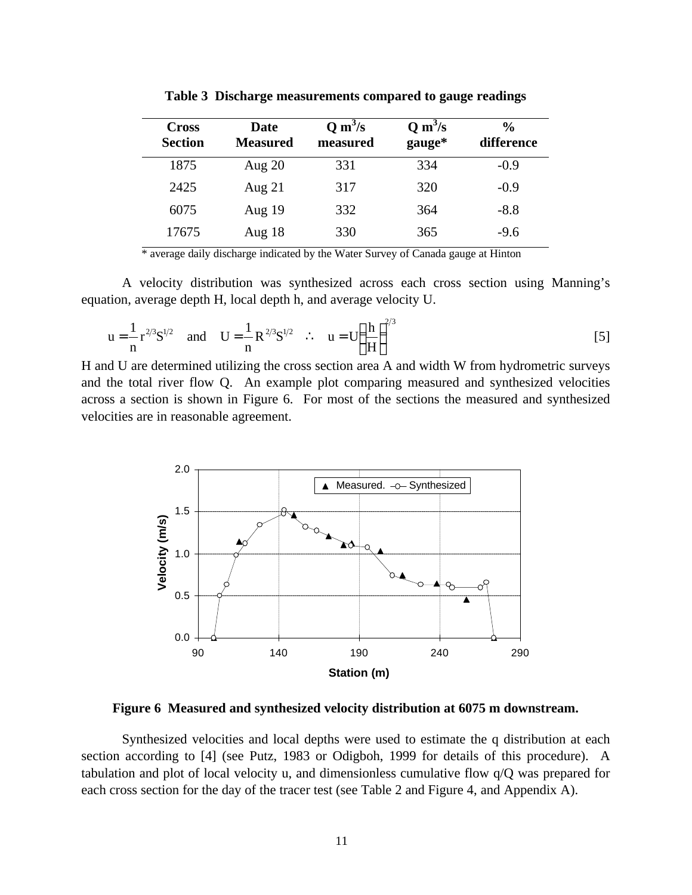**Table 3 Discharge measurements compared to gauge readings**

| Cross Section | Date Measured | Q $m^3/s$ measured | Q $m^3/s$ gauge* | % difference |
|---|---|---|---|---|
| 1875 | Aug 20 | 331 | 334 | -0.9 |
| 2425 | Aug 21 | 317 | 320 | -0.9 |
| 6075 | Aug 19 | 332 | 364 | -8.8 |
| 17675 | Aug 18 | 330 | 365 | -9.6 |

\* average daily discharge indicated by the Water Survey of Canada gauge at Hinton

A velocity distribution was synthesized across each cross section using Manning's equation, average depth H, local depth h, and average velocity U.

$$u = \frac{1}{n} r^{2/3} S^{1/2} \quad \text{and} \quad U = \frac{1}{n} R^{2/3} S^{1/2} \quad \therefore \quad u = U\left(\frac{h}{H}\right)^{2/3} \qquad [5]$$

H and U are determined utilizing the cross section area A and width W from hydrometric surveys and the total river flow Q. An example plot comparing measured and synthesized velocities across a section is shown in Figure 6. For most of the sections the measured and synthesized velocities are in reasonable agreement.

**Figure 6 Measured and synthesized velocity distribution at 6075 m downstream.**

Synthesized velocities and local depths were used to estimate the q distribution at each section according to [4] (see Putz, 1983 or Odigboh, 1999 for details of this procedure). A tabulation and plot of local velocity u, and dimensionless cumulative flow q/Q was prepared for each cross section for the day of the tracer test (see Table 2 and Figure 4, and Appendix A).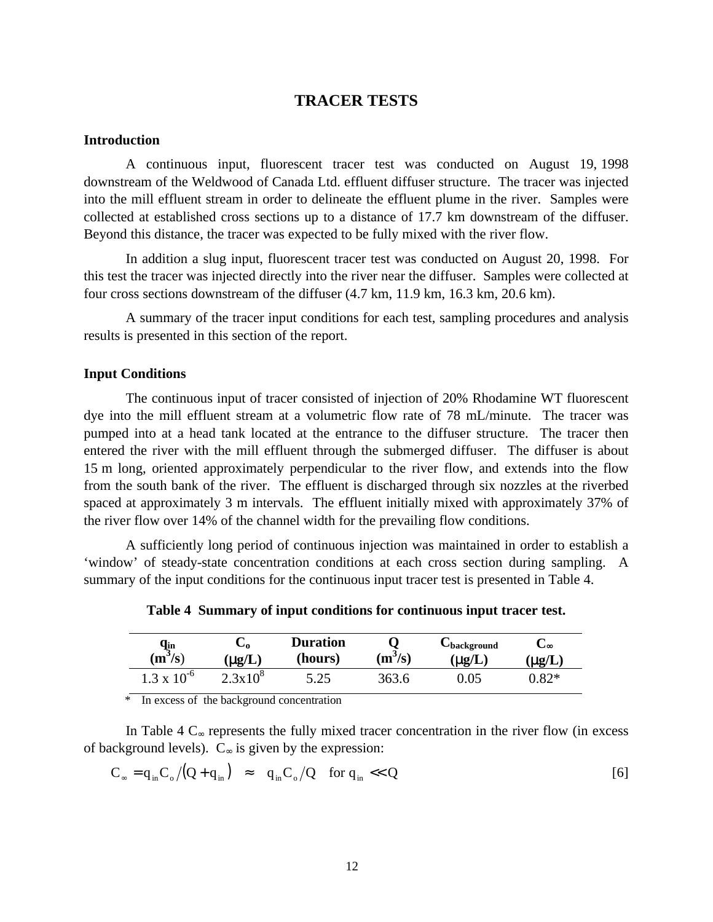# TRACER TESTS

## Introduction

A continuous input, fluorescent tracer test was conducted on August 19, 1998 downstream of the Weldwood of Canada Ltd. effluent diffuser structure. The tracer was injected into the mill effluent stream in order to delineate the effluent plume in the river. Samples were collected at established cross sections up to a distance of 17.7 km downstream of the diffuser. Beyond this distance, the tracer was expected to be fully mixed with the river flow.

In addition a slug input, fluorescent tracer test was conducted on August 20, 1998. For this test the tracer was injected directly into the river near the diffuser. Samples were collected at four cross sections downstream of the diffuser (4.7 km, 11.9 km, 16.3 km, 20.6 km).

A summary of the tracer input conditions for each test, sampling procedures and analysis results is presented in this section of the report.

## Input Conditions

The continuous input of tracer consisted of injection of 20% Rhodamine WT fluorescent dye into the mill effluent stream at a volumetric flow rate of 78 mL/minute. The tracer was pumped into at a head tank located at the entrance to the diffuser structure. The tracer then entered the river with the mill effluent through the submerged diffuser. The diffuser is about 15 m long, oriented approximately perpendicular to the river flow, and extends into the flow from the south bank of the river. The effluent is discharged through six nozzles at the riverbed spaced at approximately 3 m intervals. The effluent initially mixed with approximately 37% of the river flow over 14% of the channel width for the prevailing flow conditions.

A sufficiently long period of continuous injection was maintained in order to establish a 'window' of steady-state concentration conditions at each cross section during sampling. A summary of the input conditions for the continuous input tracer test is presented in Table 4.

**Table 4 Summary of input conditions for continuous input tracer test.**

| $q_{in}$ ($m^3/s$) | $C_o$ ($\mu g/L$) | Duration (hours) | Q ($m^3/s$) | $C_{background}$ ($\mu g/L$) | $C_\infty$ ($\mu g/L$) |
|---|---|---|---|---|---|
| $1.3 \times 10^{-6}$ | $2.3 \times 10^{8}$ | 5.25 | 363.6 | 0.05 | 0.82* |

\* In excess of the background concentration

In Table 4 $C_\infty$ represents the fully mixed tracer concentration in the river flow (in excess of background levels). $C_\infty$ is given by the expression:

$$C_\infty = q_{in} C_o / (Q + q_{in}) \approx q_{in} C_o / Q \quad \text{for } q_{in} \ll Q \qquad [6]$$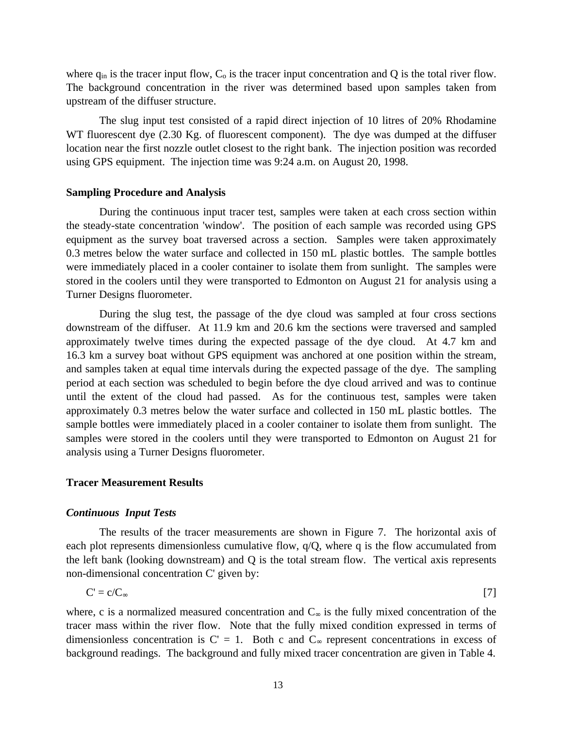where $q_{in}$ is the tracer input flow, $C_o$ is the tracer input concentration and Q is the total river flow. The background concentration in the river was determined based upon samples taken from upstream of the diffuser structure.

The slug input test consisted of a rapid direct injection of 10 litres of 20% Rhodamine WT fluorescent dye (2.30 Kg. of fluorescent component). The dye was dumped at the diffuser location near the first nozzle outlet closest to the right bank. The injection position was recorded using GPS equipment. The injection time was 9:24 a.m. on August 20, 1998.

**Sampling Procedure and Analysis**

During the continuous input tracer test, samples were taken at each cross section within the steady-state concentration 'window'. The position of each sample was recorded using GPS equipment as the survey boat traversed across a section. Samples were taken approximately 0.3 metres below the water surface and collected in 150 mL plastic bottles. The sample bottles were immediately placed in a cooler container to isolate them from sunlight. The samples were stored in the coolers until they were transported to Edmonton on August 21 for analysis using a Turner Designs fluorometer.

During the slug test, the passage of the dye cloud was sampled at four cross sections downstream of the diffuser. At 11.9 km and 20.6 km the sections were traversed and sampled approximately twelve times during the expected passage of the dye cloud. At 4.7 km and 16.3 km a survey boat without GPS equipment was anchored at one position within the stream, and samples taken at equal time intervals during the expected passage of the dye. The sampling period at each section was scheduled to begin before the dye cloud arrived and was to continue until the extent of the cloud had passed. As for the continuous test, samples were taken approximately 0.3 metres below the water surface and collected in 150 mL plastic bottles. The sample bottles were immediately placed in a cooler container to isolate them from sunlight. The samples were stored in the coolers until they were transported to Edmonton on August 21 for analysis using a Turner Designs fluorometer.

**Tracer Measurement Results**

***Continuous Input Tests***

The results of the tracer measurements are shown in Figure 7. The horizontal axis of each plot represents dimensionless cumulative flow, q/Q, where q is the flow accumulated from the left bank (looking downstream) and Q is the total stream flow. The vertical axis represents non-dimensional concentration C' given by:

$$C' = c/C_\infty \qquad [7]$$

where, c is a normalized measured concentration and $C_\infty$ is the fully mixed concentration of the tracer mass within the river flow. Note that the fully mixed condition expressed in terms of dimensionless concentration is C' = 1. Both c and $C_\infty$ represent concentrations in excess of background readings. The background and fully mixed tracer concentration are given in Table 4.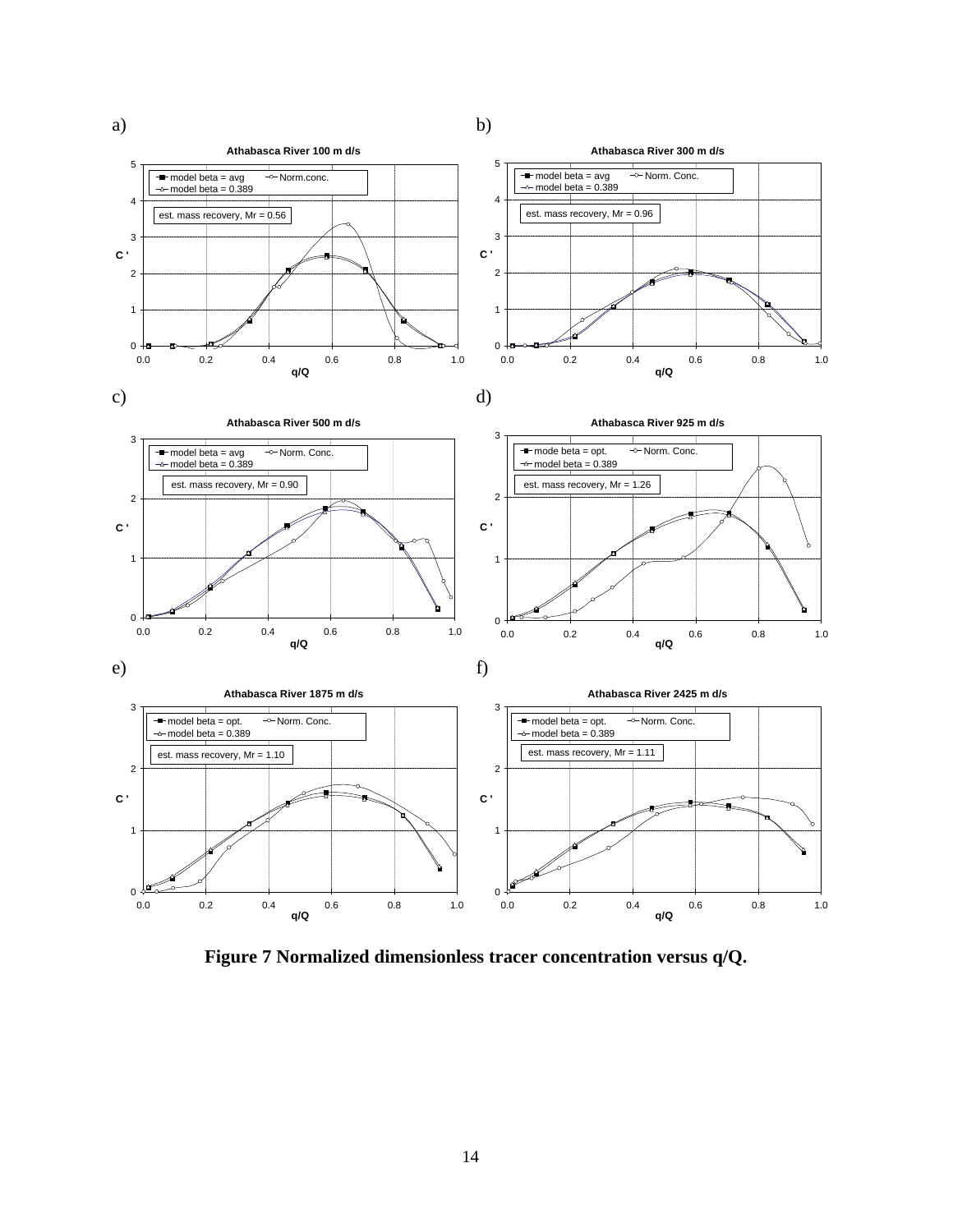a) Athabasca River 100 m d/s

- model beta = avg
- Norm.conc.
- model beta = 0.389
- est. mass recovery, Mr = 0.56

b) Athabasca River 300 m d/s

- model beta = avg
- Norm. Conc.
- model beta = 0.389
- est. mass recovery, Mr = 0.96

c) Athabasca River 500 m d/s

- model beta = avg
- Norm. Conc.
- model beta = 0.389
- est. mass recovery, Mr = 0.90

d) Athabasca River 925 m d/s

- mode beta = opt.
- Norm. Conc.
- model beta = 0.389
- est. mass recovery, Mr = 1.26

e) Athabasca River 1875 m d/s

- model beta = opt.
- Norm. Conc.
- model beta = 0.389
- est. mass recovery, Mr = 1.10

f) Athabasca River 2425 m d/s

- model beta = opt.
- Norm. Conc.
- model beta = 0.389
- est. mass recovery, Mr = 1.11

Axes (all panels): $C'$ versus $q/Q$

**Figure 7 Normalized dimensionless tracer concentration versus q/Q.**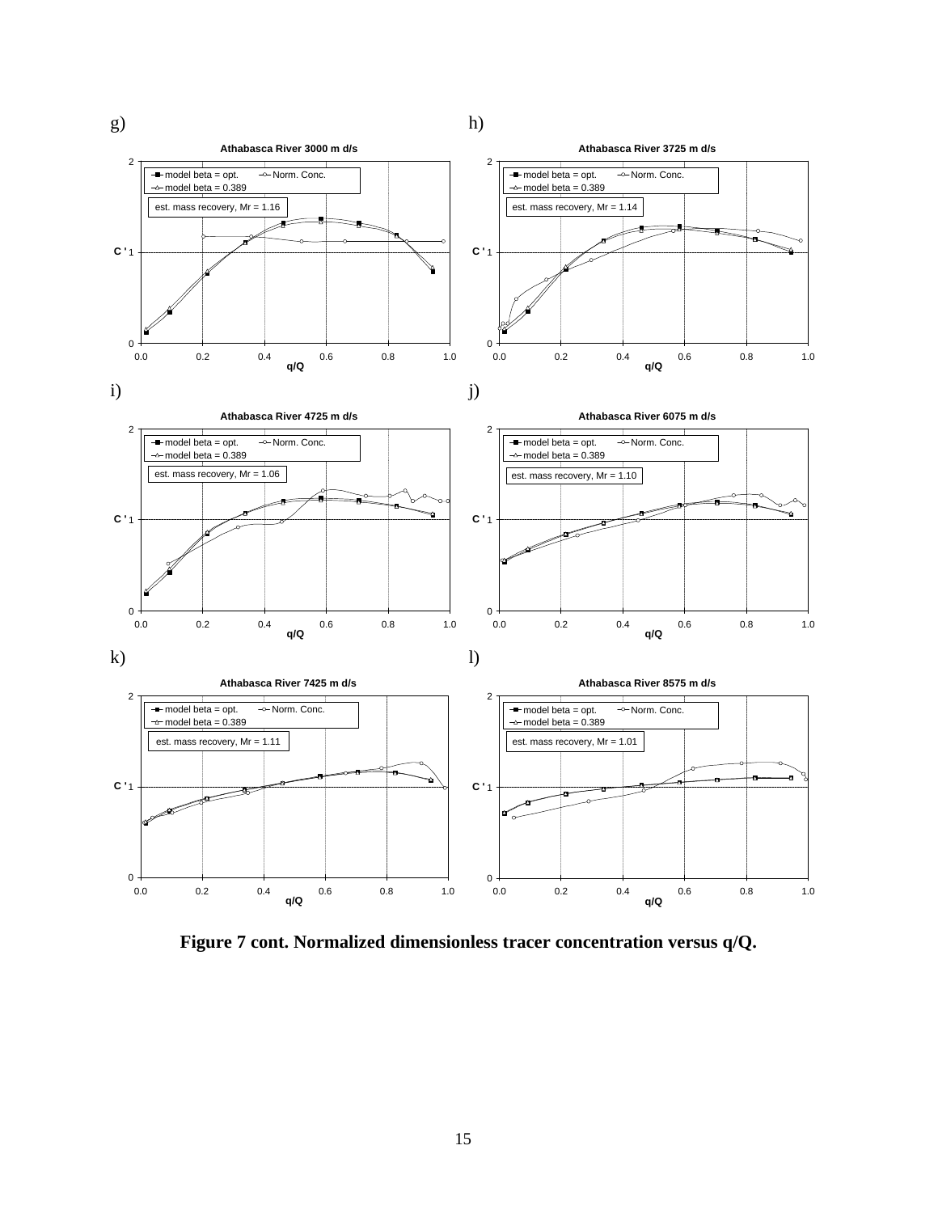g)

**Athabasca River 3000 m d/s**

- model beta = opt.
- Norm. Conc.
- model beta = 0.389

est. mass recovery, Mr = 1.16

h)

**Athabasca River 3725 m d/s**

- model beta = opt.
- Norm. Conc.
- model beta = 0.389

est. mass recovery, Mr = 1.14

i)

**Athabasca River 4725 m d/s**

- model beta = opt.
- Norm. Conc.
- model beta = 0.389

est. mass recovery, Mr = 1.06

j)

**Athabasca River 6075 m d/s**

- model beta = opt.
- Norm. Conc.
- model beta = 0.389

est. mass recovery, Mr = 1.10

k)

**Athabasca River 7425 m d/s**

- model beta = opt.
- Norm. Conc.
- model beta = 0.389

est. mass recovery, Mr = 1.11

l)

**Athabasca River 8575 m d/s**

- model beta = opt.
- Norm. Conc.
- model beta = 0.389

est. mass recovery, Mr = 1.01

(Axes: C ' versus q/Q)

**Figure 7 cont. Normalized dimensionless tracer concentration versus q/Q.**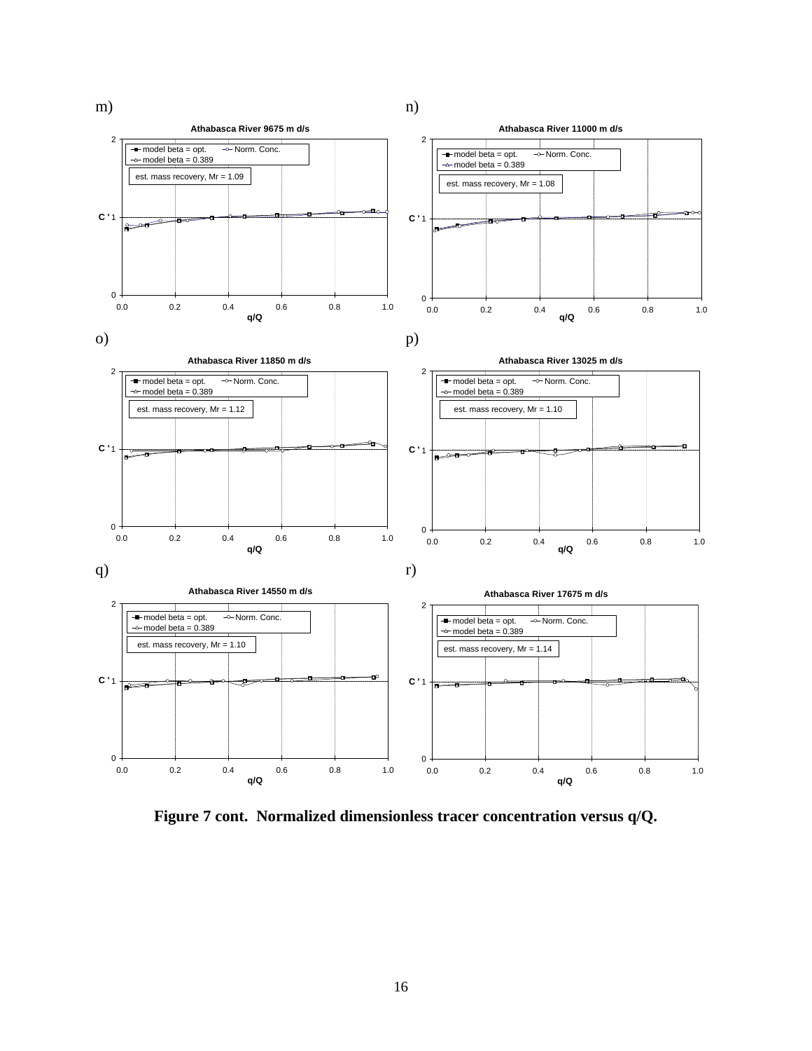m)

**Athabasca River 9675 m d/s**

model beta = opt. — Norm. Conc. — model beta = 0.389

est. mass recovery, Mr = 1.09

n)

**Athabasca River 11000 m d/s**

model beta = opt. — Norm. Conc. — model beta = 0.389

est. mass recovery, Mr = 1.08

o)

**Athabasca River 11850 m d/s**

model beta = opt. — Norm. Conc. — model beta = 0.389

est. mass recovery, Mr = 1.12

p)

**Athabasca River 13025 m d/s**

model beta = opt. — Norm. Conc. — model beta = 0.389

est. mass recovery, Mr = 1.10

q)

**Athabasca River 14550 m d/s**

model beta = opt. — Norm. Conc. — model beta = 0.389

est. mass recovery, Mr = 1.10

r)

**Athabasca River 17675 m d/s**

model beta = opt. — Norm. Conc. — model beta = 0.389

est. mass recovery, Mr = 1.14

**Figure 7 cont. Normalized dimensionless tracer concentration versus q/Q.**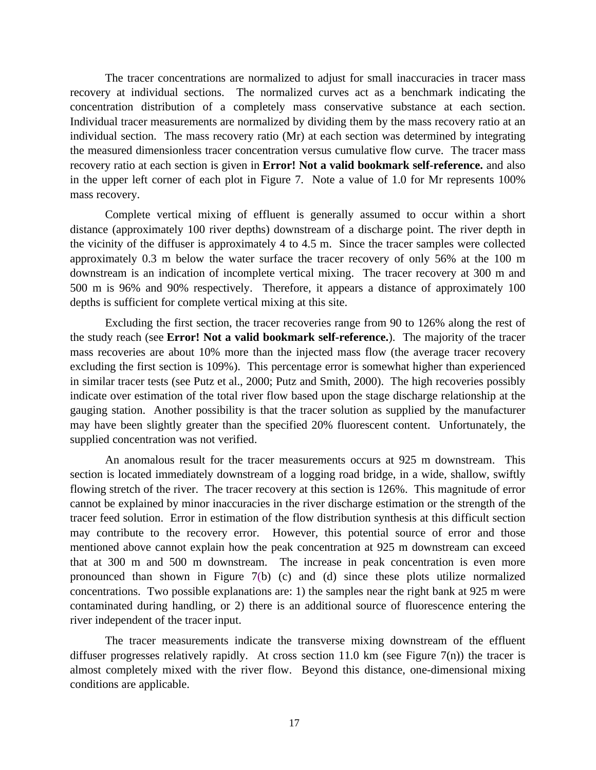The tracer concentrations are normalized to adjust for small inaccuracies in tracer mass recovery at individual sections. The normalized curves act as a benchmark indicating the concentration distribution of a completely mass conservative substance at each section. Individual tracer measurements are normalized by dividing them by the mass recovery ratio at an individual section. The mass recovery ratio (Mr) at each section was determined by integrating the measured dimensionless tracer concentration versus cumulative flow curve. The tracer mass recovery ratio at each section is given in **Error! Not a valid bookmark self-reference.** and also in the upper left corner of each plot in Figure 7. Note a value of 1.0 for Mr represents 100% mass recovery.

Complete vertical mixing of effluent is generally assumed to occur within a short distance (approximately 100 river depths) downstream of a discharge point. The river depth in the vicinity of the diffuser is approximately 4 to 4.5 m. Since the tracer samples were collected approximately 0.3 m below the water surface the tracer recovery of only 56% at the 100 m downstream is an indication of incomplete vertical mixing. The tracer recovery at 300 m and 500 m is 96% and 90% respectively. Therefore, it appears a distance of approximately 100 depths is sufficient for complete vertical mixing at this site.

Excluding the first section, the tracer recoveries range from 90 to 126% along the rest of the study reach (see **Error! Not a valid bookmark self-reference.**). The majority of the tracer mass recoveries are about 10% more than the injected mass flow (the average tracer recovery excluding the first section is 109%). This percentage error is somewhat higher than experienced in similar tracer tests (see Putz et al., 2000; Putz and Smith, 2000). The high recoveries possibly indicate over estimation of the total river flow based upon the stage discharge relationship at the gauging station. Another possibility is that the tracer solution as supplied by the manufacturer may have been slightly greater than the specified 20% fluorescent content. Unfortunately, the supplied concentration was not verified.

An anomalous result for the tracer measurements occurs at 925 m downstream. This section is located immediately downstream of a logging road bridge, in a wide, shallow, swiftly flowing stretch of the river. The tracer recovery at this section is 126%. This magnitude of error cannot be explained by minor inaccuracies in the river discharge estimation or the strength of the tracer feed solution. Error in estimation of the flow distribution synthesis at this difficult section may contribute to the recovery error. However, this potential source of error and those mentioned above cannot explain how the peak concentration at 925 m downstream can exceed that at 300 m and 500 m downstream. The increase in peak concentration is even more pronounced than shown in Figure 7(b) (c) and (d) since these plots utilize normalized concentrations. Two possible explanations are: 1) the samples near the right bank at 925 m were contaminated during handling, or 2) there is an additional source of fluorescence entering the river independent of the tracer input.

The tracer measurements indicate the transverse mixing downstream of the effluent diffuser progresses relatively rapidly. At cross section 11.0 km (see Figure 7(n)) the tracer is almost completely mixed with the river flow. Beyond this distance, one-dimensional mixing conditions are applicable.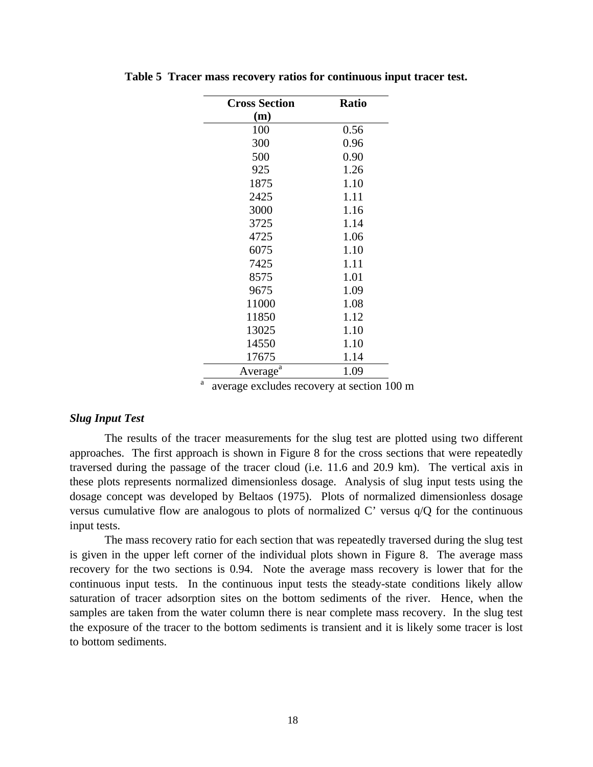**Table 5 Tracer mass recovery ratios for continuous input tracer test.**

| Cross Section (m) | Ratio |
|---|---|
| 100 | 0.56 |
| 300 | 0.96 |
| 500 | 0.90 |
| 925 | 1.26 |
| 1875 | 1.10 |
| 2425 | 1.11 |
| 3000 | 1.16 |
| 3725 | 1.14 |
| 4725 | 1.06 |
| 6075 | 1.10 |
| 7425 | 1.11 |
| 8575 | 1.01 |
| 9675 | 1.09 |
| 11000 | 1.08 |
| 11850 | 1.12 |
| 13025 | 1.10 |
| 14550 | 1.10 |
| 17675 | 1.14 |
| Average[a] | 1.09 |

[a] average excludes recovery at section 100 m

### *Slug Input Test*

The results of the tracer measurements for the slug test are plotted using two different approaches. The first approach is shown in Figure 8 for the cross sections that were repeatedly traversed during the passage of the tracer cloud (i.e. 11.6 and 20.9 km). The vertical axis in these plots represents normalized dimensionless dosage. Analysis of slug input tests using the dosage concept was developed by Beltaos (1975). Plots of normalized dimensionless dosage versus cumulative flow are analogous to plots of normalized C' versus q/Q for the continuous input tests.

The mass recovery ratio for each section that was repeatedly traversed during the slug test is given in the upper left corner of the individual plots shown in Figure 8. The average mass recovery for the two sections is 0.94. Note the average mass recovery is lower that for the continuous input tests. In the continuous input tests the steady-state conditions likely allow saturation of tracer adsorption sites on the bottom sediments of the river. Hence, when the samples are taken from the water column there is near complete mass recovery. In the slug test the exposure of the tracer to the bottom sediments is transient and it is likely some tracer is lost to bottom sediments.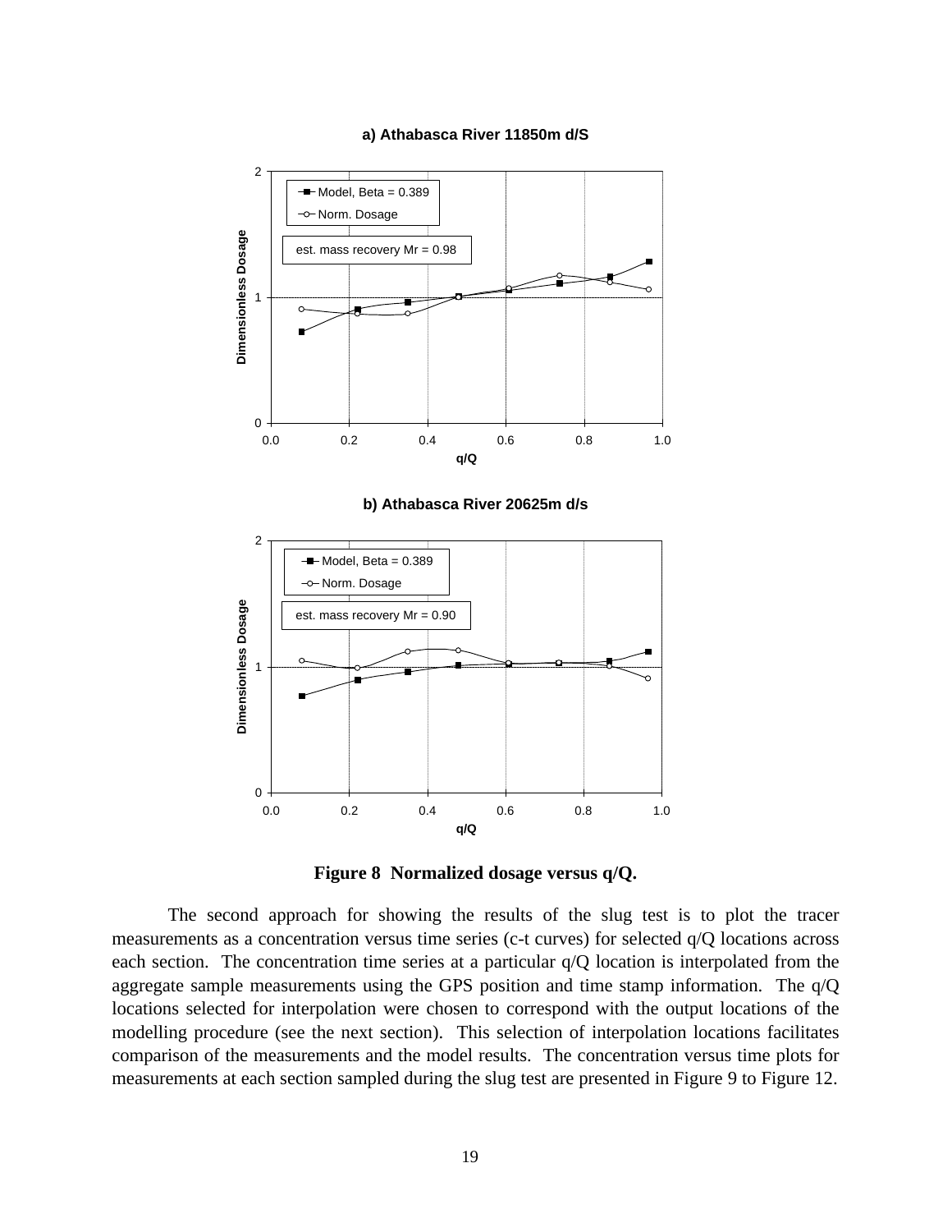a) Athabasca River 11850m d/S

b) Athabasca River 20625m d/s

**Figure 8 Normalized dosage versus q/Q.**

The second approach for showing the results of the slug test is to plot the tracer measurements as a concentration versus time series (c-t curves) for selected q/Q locations across each section. The concentration time series at a particular q/Q location is interpolated from the aggregate sample measurements using the GPS position and time stamp information. The q/Q locations selected for interpolation were chosen to correspond with the output locations of the modelling procedure (see the next section). This selection of interpolation locations facilitates comparison of the measurements and the model results. The concentration versus time plots for measurements at each section sampled during the slug test are presented in Figure 9 to Figure 12.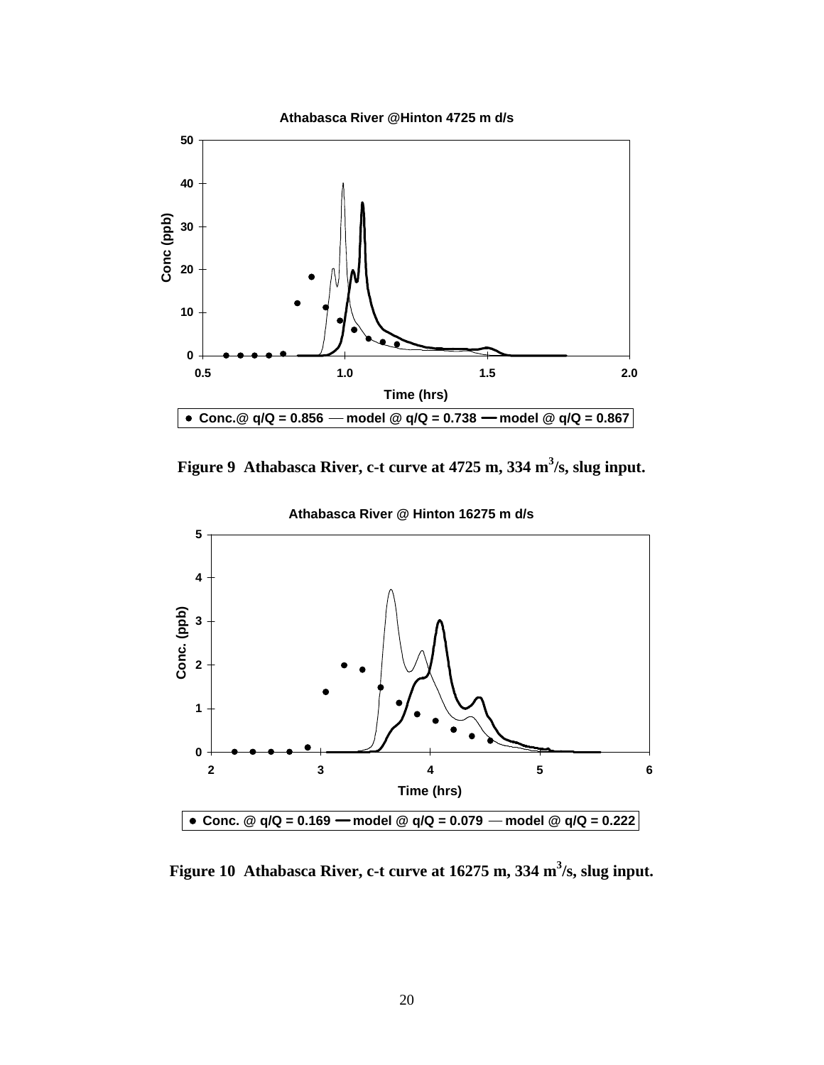Figure 9 Athabasca River, c-t curve at 4725 m, 334 $m^3$/s, slug input.

Figure 10 Athabasca River, c-t curve at 16275 m, 334 $m^3$/s, slug input.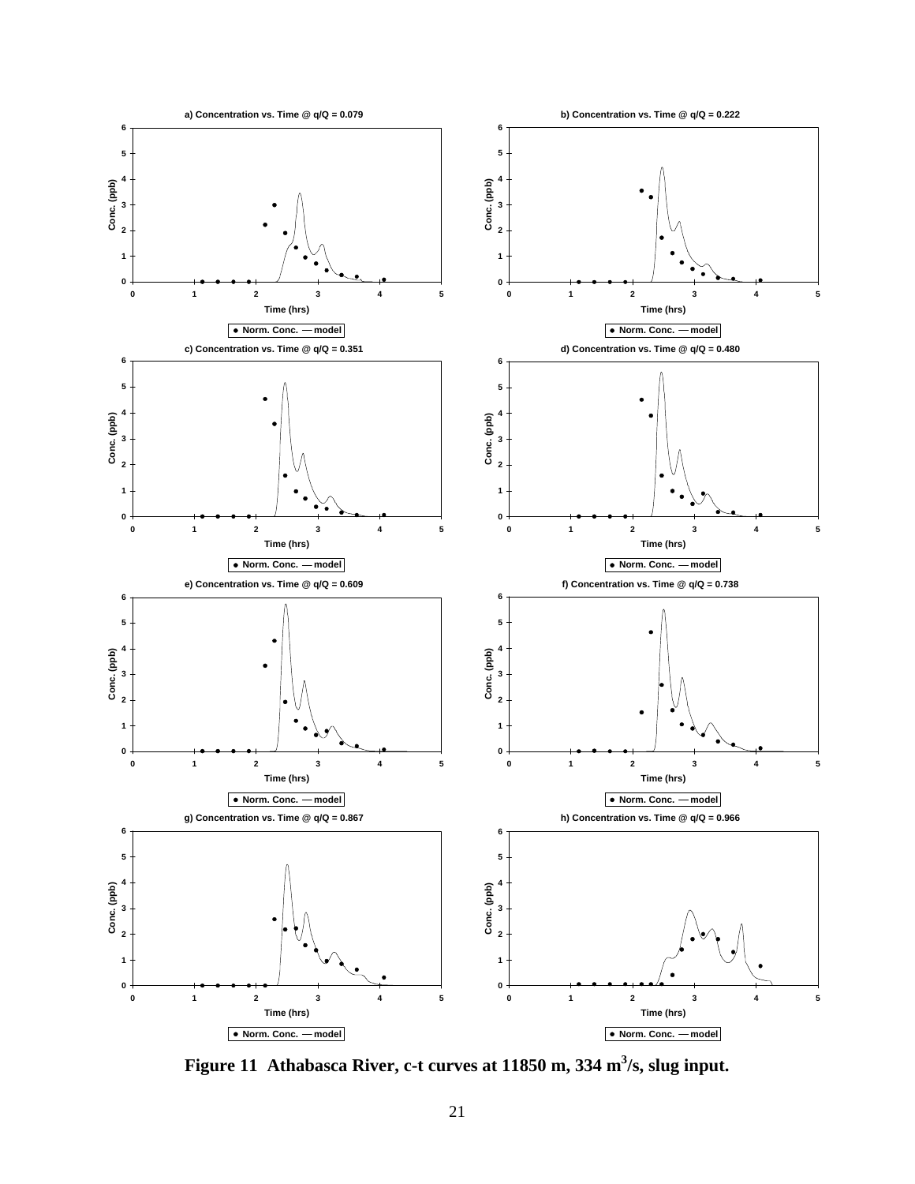a) Concentration vs. Time @ q/Q = 0.079

b) Concentration vs. Time @ q/Q = 0.222

c) Concentration vs. Time @ q/Q = 0.351

d) Concentration vs. Time @ q/Q = 0.480

e) Concentration vs. Time @ q/Q = 0.609

f) Concentration vs. Time @ q/Q = 0.738

g) Concentration vs. Time @ q/Q = 0.867

h) Concentration vs. Time @ q/Q = 0.966

**Figure 11 Athabasca River, c-t curves at 11850 m, 334 $m^3/s$, slug input.**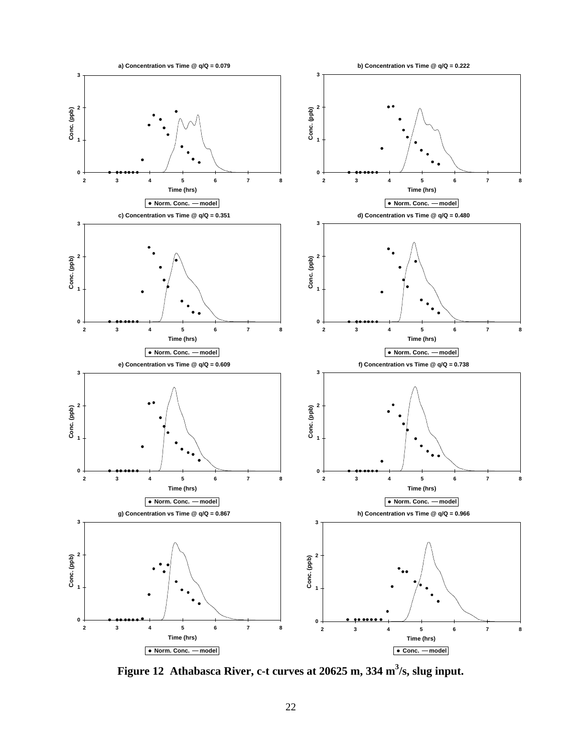**Figure 12 Athabasca River, c-t curves at 20625 m, 334 $m^3$/s, slug input.**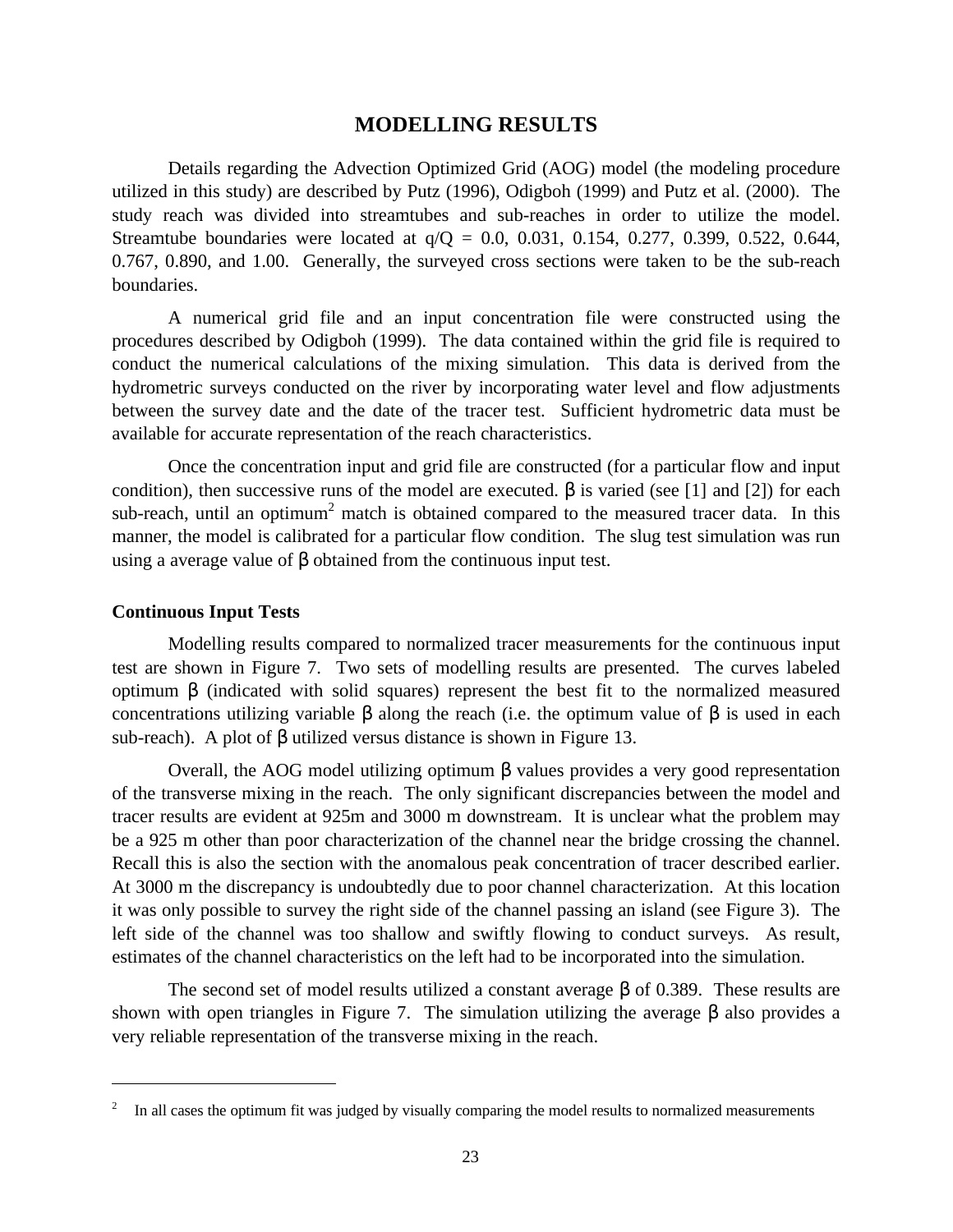# MODELLING RESULTS

Details regarding the Advection Optimized Grid (AOG) model (the modeling procedure utilized in this study) are described by Putz (1996), Odigboh (1999) and Putz et al. (2000). The study reach was divided into streamtubes and sub-reaches in order to utilize the model. Streamtube boundaries were located at $q/Q$ = 0.0, 0.031, 0.154, 0.277, 0.399, 0.522, 0.644, 0.767, 0.890, and 1.00. Generally, the surveyed cross sections were taken to be the sub-reach boundaries.

A numerical grid file and an input concentration file were constructed using the procedures described by Odigboh (1999). The data contained within the grid file is required to conduct the numerical calculations of the mixing simulation. This data is derived from the hydrometric surveys conducted on the river by incorporating water level and flow adjustments between the survey date and the date of the tracer test. Sufficient hydrometric data must be available for accurate representation of the reach characteristics.

Once the concentration input and grid file are constructed (for a particular flow and input condition), then successive runs of the model are executed. $\beta$ is varied (see [1] and [2]) for each sub-reach, until an optimum[2] match is obtained compared to the measured tracer data. In this manner, the model is calibrated for a particular flow condition. The slug test simulation was run using a average value of $\beta$ obtained from the continuous input test.

### Continuous Input Tests

Modelling results compared to normalized tracer measurements for the continuous input test are shown in Figure 7. Two sets of modelling results are presented. The curves labeled optimum $\beta$ (indicated with solid squares) represent the best fit to the normalized measured concentrations utilizing variable $\beta$ along the reach (i.e. the optimum value of $\beta$ is used in each sub-reach). A plot of $\beta$ utilized versus distance is shown in Figure 13.

Overall, the AOG model utilizing optimum $\beta$ values provides a very good representation of the transverse mixing in the reach. The only significant discrepancies between the model and tracer results are evident at 925m and 3000 m downstream. It is unclear what the problem may be a 925 m other than poor characterization of the channel near the bridge crossing the channel. Recall this is also the section with the anomalous peak concentration of tracer described earlier. At 3000 m the discrepancy is undoubtedly due to poor channel characterization. At this location it was only possible to survey the right side of the channel passing an island (see Figure 3). The left side of the channel was too shallow and swiftly flowing to conduct surveys. As result, estimates of the channel characteristics on the left had to be incorporated into the simulation.

The second set of model results utilized a constant average $\beta$ of 0.389. These results are shown with open triangles in Figure 7. The simulation utilizing the average $\beta$ also provides a very reliable representation of the transverse mixing in the reach.

---

[2] In all cases the optimum fit was judged by visually comparing the model results to normalized measurements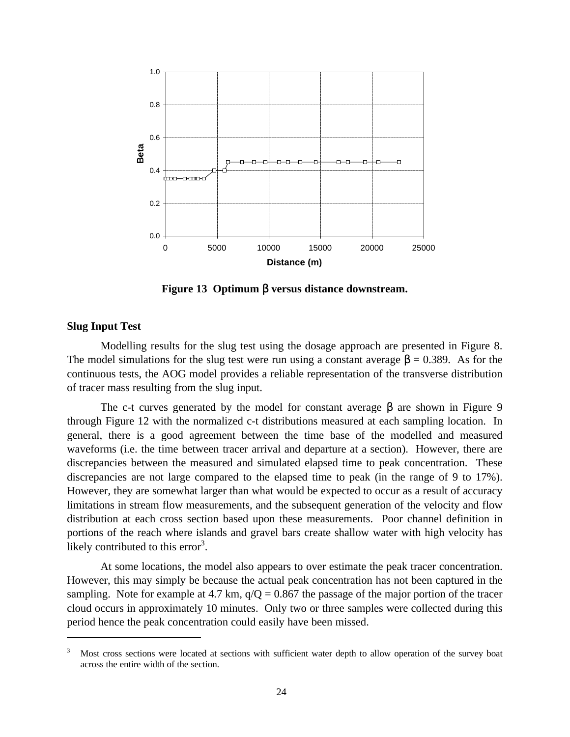**Figure 13 Optimum β versus distance downstream.**

**Slug Input Test**

Modelling results for the slug test using the dosage approach are presented in Figure 8. The model simulations for the slug test were run using a constant average β = 0.389. As for the continuous tests, the AOG model provides a reliable representation of the transverse distribution of tracer mass resulting from the slug input.

The c-t curves generated by the model for constant average β are shown in Figure 9 through Figure 12 with the normalized c-t distributions measured at each sampling location. In general, there is a good agreement between the time base of the modelled and measured waveforms (i.e. the time between tracer arrival and departure at a section). However, there are discrepancies between the measured and simulated elapsed time to peak concentration. These discrepancies are not large compared to the elapsed time to peak (in the range of 9 to 17%). However, they are somewhat larger than what would be expected to occur as a result of accuracy limitations in stream flow measurements, and the subsequent generation of the velocity and flow distribution at each cross section based upon these measurements. Poor channel definition in portions of the reach where islands and gravel bars create shallow water with high velocity has likely contributed to this error[3].

At some locations, the model also appears to over estimate the peak tracer concentration. However, this may simply be because the actual peak concentration has not been captured in the sampling. Note for example at 4.7 km, $q/Q = 0.867$ the passage of the major portion of the tracer cloud occurs in approximately 10 minutes. Only two or three samples were collected during this period hence the peak concentration could easily have been missed.

---

[3] Most cross sections were located at sections with sufficient water depth to allow operation of the survey boat across the entire width of the section.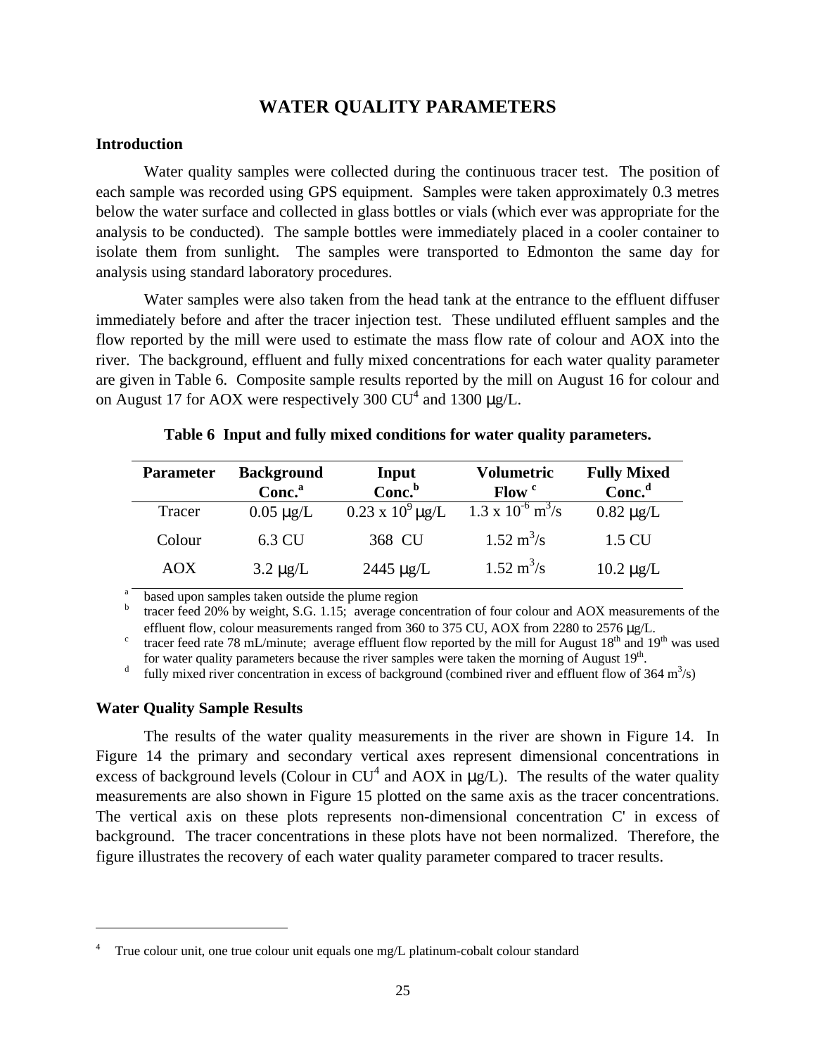# WATER QUALITY PARAMETERS

## Introduction

Water quality samples were collected during the continuous tracer test. The position of each sample was recorded using GPS equipment. Samples were taken approximately 0.3 metres below the water surface and collected in glass bottles or vials (which ever was appropriate for the analysis to be conducted). The sample bottles were immediately placed in a cooler container to isolate them from sunlight. The samples were transported to Edmonton the same day for analysis using standard laboratory procedures.

Water samples were also taken from the head tank at the entrance to the effluent diffuser immediately before and after the tracer injection test. These undiluted effluent samples and the flow reported by the mill were used to estimate the mass flow rate of colour and AOX into the river. The background, effluent and fully mixed concentrations for each water quality parameter are given in Table 6. Composite sample results reported by the mill on August 16 for colour and on August 17 for AOX were respectively 300 CU[4] and 1300 μg/L.

**Table 6 Input and fully mixed conditions for water quality parameters.**

| Parameter | Background Conc.[a] | Input Conc.[b] | Volumetric Flow [c] | Fully Mixed Conc.[d] |
|---|---|---|---|---|
| Tracer | 0.05 μg/L | $0.23 \times 10^9$ μg/L | $1.3 \times 10^{-6}$ $m^3/s$ | 0.82 μg/L |
| Colour | 6.3 CU | 368 CU | 1.52 $m^3/s$ | 1.5 CU |
| AOX | 3.2 μg/L | 2445 μg/L | 1.52 $m^3/s$ | 10.2 μg/L |

[a] based upon samples taken outside the plume region
[b] tracer feed 20% by weight, S.G. 1.15; average concentration of four colour and AOX measurements of the effluent flow, colour measurements ranged from 360 to 375 CU, AOX from 2280 to 2576 μg/L.
[c] tracer feed rate 78 mL/minute; average effluent flow reported by the mill for August 18th and 19th was used for water quality parameters because the river samples were taken the morning of August 19th.
[d] fully mixed river concentration in excess of background (combined river and effluent flow of 364 $m^3/s$)

## Water Quality Sample Results

The results of the water quality measurements in the river are shown in Figure 14. In Figure 14 the primary and secondary vertical axes represent dimensional concentrations in excess of background levels (Colour in CU[4] and AOX in μg/L). The results of the water quality measurements are also shown in Figure 15 plotted on the same axis as the tracer concentrations. The vertical axis on these plots represents non-dimensional concentration C' in excess of background. The tracer concentrations in these plots have not been normalized. Therefore, the figure illustrates the recovery of each water quality parameter compared to tracer results.

[4] True colour unit, one true colour unit equals one mg/L platinum-cobalt colour standard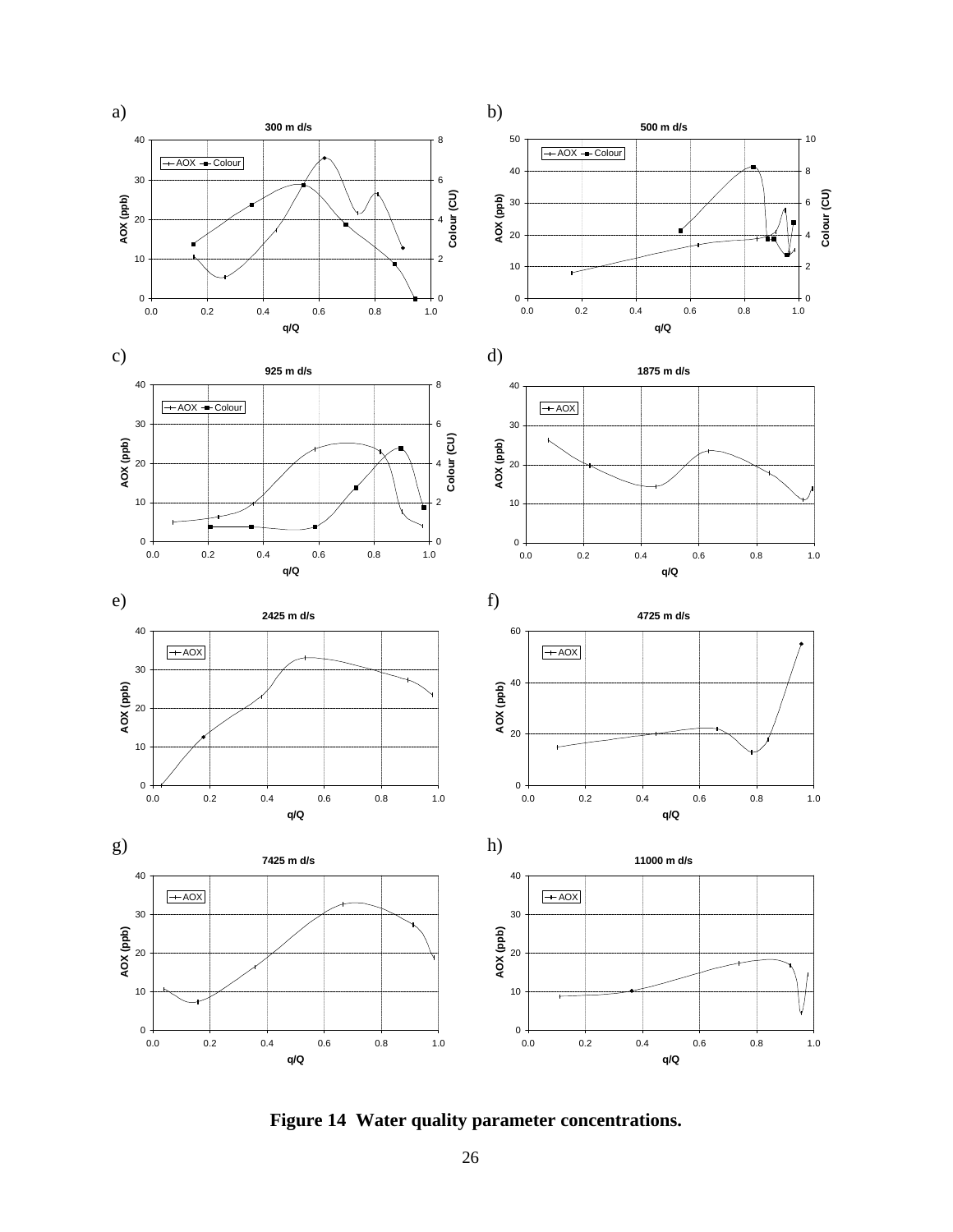a)

**300 m d/s**

b)

**500 m d/s**

c)

**925 m d/s**

d)

**1875 m d/s**

e)

**2425 m d/s**

f)

**4725 m d/s**

g)

**7425 m d/s**

h)

**11000 m d/s**

**Figure 14 Water quality parameter concentrations.**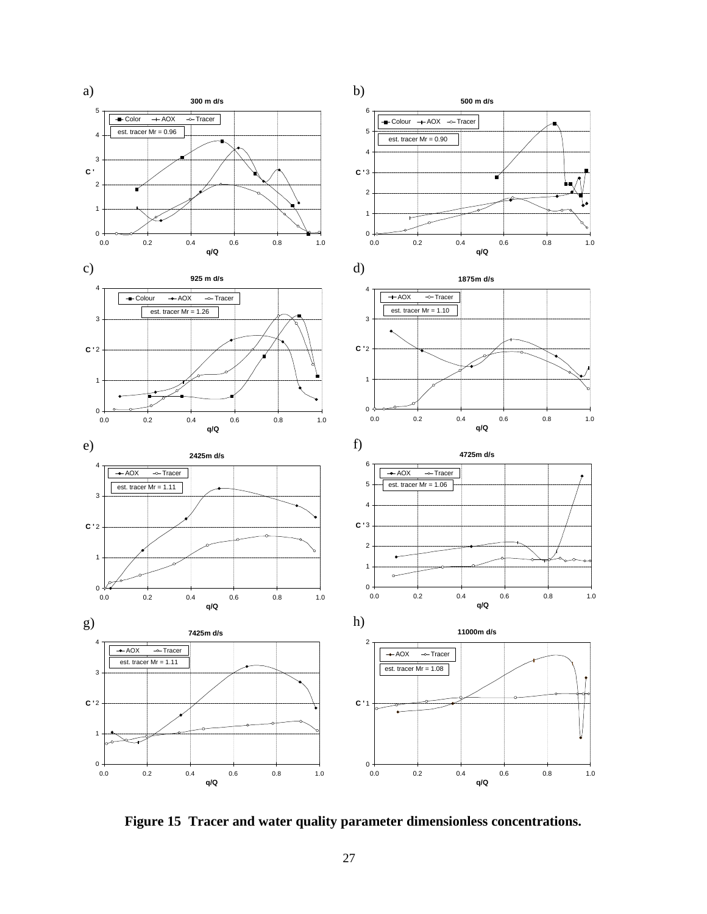**Figure 15 Tracer and water quality parameter dimensionless concentrations.**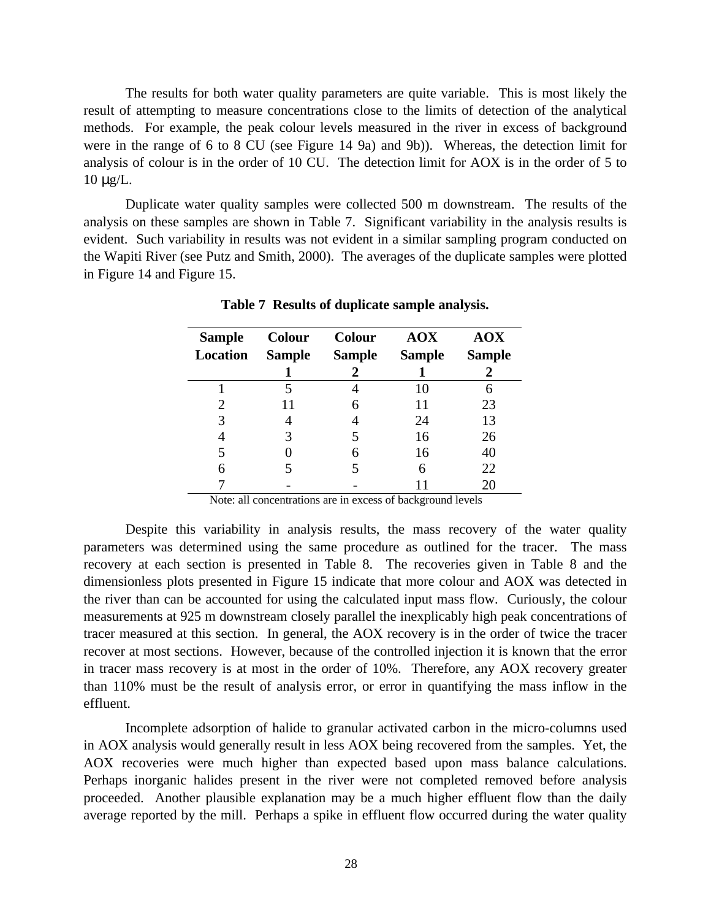The results for both water quality parameters are quite variable. This is most likely the result of attempting to measure concentrations close to the limits of detection of the analytical methods. For example, the peak colour levels measured in the river in excess of background were in the range of 6 to 8 CU (see Figure 14 9a) and 9b)). Whereas, the detection limit for analysis of colour is in the order of 10 CU. The detection limit for AOX is in the order of 5 to 10 μg/L.

Duplicate water quality samples were collected 500 m downstream. The results of the analysis on these samples are shown in Table 7. Significant variability in the analysis results is evident. Such variability in results was not evident in a similar sampling program conducted on the Wapiti River (see Putz and Smith, 2000). The averages of the duplicate samples were plotted in Figure 14 and Figure 15.

**Table 7 Results of duplicate sample analysis.**

| Sample Location | Colour Sample 1 | Colour Sample 2 | AOX Sample 1 | AOX Sample 2 |
|---|---|---|---|---|
| 1 | 5 | 4 | 10 | 6 |
| 2 | 11 | 6 | 11 | 23 |
| 3 | 4 | 4 | 24 | 13 |
| 4 | 3 | 5 | 16 | 26 |
| 5 | 0 | 6 | 16 | 40 |
| 6 | 5 | 5 | 6 | 22 |
| 7 | - | - | 11 | 20 |

Note: all concentrations are in excess of background levels

Despite this variability in analysis results, the mass recovery of the water quality parameters was determined using the same procedure as outlined for the tracer. The mass recovery at each section is presented in Table 8. The recoveries given in Table 8 and the dimensionless plots presented in Figure 15 indicate that more colour and AOX was detected in the river than can be accounted for using the calculated input mass flow. Curiously, the colour measurements at 925 m downstream closely parallel the inexplicably high peak concentrations of tracer measured at this section. In general, the AOX recovery is in the order of twice the tracer recover at most sections. However, because of the controlled injection it is known that the error in tracer mass recovery is at most in the order of 10%. Therefore, any AOX recovery greater than 110% must be the result of analysis error, or error in quantifying the mass inflow in the effluent.

Incomplete adsorption of halide to granular activated carbon in the micro-columns used in AOX analysis would generally result in less AOX being recovered from the samples. Yet, the AOX recoveries were much higher than expected based upon mass balance calculations. Perhaps inorganic halides present in the river were not completed removed before analysis proceeded. Another plausible explanation may be a much higher effluent flow than the daily average reported by the mill. Perhaps a spike in effluent flow occurred during the water quality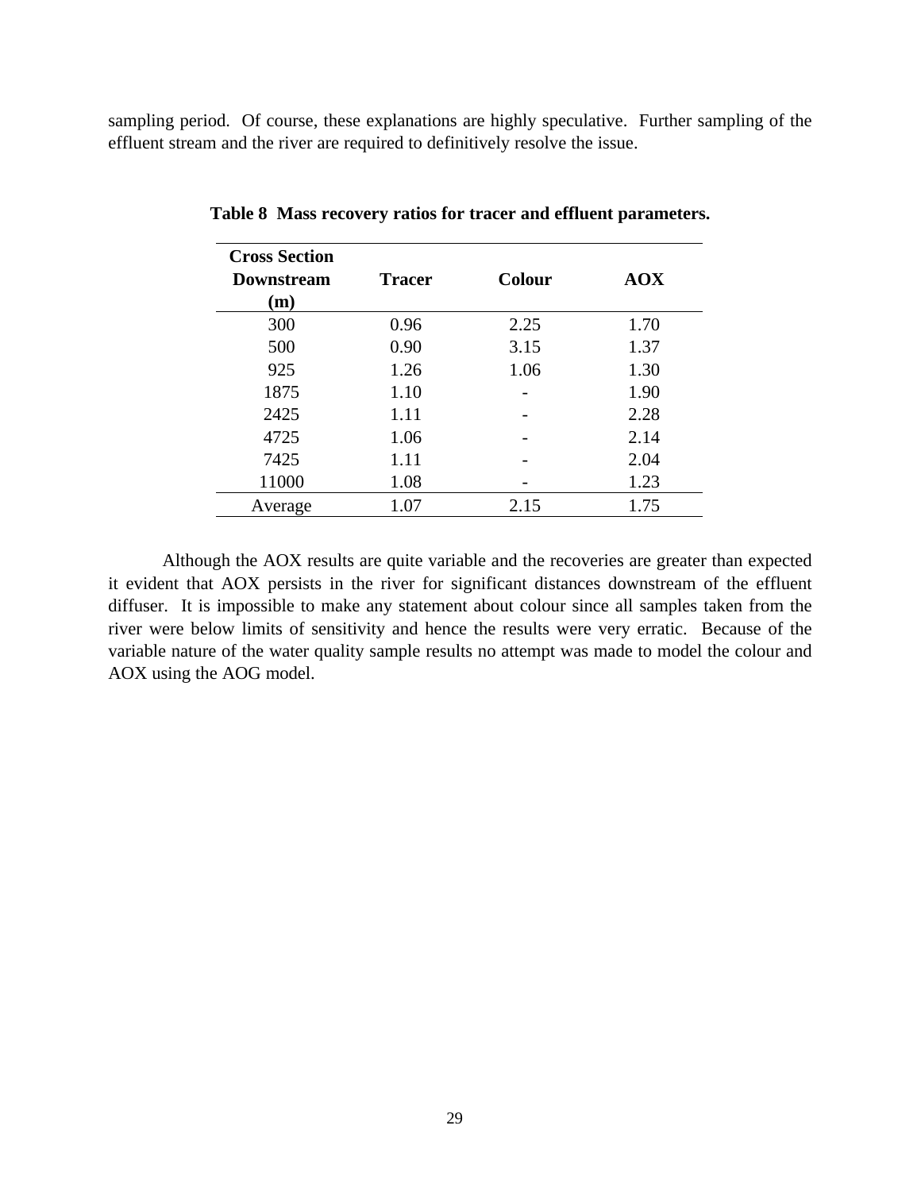sampling period. Of course, these explanations are highly speculative. Further sampling of the effluent stream and the river are required to definitively resolve the issue.

**Table 8 Mass recovery ratios for tracer and effluent parameters.**

| Cross Section Downstream (m) | Tracer | Colour | AOX |
|---|---|---|---|
| 300 | 0.96 | 2.25 | 1.70 |
| 500 | 0.90 | 3.15 | 1.37 |
| 925 | 1.26 | 1.06 | 1.30 |
| 1875 | 1.10 | - | 1.90 |
| 2425 | 1.11 | - | 2.28 |
| 4725 | 1.06 | - | 2.14 |
| 7425 | 1.11 | - | 2.04 |
| 11000 | 1.08 | - | 1.23 |
| Average | 1.07 | 2.15 | 1.75 |

Although the AOX results are quite variable and the recoveries are greater than expected it evident that AOX persists in the river for significant distances downstream of the effluent diffuser. It is impossible to make any statement about colour since all samples taken from the river were below limits of sensitivity and hence the results were very erratic. Because of the variable nature of the water quality sample results no attempt was made to model the colour and AOX using the AOG model.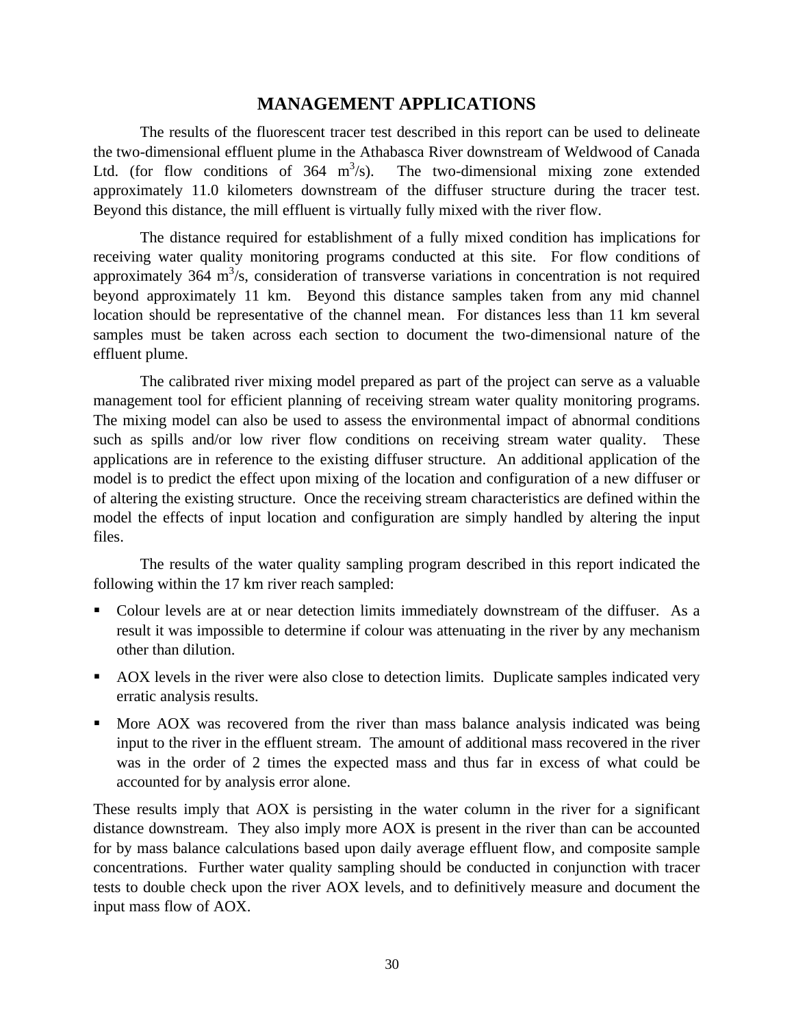# MANAGEMENT APPLICATIONS

The results of the fluorescent tracer test described in this report can be used to delineate the two-dimensional effluent plume in the Athabasca River downstream of Weldwood of Canada Ltd. (for flow conditions of 364 $m^3/s$). The two-dimensional mixing zone extended approximately 11.0 kilometers downstream of the diffuser structure during the tracer test. Beyond this distance, the mill effluent is virtually fully mixed with the river flow.

The distance required for establishment of a fully mixed condition has implications for receiving water quality monitoring programs conducted at this site. For flow conditions of approximately 364 $m^3/s$, consideration of transverse variations in concentration is not required beyond approximately 11 km. Beyond this distance samples taken from any mid channel location should be representative of the channel mean. For distances less than 11 km several samples must be taken across each section to document the two-dimensional nature of the effluent plume.

The calibrated river mixing model prepared as part of the project can serve as a valuable management tool for efficient planning of receiving stream water quality monitoring programs. The mixing model can also be used to assess the environmental impact of abnormal conditions such as spills and/or low river flow conditions on receiving stream water quality. These applications are in reference to the existing diffuser structure. An additional application of the model is to predict the effect upon mixing of the location and configuration of a new diffuser or of altering the existing structure. Once the receiving stream characteristics are defined within the model the effects of input location and configuration are simply handled by altering the input files.

The results of the water quality sampling program described in this report indicated the following within the 17 km river reach sampled:

- Colour levels are at or near detection limits immediately downstream of the diffuser. As a result it was impossible to determine if colour was attenuating in the river by any mechanism other than dilution.
- AOX levels in the river were also close to detection limits. Duplicate samples indicated very erratic analysis results.
- More AOX was recovered from the river than mass balance analysis indicated was being input to the river in the effluent stream. The amount of additional mass recovered in the river was in the order of 2 times the expected mass and thus far in excess of what could be accounted for by analysis error alone.

These results imply that AOX is persisting in the water column in the river for a significant distance downstream. They also imply more AOX is present in the river than can be accounted for by mass balance calculations based upon daily average effluent flow, and composite sample concentrations. Further water quality sampling should be conducted in conjunction with tracer tests to double check upon the river AOX levels, and to definitively measure and document the input mass flow of AOX.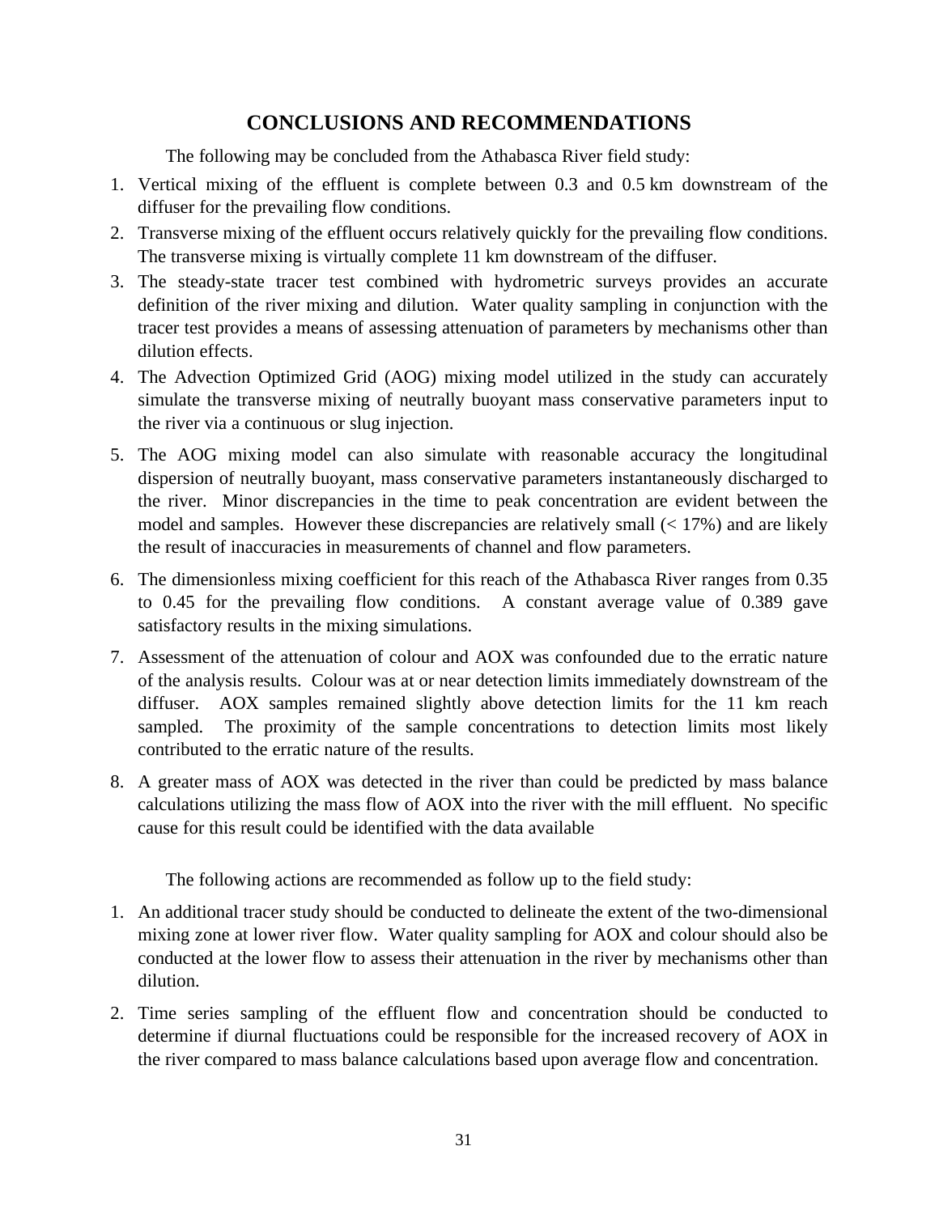## CONCLUSIONS AND RECOMMENDATIONS

The following may be concluded from the Athabasca River field study:

1. Vertical mixing of the effluent is complete between 0.3 and 0.5 km downstream of the diffuser for the prevailing flow conditions.
2. Transverse mixing of the effluent occurs relatively quickly for the prevailing flow conditions. The transverse mixing is virtually complete 11 km downstream of the diffuser.
3. The steady-state tracer test combined with hydrometric surveys provides an accurate definition of the river mixing and dilution. Water quality sampling in conjunction with the tracer test provides a means of assessing attenuation of parameters by mechanisms other than dilution effects.
4. The Advection Optimized Grid (AOG) mixing model utilized in the study can accurately simulate the transverse mixing of neutrally buoyant mass conservative parameters input to the river via a continuous or slug injection.
5. The AOG mixing model can also simulate with reasonable accuracy the longitudinal dispersion of neutrally buoyant, mass conservative parameters instantaneously discharged to the river. Minor discrepancies in the time to peak concentration are evident between the model and samples. However these discrepancies are relatively small ($< 17\%$) and are likely the result of inaccuracies in measurements of channel and flow parameters.
6. The dimensionless mixing coefficient for this reach of the Athabasca River ranges from 0.35 to 0.45 for the prevailing flow conditions. A constant average value of 0.389 gave satisfactory results in the mixing simulations.
7. Assessment of the attenuation of colour and AOX was confounded due to the erratic nature of the analysis results. Colour was at or near detection limits immediately downstream of the diffuser. AOX samples remained slightly above detection limits for the 11 km reach sampled. The proximity of the sample concentrations to detection limits most likely contributed to the erratic nature of the results.
8. A greater mass of AOX was detected in the river than could be predicted by mass balance calculations utilizing the mass flow of AOX into the river with the mill effluent. No specific cause for this result could be identified with the data available

The following actions are recommended as follow up to the field study:

1. An additional tracer study should be conducted to delineate the extent of the two-dimensional mixing zone at lower river flow. Water quality sampling for AOX and colour should also be conducted at the lower flow to assess their attenuation in the river by mechanisms other than dilution.
2. Time series sampling of the effluent flow and concentration should be conducted to determine if diurnal fluctuations could be responsible for the increased recovery of AOX in the river compared to mass balance calculations based upon average flow and concentration.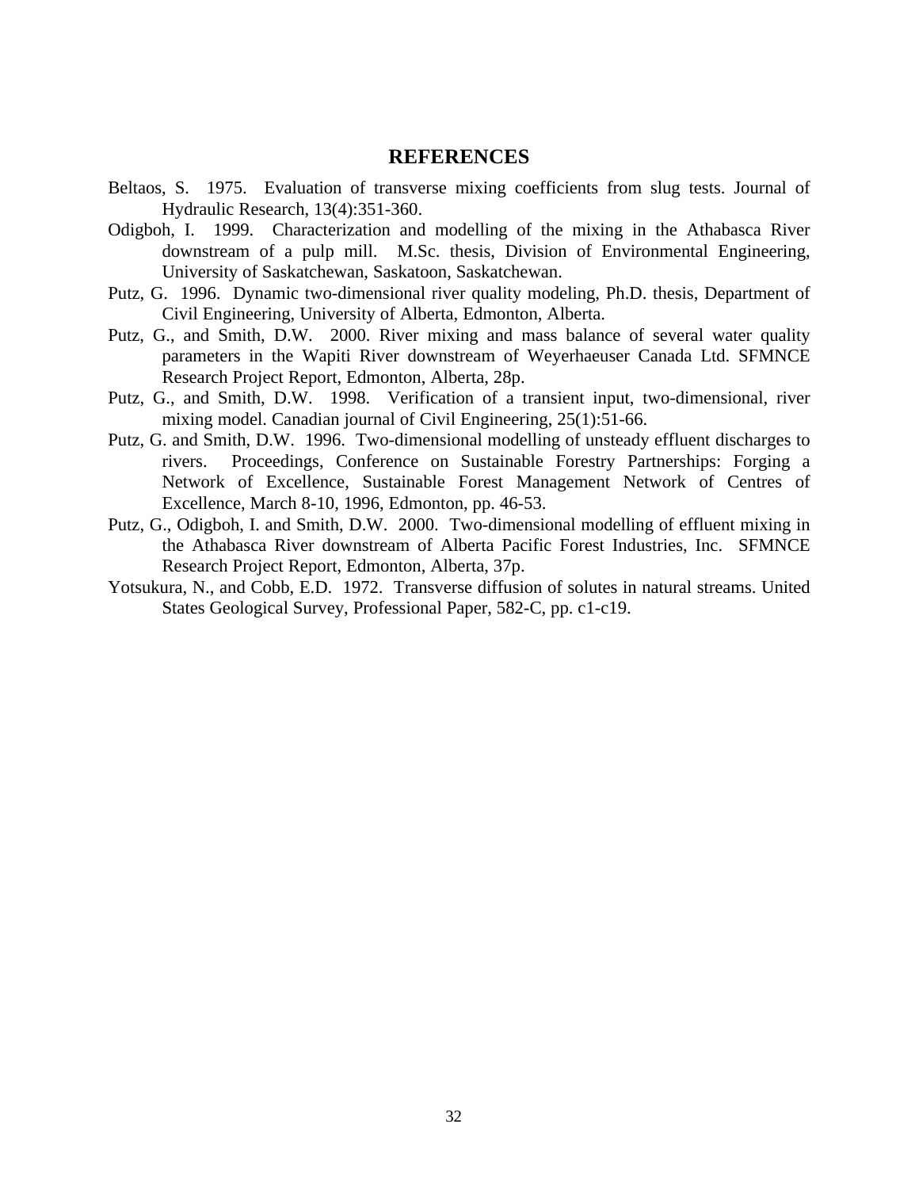# REFERENCES

Beltaos, S. 1975. Evaluation of transverse mixing coefficients from slug tests. Journal of Hydraulic Research, 13(4):351-360.

Odigboh, I. 1999. Characterization and modelling of the mixing in the Athabasca River downstream of a pulp mill. M.Sc. thesis, Division of Environmental Engineering, University of Saskatchewan, Saskatoon, Saskatchewan.

Putz, G. 1996. Dynamic two-dimensional river quality modeling, Ph.D. thesis, Department of Civil Engineering, University of Alberta, Edmonton, Alberta.

Putz, G., and Smith, D.W. 2000. River mixing and mass balance of several water quality parameters in the Wapiti River downstream of Weyerhaeuser Canada Ltd. SFMNCE Research Project Report, Edmonton, Alberta, 28p.

Putz, G., and Smith, D.W. 1998. Verification of a transient input, two-dimensional, river mixing model. Canadian journal of Civil Engineering, 25(1):51-66.

Putz, G. and Smith, D.W. 1996. Two-dimensional modelling of unsteady effluent discharges to rivers. Proceedings, Conference on Sustainable Forestry Partnerships: Forging a Network of Excellence, Sustainable Forest Management Network of Centres of Excellence, March 8-10, 1996, Edmonton, pp. 46-53.

Putz, G., Odigboh, I. and Smith, D.W. 2000. Two-dimensional modelling of effluent mixing in the Athabasca River downstream of Alberta Pacific Forest Industries, Inc. SFMNCE Research Project Report, Edmonton, Alberta, 37p.

Yotsukura, N., and Cobb, E.D. 1972. Transverse diffusion of solutes in natural streams. United States Geological Survey, Professional Paper, 582-C, pp. c1-c19.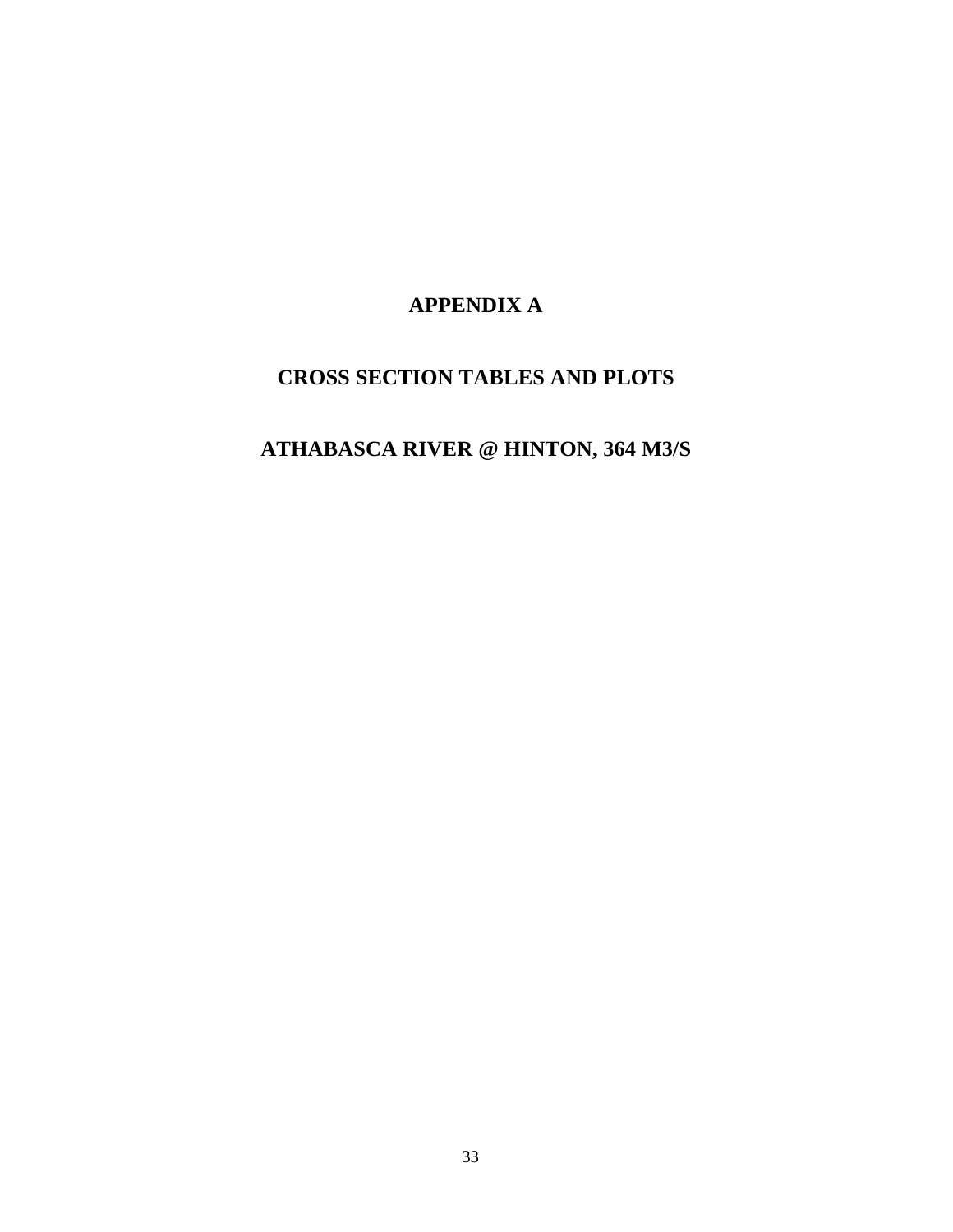# APPENDIX A

## CROSS SECTION TABLES AND PLOTS

## ATHABASCA RIVER @ HINTON, 364 M3/S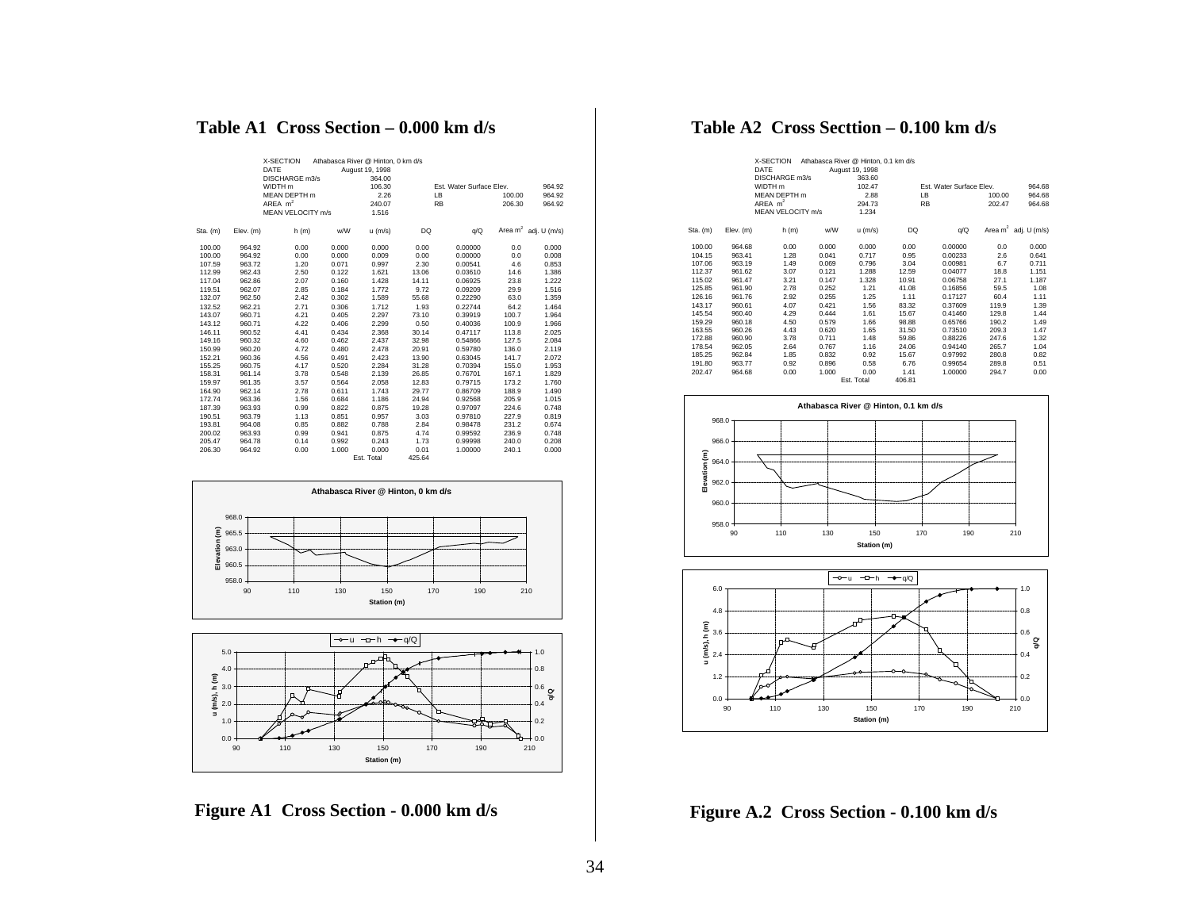## Table A1 Cross Section – 0.000 km d/s

| | |
|---|---|
| X-SECTION | Athabasca River @ Hinton, 0 km d/s |
| DATE | August 19, 1998 |
| DISCHARGE m3/s | 364.00 |
| WIDTH m | 106.30 |
| MEAN DEPTH m | 2.26 |
| AREA $m^2$ | 240.07 |
| MEAN VELOCITY m/s | 1.516 |

| | | |
|---|---|---|
| Est. Water Surface Elev. | | 964.92 |
| LB | 100.00 | 964.92 |
| RB | 206.30 | 964.92 |

| Sta. (m) | Elev. (m) | h (m) | w/W | u (m/s) | DQ | q/Q | Area $m^2$ | adj. U (m/s) |
|---|---|---|---|---|---|---|---|---|
| 100.00 | 964.92 | 0.00 | 0.000 | 0.000 | 0.00 | 0.00000 | 0.0 | 0.000 |
| 100.00 | 964.92 | 0.00 | 0.000 | 0.009 | 0.00 | 0.00000 | 0.0 | 0.008 |
| 107.59 | 963.72 | 1.20 | 0.071 | 0.997 | 2.30 | 0.00541 | 4.6 | 0.853 |
| 112.99 | 962.43 | 2.50 | 0.122 | 1.621 | 13.06 | 0.03610 | 14.6 | 1.386 |
| 117.04 | 962.86 | 2.07 | 0.160 | 1.428 | 14.11 | 0.06925 | 23.8 | 1.222 |
| 119.51 | 962.07 | 2.85 | 0.184 | 1.772 | 9.72 | 0.09209 | 29.9 | 1.516 |
| 132.07 | 962.50 | 2.42 | 0.302 | 1.589 | 55.68 | 0.22290 | 63.0 | 1.359 |
| 132.52 | 962.21 | 2.71 | 0.306 | 1.712 | 1.93 | 0.22744 | 64.2 | 1.464 |
| 143.07 | 960.71 | 4.21 | 0.405 | 2.297 | 73.10 | 0.39919 | 100.7 | 1.964 |
| 143.12 | 960.71 | 4.22 | 0.406 | 2.299 | 0.50 | 0.40036 | 100.9 | 1.966 |
| 146.11 | 960.52 | 4.41 | 0.434 | 2.368 | 30.14 | 0.47117 | 113.8 | 2.025 |
| 149.16 | 960.32 | 4.60 | 0.462 | 2.437 | 32.98 | 0.54866 | 127.5 | 2.084 |
| 150.99 | 960.20 | 4.72 | 0.480 | 2.478 | 20.91 | 0.59780 | 136.0 | 2.119 |
| 152.21 | 960.36 | 4.56 | 0.491 | 2.423 | 13.90 | 0.63045 | 141.7 | 2.072 |
| 155.25 | 960.75 | 4.17 | 0.520 | 2.284 | 31.28 | 0.70394 | 155.0 | 1.953 |
| 158.31 | 961.14 | 3.78 | 0.548 | 2.139 | 26.85 | 0.76701 | 167.1 | 1.829 |
| 159.97 | 961.35 | 3.57 | 0.564 | 2.058 | 12.83 | 0.79715 | 173.2 | 1.760 |
| 164.90 | 962.14 | 2.78 | 0.611 | 1.743 | 29.77 | 0.86709 | 188.9 | 1.490 |
| 172.74 | 963.36 | 1.56 | 0.684 | 1.186 | 24.94 | 0.92568 | 205.9 | 1.015 |
| 187.39 | 963.93 | 0.99 | 0.822 | 0.875 | 19.28 | 0.97097 | 224.6 | 0.748 |
| 190.51 | 963.79 | 1.13 | 0.851 | 0.957 | 3.03 | 0.97810 | 227.9 | 0.819 |
| 193.81 | 964.08 | 0.85 | 0.882 | 0.788 | 2.84 | 0.98478 | 231.2 | 0.674 |
| 200.02 | 963.93 | 0.99 | 0.941 | 0.875 | 4.74 | 0.99592 | 236.9 | 0.748 |
| 205.47 | 964.78 | 0.14 | 0.992 | 0.243 | 1.73 | 0.99998 | 240.0 | 0.208 |
| 206.30 | 964.92 | 0.00 | 1.000 | 0.000 | 0.01 | 1.00000 | 240.1 | 0.000 |
| | | | | Est. Total | 425.64 | | | |

Figure A1 Cross Section - 0.000 km d/s

## Table A2 Cross Secttion – 0.100 km d/s

| | |
|---|---|
| X-SECTION | Athabasca River @ Hinton, 0.1 km d/s |
| DATE | August 19, 1998 |
| DISCHARGE m3/s | 363.60 |
| WIDTH m | 102.47 |
| MEAN DEPTH m | 2.88 |
| AREA $m^2$ | 294.73 |
| MEAN VELOCITY m/s | 1.234 |

| | | |
|---|---|---|
| Est. Water Surface Elev. | | 964.68 |
| LB | 100.00 | 964.68 |
| RB | 202.47 | 964.68 |

| Sta. (m) | Elev. (m) | h (m) | w/W | u (m/s) | DQ | q/Q | Area $m^2$ | adj. U (m/s) |
|---|---|---|---|---|---|---|---|---|
| 100.00 | 964.68 | 0.00 | 0.000 | 0.000 | 0.00 | 0.00000 | 0.0 | 0.000 |
| 104.15 | 963.41 | 1.28 | 0.041 | 0.717 | 0.95 | 0.00233 | 2.6 | 0.641 |
| 107.06 | 963.19 | 1.49 | 0.069 | 0.796 | 3.04 | 0.00981 | 6.7 | 0.711 |
| 112.37 | 961.62 | 3.07 | 0.121 | 1.288 | 12.59 | 0.04077 | 18.8 | 1.151 |
| 115.02 | 961.47 | 3.21 | 0.147 | 1.328 | 10.91 | 0.06758 | 27.1 | 1.187 |
| 125.85 | 961.90 | 2.78 | 0.252 | 1.21 | 41.08 | 0.16856 | 59.5 | 1.08 |
| 126.16 | 961.76 | 2.92 | 0.255 | 1.25 | 1.11 | 0.17127 | 60.4 | 1.11 |
| 143.17 | 960.61 | 4.07 | 0.421 | 1.56 | 83.32 | 0.37609 | 119.9 | 1.39 |
| 145.54 | 960.40 | 4.29 | 0.444 | 1.61 | 15.67 | 0.41460 | 129.8 | 1.44 |
| 159.29 | 960.18 | 4.50 | 0.579 | 1.66 | 98.88 | 0.65766 | 190.2 | 1.49 |
| 163.55 | 960.26 | 4.43 | 0.620 | 1.65 | 31.50 | 0.73510 | 209.3 | 1.47 |
| 172.88 | 960.90 | 3.78 | 0.711 | 1.48 | 59.86 | 0.88226 | 247.6 | 1.32 |
| 178.54 | 962.05 | 2.64 | 0.767 | 1.16 | 24.06 | 0.94140 | 265.7 | 1.04 |
| 185.25 | 962.84 | 1.85 | 0.832 | 0.92 | 15.67 | 0.97992 | 280.8 | 0.82 |
| 191.80 | 963.77 | 0.92 | 0.896 | 0.58 | 6.76 | 0.99654 | 289.8 | 0.51 |
| 202.47 | 964.68 | 0.00 | 1.000 | 0.00 | 1.41 | 1.00000 | 294.7 | 0.00 |
| | | | | Est. Total | 406.81 | | | |

Figure A.2 Cross Section - 0.100 km d/s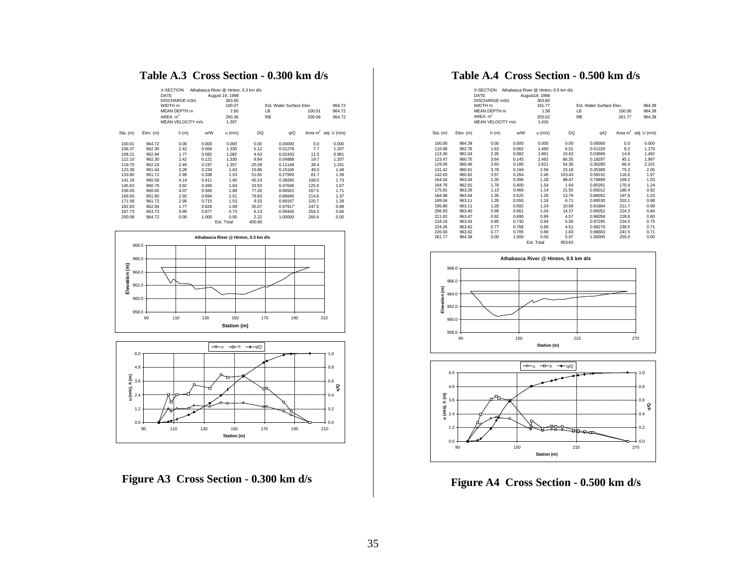# Table A.3 Cross Section - 0.300 km d/s

| | |
|---|---|
| X-SECTION | Athabasca River @ Hinton, 0.3 km d/s |
| DATE | August 19, 1998 |
| DISCHARGE m3/s | 363.60 |
| WIDTH m | 100.07 |
| MEAN DEPTH m | 2.60 |
| AREA $m^2$ | 260.36 |
| MEAN VELOCITY m/s | 1.397 |

| Est. Water Surface Elev. | | 964.72 |
|---|---|---|
| LB | 100.01 | 964.72 |
| RB | 200.08 | 964.72 |

| Sta. (m) | Elev. (m) | h (m) | w/W | u (m/s) | DQ | q/Q | Area $m^2$ | adj. U (m/s) |
|---|---|---|---|---|---|---|---|---|
| 100.01 | 964.72 | 0.00 | 0.000 | 0.000 | 0.00 | 0.00000 | 0.0 | 0.000 |
| 106.37 | 962.30 | 2.42 | 0.064 | 1.330 | 5.12 | 0.01278 | 7.7 | 1.207 |
| 108.21 | 962.94 | 1.77 | 0.082 | 1.082 | 4.63 | 0.02433 | 11.5 | 0.981 |
| 112.10 | 962.30 | 2.42 | 0.121 | 1.330 | 9.84 | 0.04888 | 19.7 | 1.207 |
| 119.70 | 962.23 | 2.49 | 0.197 | 1.357 | 25.09 | 0.11148 | 38.4 | 1.231 |
| 123.38 | 961.44 | 3.28 | 0.234 | 1.63 | 15.86 | 0.15106 | 49.0 | 1.48 |
| 133.80 | 961.72 | 2.99 | 0.338 | 1.53 | 51.65 | 0.27993 | 81.7 | 1.39 |
| 141.18 | 960.58 | 4.14 | 0.411 | 1.90 | 45.24 | 0.39280 | 108.0 | 1.73 |
| 145.63 | 960.79 | 3.92 | 0.456 | 1.84 | 33.53 | 0.47646 | 125.9 | 1.67 |
| 156.03 | 960.65 | 4.07 | 0.560 | 1.88 | 77.26 | 0.66922 | 167.5 | 1.71 |
| 169.50 | 961.80 | 2.92 | 0.694 | 1.51 | 79.83 | 0.86840 | 214.6 | 1.37 |
| 171.58 | 961.72 | 2.99 | 0.715 | 1.53 | 9.33 | 0.89167 | 220.7 | 1.39 |
| 182.83 | 962.94 | 1.77 | 0.828 | 1.08 | 35.07 | 0.97917 | 247.5 | 0.98 |
| 187.73 | 963.73 | 0.99 | 0.877 | 0.73 | 6.13 | 0.99445 | 254.3 | 0.66 |
| 200.08 | 964.72 | 0.00 | 1.000 | 0.00 | 2.22 | 1.00000 | 260.4 | 0.00 |
| | | | | Est. Total | 400.80 | | | |

Figure A3 Cross Section - 0.300 km d/s

# Table A.4 Cross Section - 0.500 km d/s

| | |
|---|---|
| X-SECTION | Athabasca River @ Hinton, 0.5 km d/s |
| DATE | August19, 1998 |
| DISCHARGE m3/s | 363.60 |
| WIDTH m | 161.77 |
| MEAN DEPTH m | 1.58 |
| AREA $m^2$ | 255.02 |
| MEAN VELOCITY m/s | 1.426 |

| Est. Water Surface Elev. | | 964.39 |
|---|---|---|
| LB | 100.00 | 964.39 |
| RB | 261.77 | 964.39 |

| Sta. (m) | Elev. (m) | h (m) | w/W | u (m/s) | DQ | q/Q | Area $m^2$ | adj. U (m/s) |
|---|---|---|---|---|---|---|---|---|
| 100.00 | 964.39 | 0.00 | 0.000 | 0.000 | 0.00 | 0.00000 | 0.0 | 0.000 |
| 110.08 | 962.76 | 1.63 | 0.062 | 1.460 | 6.01 | 0.01326 | 8.2 | 1.170 |
| 113.30 | 962.04 | 2.35 | 0.082 | 1.861 | 10.63 | 0.03669 | 14.6 | 1.492 |
| 123.47 | 960.75 | 3.64 | 0.145 | 2.492 | 66.35 | 0.18297 | 45.1 | 1.997 |
| 129.09 | 960.46 | 3.93 | 0.180 | 2.621 | 54.36 | 0.30280 | 66.4 | 2.101 |
| 131.42 | 960.61 | 3.78 | 0.194 | 2.56 | 23.18 | 0.35389 | 75.3 | 2.05 |
| 142.63 | 960.82 | 3.57 | 0.264 | 2.46 | 103.43 | 0.58191 | 116.6 | 1.97 |
| 164.04 | 963.04 | 1.35 | 0.396 | 1.28 | 98.47 | 0.79899 | 169.2 | 1.03 |
| 164.78 | 962.61 | 1.78 | 0.400 | 1.54 | 1.64 | 0.80261 | 170.4 | 1.24 |
| 175.81 | 963.26 | 1.13 | 0.469 | 1.14 | 21.55 | 0.85012 | 186.4 | 0.92 |
| 184.98 | 963.04 | 1.35 | 0.525 | 1.28 | 13.79 | 0.88052 | 197.8 | 1.03 |
| 189.04 | 963.11 | 1.28 | 0.550 | 1.24 | 6.71 | 0.89530 | 203.1 | 0.99 |
| 195.80 | 963.11 | 1.28 | 0.592 | 1.24 | 10.68 | 0.91884 | 211.7 | 0.99 |
| 206.93 | 963.40 | 0.99 | 0.661 | 1.04 | 14.37 | 0.95052 | 224.3 | 0.84 |
| 211.63 | 963.47 | 0.92 | 0.690 | 0.99 | 4.57 | 0.96059 | 228.8 | 0.80 |
| 218.16 | 963.54 | 0.85 | 0.730 | 0.94 | 5.56 | 0.97285 | 234.5 | 0.75 |
| 224.26 | 963.62 | 0.77 | 0.768 | 0.89 | 4.51 | 0.98279 | 239.5 | 0.71 |
| 226.93 | 963.62 | 0.77 | 0.785 | 0.89 | 1.83 | 0.98683 | 241.5 | 0.71 |
| 261.77 | 964.39 | 0.00 | 1.000 | 0.00 | 5.97 | 1.00000 | 255.0 | 0.00 |
| | | | | Est. Total | 453.63 | | | |

Figure A4 Cross Section - 0.500 km d/s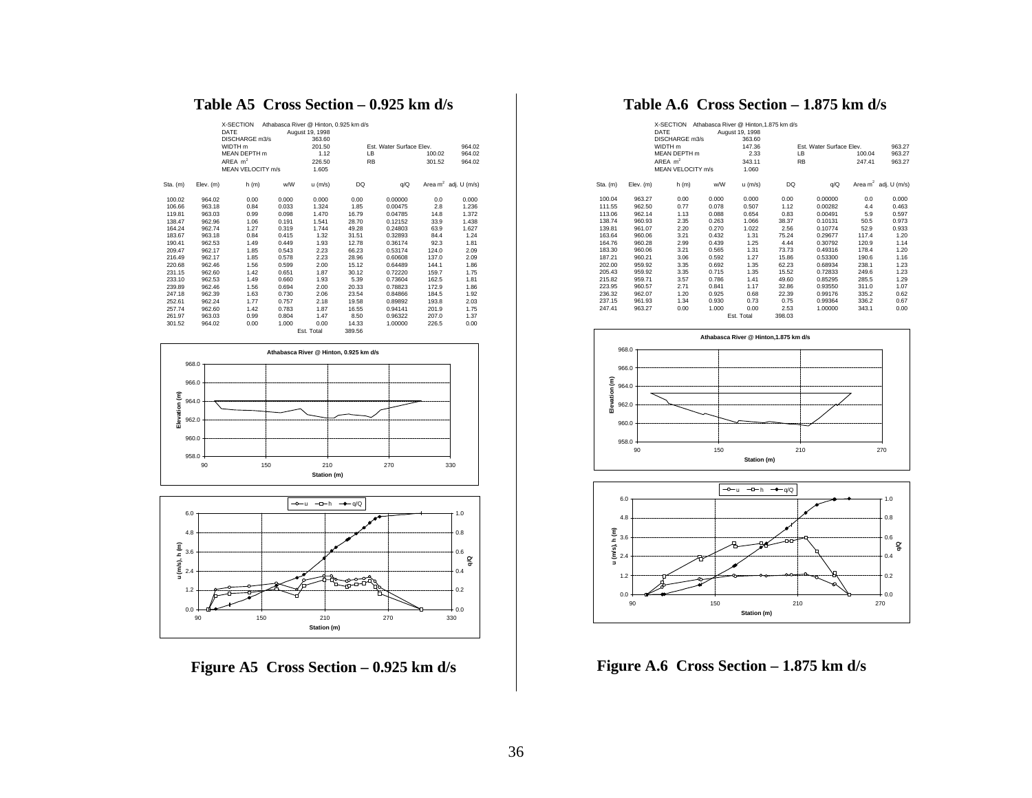## Table A5 Cross Section – 0.925 km d/s

| | | | |
|---|---|---|---|
| X-SECTION | Athabasca River @ Hinton, 0.925 km d/s | | |
| DATE | August 19, 1998 | | |
| DISCHARGE m3/s | 363.60 | | |
| WIDTH m | 201.50 | Est. Water Surface Elev. | 964.02 |
| MEAN DEPTH m | 1.12 | LB 100.02 | 964.02 |
| AREA $m^2$ | 226.50 | RB 301.52 | 964.02 |
| MEAN VELOCITY m/s | 1.605 | | |

| Sta. (m) | Elev. (m) | h (m) | w/W | u (m/s) | DQ | q/Q | Area $m^2$ | adj. U (m/s) |
|---|---|---|---|---|---|---|---|---|
| 100.02 | 964.02 | 0.00 | 0.000 | 0.000 | 0.00 | 0.00000 | 0.0 | 0.000 |
| 106.66 | 963.18 | 0.84 | 0.033 | 1.324 | 1.85 | 0.00475 | 2.8 | 1.236 |
| 119.81 | 963.03 | 0.99 | 0.098 | 1.470 | 16.79 | 0.04785 | 14.8 | 1.372 |
| 138.47 | 962.96 | 1.06 | 0.191 | 1.541 | 28.70 | 0.12152 | 33.9 | 1.438 |
| 164.24 | 962.74 | 1.27 | 0.319 | 1.744 | 49.28 | 0.24803 | 63.9 | 1.627 |
| 183.67 | 963.18 | 0.84 | 0.415 | 1.32 | 31.51 | 0.32893 | 84.4 | 1.24 |
| 190.41 | 962.53 | 1.49 | 0.449 | 1.93 | 12.78 | 0.36174 | 92.3 | 1.81 |
| 209.47 | 962.17 | 1.85 | 0.543 | 2.23 | 66.23 | 0.53174 | 124.0 | 2.09 |
| 216.49 | 962.17 | 1.85 | 0.578 | 2.23 | 28.96 | 0.60608 | 137.0 | 2.09 |
| 220.68 | 962.46 | 1.56 | 0.599 | 2.00 | 15.12 | 0.64489 | 144.1 | 1.86 |
| 231.15 | 962.60 | 1.42 | 0.651 | 1.87 | 30.12 | 0.72220 | 159.7 | 1.75 |
| 233.10 | 962.53 | 1.49 | 0.660 | 1.93 | 5.39 | 0.73604 | 162.5 | 1.81 |
| 239.89 | 962.46 | 1.56 | 0.694 | 2.00 | 20.33 | 0.78823 | 172.9 | 1.86 |
| 247.18 | 962.39 | 1.63 | 0.730 | 2.06 | 23.54 | 0.84866 | 184.5 | 1.92 |
| 252.61 | 962.24 | 1.77 | 0.757 | 2.18 | 19.58 | 0.89892 | 193.8 | 2.03 |
| 257.74 | 962.60 | 1.42 | 0.783 | 1.87 | 16.55 | 0.94141 | 201.9 | 1.75 |
| 261.97 | 963.03 | 0.99 | 0.804 | 1.47 | 8.50 | 0.96322 | 207.0 | 1.37 |
| 301.52 | 964.02 | 0.00 | 1.000 | 0.00 | 14.33 | 1.00000 | 226.5 | 0.00 |
| | | | | Est. Total | 389.56 | | | |

**Figure A5 Cross Section – 0.925 km d/s**

## Table A.6 Cross Section – 1.875 km d/s

| | | | |
|---|---|---|---|
| X-SECTION | Athabasca River @ Hinton,1.875 km d/s | | |
| DATE | August 19, 1998 | | |
| DISCHARGE m3/s | 363.60 | | |
| WIDTH m | 147.36 | Est. Water Surface Elev. | 963.27 |
| MEAN DEPTH m | 2.33 | LB 100.04 | 963.27 |
| AREA $m^2$ | 343.11 | RB 247.41 | 963.27 |
| MEAN VELOCITY m/s | 1.060 | | |

| Sta. (m) | Elev. (m) | h (m) | w/W | u (m/s) | DQ | q/Q | Area $m^2$ | adj. U (m/s) |
|---|---|---|---|---|---|---|---|---|
| 100.04 | 963.27 | 0.00 | 0.000 | 0.000 | 0.00 | 0.00000 | 0.0 | 0.000 |
| 111.55 | 962.50 | 0.77 | 0.078 | 0.507 | 1.12 | 0.00282 | 4.4 | 0.463 |
| 113.06 | 962.14 | 1.13 | 0.088 | 0.654 | 0.83 | 0.00491 | 5.9 | 0.597 |
| 138.74 | 960.93 | 2.35 | 0.263 | 1.066 | 38.37 | 0.10131 | 50.5 | 0.973 |
| 139.81 | 961.07 | 2.20 | 0.270 | 1.022 | 2.56 | 0.10774 | 52.9 | 0.933 |
| 163.64 | 960.06 | 3.21 | 0.432 | 1.31 | 75.24 | 0.29677 | 117.4 | 1.20 |
| 164.76 | 960.28 | 2.99 | 0.439 | 1.25 | 4.44 | 0.30792 | 120.9 | 1.14 |
| 183.30 | 960.06 | 3.21 | 0.565 | 1.31 | 73.73 | 0.49316 | 178.4 | 1.20 |
| 187.21 | 960.21 | 3.06 | 0.592 | 1.27 | 15.86 | 0.53300 | 190.6 | 1.16 |
| 202.00 | 959.92 | 3.35 | 0.692 | 1.35 | 62.23 | 0.68934 | 238.1 | 1.23 |
| 205.43 | 959.92 | 3.35 | 0.715 | 1.35 | 15.52 | 0.72833 | 249.6 | 1.23 |
| 215.82 | 959.71 | 3.57 | 0.786 | 1.41 | 49.60 | 0.85295 | 285.5 | 1.29 |
| 223.95 | 960.57 | 2.71 | 0.841 | 1.17 | 32.86 | 0.93550 | 311.0 | 1.07 |
| 236.32 | 962.07 | 1.20 | 0.925 | 0.68 | 22.39 | 0.99176 | 335.2 | 0.62 |
| 237.15 | 961.93 | 1.34 | 0.930 | 0.73 | 0.75 | 0.99364 | 336.2 | 0.67 |
| 247.41 | 963.27 | 0.00 | 1.000 | 0.00 | 2.53 | 1.00000 | 343.1 | 0.00 |
| | | | | Est. Total | 398.03 | | | |

**Figure A.6 Cross Section – 1.875 km d/s**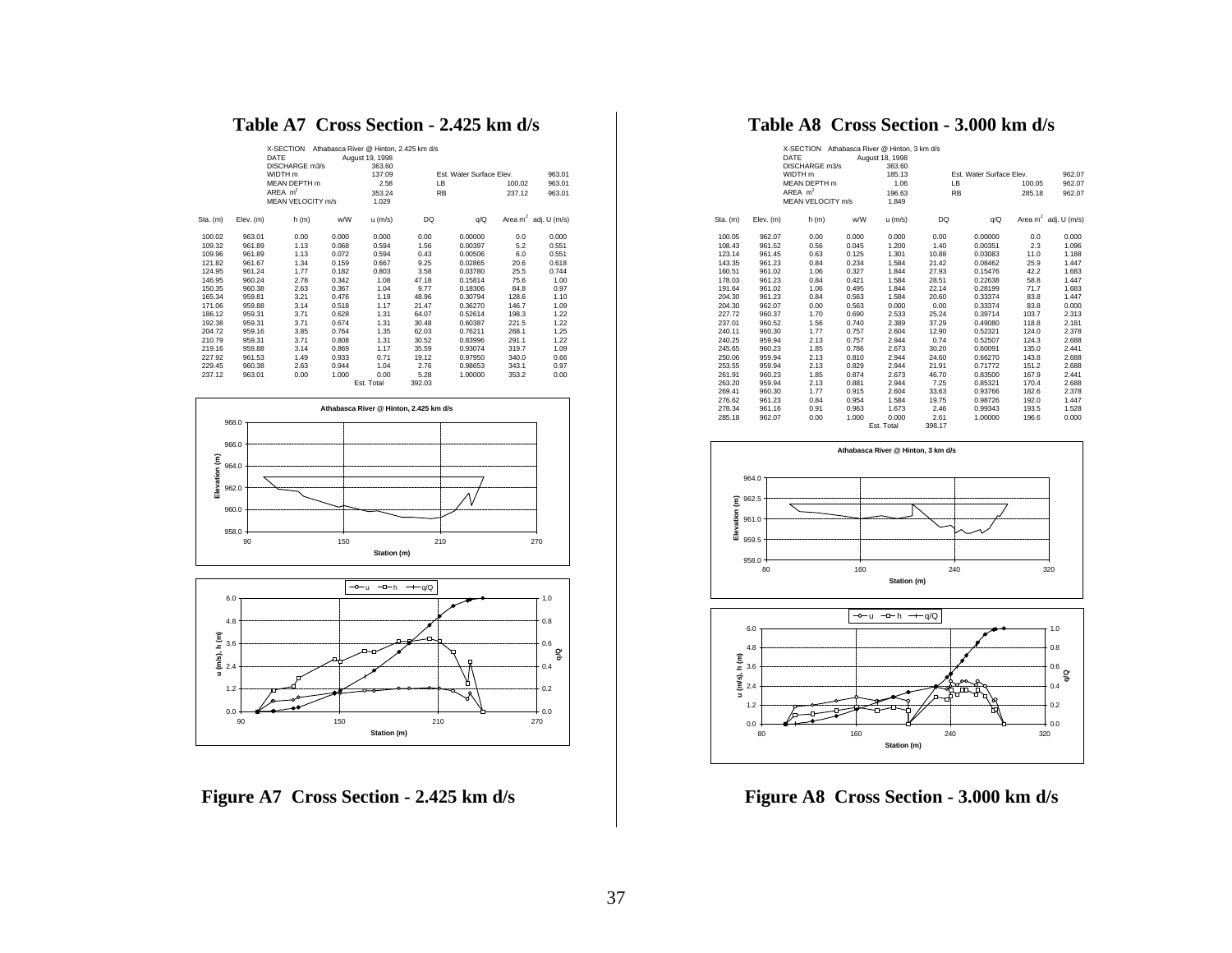## Table A7 Cross Section - 2.425 km d/s

| | |
|---|---|
| X-SECTION | Athabasca River @ Hinton, 2.425 km d/s |
| DATE | August 19, 1998 |
| DISCHARGE m3/s | 363.60 |
| WIDTH m | 137.09 |
| MEAN DEPTH m | 2.58 |
| AREA $m^2$ | 353.24 |
| MEAN VELOCITY m/s | 1.029 |

| Est. Water Surface Elev. | | 963.01 |
|---|---|---|
| LB | 100.02 | 963.01 |
| RB | 237.12 | 963.01 |

| Sta. (m) | Elev. (m) | h (m) | w/W | u (m/s) | DQ | q/Q | Area $m^2$ | adj. U (m/s) |
|---|---|---|---|---|---|---|---|---|
| 100.02 | 963.01 | 0.00 | 0.000 | 0.000 | 0.00 | 0.00000 | 0.0 | 0.000 |
| 109.32 | 961.89 | 1.13 | 0.068 | 0.594 | 1.56 | 0.00397 | 5.2 | 0.551 |
| 109.96 | 961.89 | 1.13 | 0.072 | 0.594 | 0.43 | 0.00506 | 6.0 | 0.551 |
| 121.82 | 961.67 | 1.34 | 0.159 | 0.667 | 9.25 | 0.02865 | 20.6 | 0.618 |
| 124.95 | 961.24 | 1.77 | 0.182 | 0.803 | 3.58 | 0.03780 | 25.5 | 0.744 |
| 146.95 | 960.24 | 2.78 | 0.342 | 1.08 | 47.18 | 0.15814 | 75.6 | 1.00 |
| 150.35 | 960.38 | 2.63 | 0.367 | 1.04 | 9.77 | 0.18306 | 84.8 | 0.97 |
| 165.34 | 959.81 | 3.21 | 0.476 | 1.19 | 48.96 | 0.30794 | 128.6 | 1.10 |
| 171.06 | 959.88 | 3.14 | 0.518 | 1.17 | 21.47 | 0.36270 | 146.7 | 1.09 |
| 186.12 | 959.31 | 3.71 | 0.628 | 1.31 | 64.07 | 0.52614 | 198.3 | 1.22 |
| 192.38 | 959.31 | 3.71 | 0.674 | 1.31 | 30.48 | 0.60387 | 221.5 | 1.22 |
| 204.72 | 959.16 | 3.85 | 0.764 | 1.35 | 62.03 | 0.76211 | 268.1 | 1.25 |
| 210.79 | 959.31 | 3.71 | 0.808 | 1.31 | 30.52 | 0.83996 | 291.1 | 1.22 |
| 219.16 | 959.88 | 3.14 | 0.869 | 1.17 | 35.59 | 0.93074 | 319.7 | 1.09 |
| 227.92 | 961.53 | 1.49 | 0.933 | 0.71 | 19.12 | 0.97950 | 340.0 | 0.66 |
| 229.45 | 960.38 | 2.63 | 0.944 | 1.04 | 2.76 | 0.98653 | 343.1 | 0.97 |
| 237.12 | 963.01 | 0.00 | 1.000 | 0.00 | 5.28 | 1.00000 | 353.2 | 0.00 |
| | | | | Est. Total | 392.03 | | | |

**Figure A7 Cross Section - 2.425 km d/s**

## Table A8 Cross Section - 3.000 km d/s

| | |
|---|---|
| X-SECTION | Athabasca River @ Hinton, 3 km d/s |
| DATE | August 18, 1998 |
| DISCHARGE m3/s | 363.60 |
| WIDTH m | 185.13 |
| MEAN DEPTH m | 1.06 |
| AREA $m^2$ | 196.63 |
| MEAN VELOCITY m/s | 1.849 |

| Est. Water Surface Elev. | | 962.07 |
|---|---|---|
| LB | 100.05 | 962.07 |
| RB | 285.18 | 962.07 |

| Sta. (m) | Elev. (m) | h (m) | w/W | u (m/s) | DQ | q/Q | Area $m^2$ | adj. U (m/s) |
|---|---|---|---|---|---|---|---|---|
| 100.05 | 962.07 | 0.00 | 0.000 | 0.000 | 0.00 | 0.00000 | 0.0 | 0.000 |
| 108.43 | 961.52 | 0.56 | 0.045 | 1.200 | 1.40 | 0.00351 | 2.3 | 1.096 |
| 123.14 | 961.45 | 0.63 | 0.125 | 1.301 | 10.88 | 0.03083 | 11.0 | 1.188 |
| 143.35 | 961.23 | 0.84 | 0.234 | 1.584 | 21.42 | 0.08462 | 25.9 | 1.447 |
| 160.51 | 961.02 | 1.06 | 0.327 | 1.844 | 27.93 | 0.15476 | 42.2 | 1.683 |
| 178.03 | 961.23 | 0.84 | 0.421 | 1.584 | 28.51 | 0.22638 | 58.8 | 1.447 |
| 191.64 | 961.02 | 1.06 | 0.495 | 1.844 | 22.14 | 0.28199 | 71.7 | 1.683 |
| 204.30 | 961.23 | 0.84 | 0.563 | 1.584 | 20.60 | 0.33374 | 83.8 | 1.447 |
| 204.30 | 962.07 | 0.00 | 0.563 | 0.000 | 0.00 | 0.33374 | 83.8 | 0.000 |
| 227.72 | 960.37 | 1.70 | 0.690 | 2.533 | 25.24 | 0.39714 | 103.7 | 2.313 |
| 237.01 | 960.52 | 1.56 | 0.740 | 2.389 | 37.29 | 0.49080 | 118.8 | 2.181 |
| 240.11 | 960.30 | 1.77 | 0.757 | 2.604 | 12.90 | 0.52321 | 124.0 | 2.378 |
| 240.25 | 959.94 | 2.13 | 0.757 | 2.944 | 0.74 | 0.52507 | 124.3 | 2.688 |
| 245.65 | 960.23 | 1.85 | 0.786 | 2.673 | 30.20 | 0.60091 | 135.0 | 2.441 |
| 250.06 | 959.94 | 2.13 | 0.810 | 2.944 | 24.60 | 0.66270 | 143.8 | 2.688 |
| 253.55 | 959.94 | 2.13 | 0.829 | 2.944 | 21.91 | 0.71772 | 151.2 | 2.688 |
| 261.91 | 960.23 | 1.85 | 0.874 | 2.673 | 46.70 | 0.83500 | 167.9 | 2.441 |
| 263.20 | 959.94 | 2.13 | 0.881 | 2.944 | 7.25 | 0.85321 | 170.4 | 2.688 |
| 269.41 | 960.30 | 1.77 | 0.915 | 2.604 | 33.63 | 0.93766 | 182.6 | 2.378 |
| 276.62 | 961.23 | 0.84 | 0.954 | 1.584 | 19.75 | 0.98726 | 192.0 | 1.447 |
| 278.34 | 961.16 | 0.91 | 0.963 | 1.673 | 2.46 | 0.99343 | 193.5 | 1.528 |
| 285.18 | 962.07 | 0.00 | 1.000 | 0.000 | 2.61 | 1.00000 | 196.6 | 0.000 |
| | | | | Est. Total | 398.17 | | | |

**Figure A8 Cross Section - 3.000 km d/s**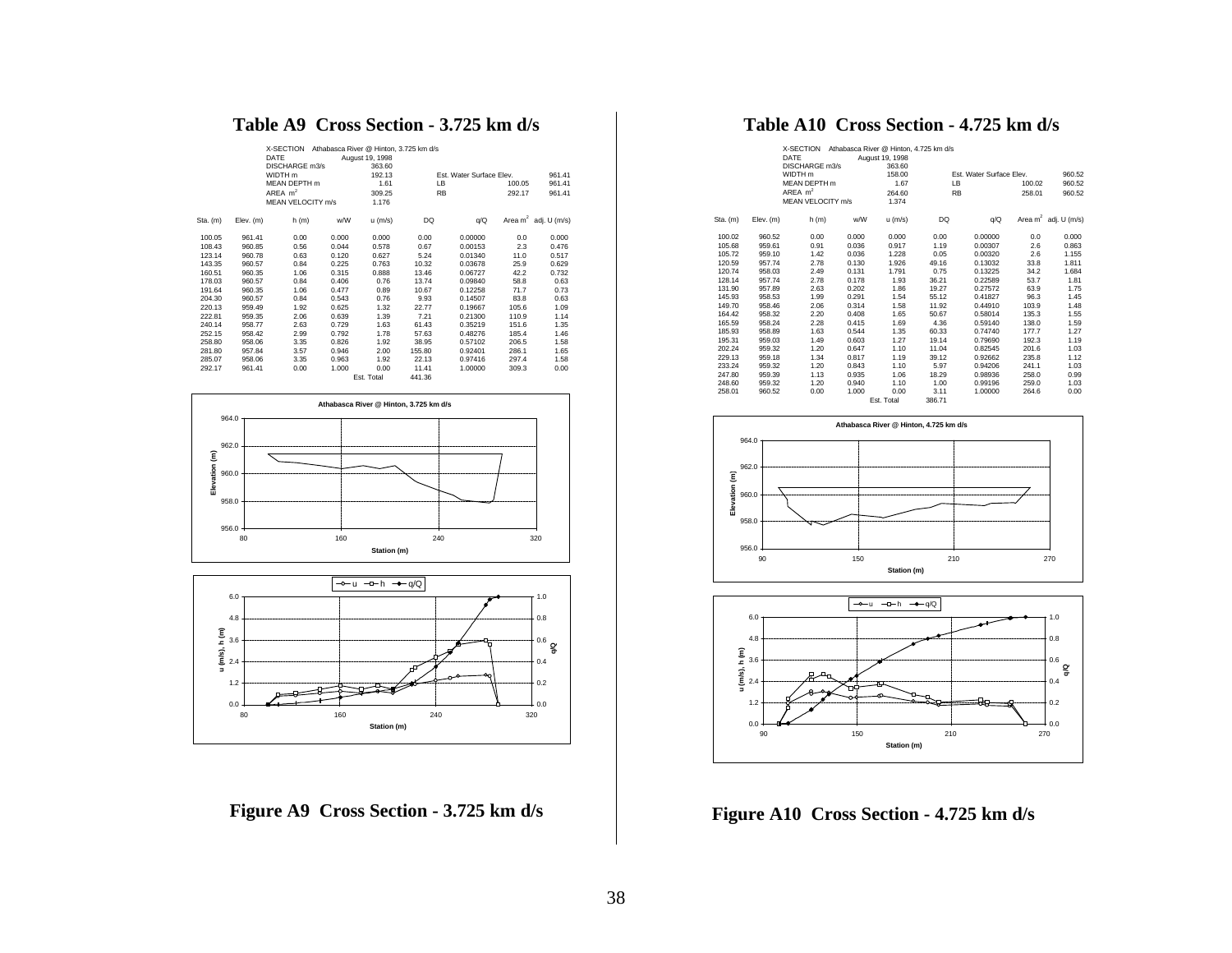# Table A9 Cross Section - 3.725 km d/s

| | |
|---|---|
| X-SECTION | Athabasca River @ Hinton, 3.725 km d/s |
| DATE | August 19, 1998 |
| DISCHARGE m3/s | 363.60 |
| WIDTH m | 192.13 |
| MEAN DEPTH m | 1.61 |
| AREA $m^2$ | 309.25 |
| MEAN VELOCITY m/s | 1.176 |

| Est. Water Surface Elev. | | |
|---|---|---|
| LB | 100.05 | 961.41 |
| RB | 292.17 | 961.41 |

| Sta. (m) | Elev. (m) | h (m) | w/W | u (m/s) | DQ | q/Q | Area $m^2$ | adj. U (m/s) |
|---|---|---|---|---|---|---|---|---|
| 100.05 | 961.41 | 0.00 | 0.000 | 0.000 | 0.00 | 0.00000 | 0.0 | 0.000 |
| 108.43 | 960.85 | 0.56 | 0.044 | 0.578 | 0.67 | 0.00153 | 2.3 | 0.476 |
| 123.14 | 960.78 | 0.63 | 0.120 | 0.627 | 5.24 | 0.01340 | 11.0 | 0.517 |
| 143.35 | 960.57 | 0.84 | 0.225 | 0.763 | 10.32 | 0.03678 | 25.9 | 0.629 |
| 160.51 | 960.35 | 1.06 | 0.315 | 0.888 | 13.46 | 0.06727 | 42.2 | 0.732 |
| 178.03 | 960.57 | 0.84 | 0.406 | 0.76 | 13.74 | 0.09840 | 58.8 | 0.63 |
| 191.64 | 960.35 | 1.06 | 0.477 | 0.89 | 10.67 | 0.12258 | 71.7 | 0.73 |
| 204.30 | 960.57 | 0.84 | 0.543 | 0.76 | 9.93 | 0.14507 | 83.8 | 0.63 |
| 220.13 | 959.49 | 1.92 | 0.625 | 1.32 | 22.77 | 0.19667 | 105.6 | 1.09 |
| 222.81 | 959.35 | 2.06 | 0.639 | 1.39 | 7.21 | 0.21300 | 110.9 | 1.14 |
| 240.14 | 958.77 | 2.63 | 0.729 | 1.63 | 61.43 | 0.35219 | 151.6 | 1.35 |
| 252.15 | 958.42 | 2.99 | 0.792 | 1.78 | 57.63 | 0.48276 | 185.4 | 1.46 |
| 258.80 | 958.06 | 3.35 | 0.826 | 1.92 | 38.95 | 0.57102 | 206.5 | 1.58 |
| 281.80 | 957.84 | 3.57 | 0.946 | 2.00 | 155.80 | 0.92401 | 286.1 | 1.65 |
| 285.07 | 958.06 | 3.35 | 0.963 | 1.92 | 22.13 | 0.97416 | 297.4 | 1.58 |
| 292.17 | 961.41 | 0.00 | 1.000 | 0.00 | 11.41 | 1.00000 | 309.3 | 0.00 |
| | | | | Est. Total | 441.36 | | | |

Figure A9 Cross Section - 3.725 km d/s

# Table A10 Cross Section - 4.725 km d/s

| | |
|---|---|
| X-SECTION | Athabasca River @ Hinton, 4.725 km d/s |
| DATE | August 19, 1998 |
| DISCHARGE m3/s | 363.60 |
| WIDTH m | 158.00 |
| MEAN DEPTH m | 1.67 |
| AREA $m^2$ | 264.60 |
| MEAN VELOCITY m/s | 1.374 |

| Est. Water Surface Elev. | | |
|---|---|---|
| LB | 100.02 | 960.52 |
| RB | 258.01 | 960.52 |

| Sta. (m) | Elev. (m) | h (m) | w/W | u (m/s) | DQ | q/Q | Area $m^2$ | adj. U (m/s) |
|---|---|---|---|---|---|---|---|---|
| 100.02 | 960.52 | 0.00 | 0.000 | 0.000 | 0.00 | 0.00000 | 0.0 | 0.000 |
| 105.68 | 959.61 | 0.91 | 0.036 | 0.917 | 1.19 | 0.00307 | 2.6 | 0.863 |
| 105.72 | 959.10 | 1.42 | 0.036 | 1.228 | 0.05 | 0.00320 | 2.6 | 1.155 |
| 120.59 | 957.74 | 2.78 | 0.130 | 1.926 | 49.16 | 0.13032 | 33.8 | 1.811 |
| 120.74 | 958.03 | 2.49 | 0.131 | 1.791 | 0.75 | 0.13225 | 34.2 | 1.684 |
| 128.14 | 957.74 | 2.78 | 0.178 | 1.93 | 36.21 | 0.22589 | 53.7 | 1.81 |
| 131.90 | 957.89 | 2.63 | 0.202 | 1.86 | 19.27 | 0.27572 | 63.9 | 1.75 |
| 145.93 | 958.53 | 1.99 | 0.291 | 1.54 | 55.12 | 0.41827 | 96.3 | 1.45 |
| 149.70 | 958.46 | 2.06 | 0.314 | 1.58 | 11.92 | 0.44910 | 103.9 | 1.48 |
| 164.42 | 958.32 | 2.20 | 0.408 | 1.65 | 50.67 | 0.58014 | 135.3 | 1.55 |
| 165.59 | 958.24 | 2.28 | 0.415 | 1.69 | 4.36 | 0.59140 | 138.0 | 1.59 |
| 185.93 | 958.89 | 1.63 | 0.544 | 1.35 | 60.33 | 0.74740 | 177.7 | 1.27 |
| 195.31 | 959.03 | 1.49 | 0.603 | 1.27 | 19.14 | 0.79690 | 192.3 | 1.19 |
| 202.24 | 959.32 | 1.20 | 0.647 | 1.10 | 11.04 | 0.82545 | 201.6 | 1.03 |
| 229.13 | 959.18 | 1.34 | 0.817 | 1.19 | 39.12 | 0.92662 | 235.8 | 1.12 |
| 233.24 | 959.32 | 1.20 | 0.843 | 1.10 | 5.97 | 0.94206 | 241.1 | 1.03 |
| 247.80 | 959.39 | 1.13 | 0.935 | 1.06 | 18.29 | 0.98936 | 258.0 | 0.99 |
| 248.60 | 959.32 | 1.20 | 0.940 | 1.10 | 1.00 | 0.99196 | 259.0 | 1.03 |
| 258.01 | 960.52 | 0.00 | 1.000 | 0.00 | 3.11 | 1.00000 | 264.6 | 0.00 |
| | | | | Est. Total | 386.71 | | | |

Figure A10 Cross Section - 4.725 km d/s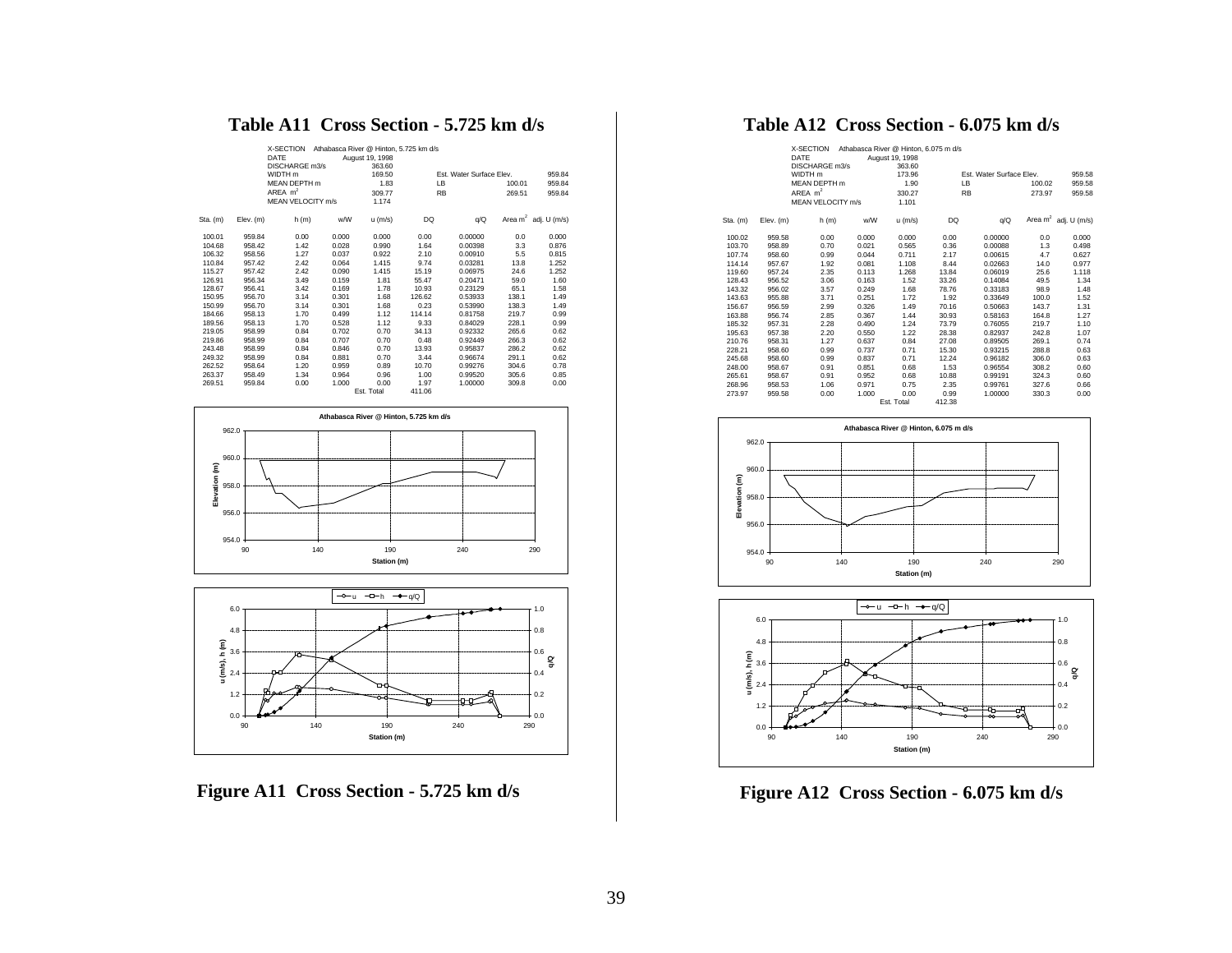# Table A11 Cross Section - 5.725 km d/s

| X-SECTION | Athabasca River @ Hinton, 5.725 km d/s |
|---|---|
| DATE | August 19, 1998 |
| DISCHARGE m3/s | 363.60 |
| WIDTH m | 169.50 |
| MEAN DEPTH m | 1.83 |
| AREA $m^2$ | 309.77 |
| MEAN VELOCITY m/s | 1.174 |

| Est. Water Surface Elev. | | |
|---|---|---|
| LB | 100.01 | 959.84 |
| RB | 269.51 | 959.84 |

| Sta. (m) | Elev. (m) | h (m) | w/W | u (m/s) | DQ | q/Q | Area $m^2$ | adj. U (m/s) |
|---|---|---|---|---|---|---|---|---|
| 100.01 | 959.84 | 0.00 | 0.000 | 0.000 | 0.00 | 0.00000 | 0.0 | 0.000 |
| 104.68 | 958.42 | 1.42 | 0.028 | 0.990 | 1.64 | 0.00398 | 3.3 | 0.876 |
| 106.32 | 958.56 | 1.27 | 0.037 | 0.922 | 2.10 | 0.00910 | 5.5 | 0.815 |
| 110.84 | 957.42 | 2.42 | 0.064 | 1.415 | 9.74 | 0.03281 | 13.8 | 1.252 |
| 115.27 | 957.42 | 2.42 | 0.090 | 1.415 | 15.19 | 0.06975 | 24.6 | 1.252 |
| 126.91 | 956.34 | 3.49 | 0.159 | 1.81 | 55.47 | 0.20471 | 59.0 | 1.60 |
| 128.67 | 956.41 | 3.42 | 0.169 | 1.78 | 10.93 | 0.23129 | 65.1 | 1.58 |
| 150.95 | 956.70 | 3.14 | 0.301 | 1.68 | 126.62 | 0.53933 | 138.1 | 1.49 |
| 150.99 | 956.70 | 3.14 | 0.301 | 1.68 | 0.23 | 0.53990 | 138.3 | 1.49 |
| 184.66 | 958.13 | 1.70 | 0.499 | 1.12 | 114.14 | 0.81758 | 219.7 | 0.99 |
| 189.56 | 958.13 | 1.70 | 0.528 | 1.12 | 9.33 | 0.84029 | 228.1 | 0.99 |
| 219.05 | 958.99 | 0.84 | 0.702 | 0.70 | 34.13 | 0.92332 | 265.6 | 0.62 |
| 219.86 | 958.99 | 0.84 | 0.707 | 0.70 | 0.48 | 0.92449 | 266.3 | 0.62 |
| 243.48 | 958.99 | 0.84 | 0.846 | 0.70 | 13.93 | 0.95837 | 286.2 | 0.62 |
| 249.32 | 958.99 | 0.84 | 0.881 | 0.70 | 3.44 | 0.96674 | 291.1 | 0.62 |
| 262.52 | 958.64 | 1.20 | 0.959 | 0.89 | 10.70 | 0.99276 | 304.6 | 0.78 |
| 263.37 | 958.49 | 1.34 | 0.964 | 0.96 | 1.00 | 0.99520 | 305.6 | 0.85 |
| 269.51 | 959.84 | 0.00 | 1.000 | 0.00 | 1.97 | 1.00000 | 309.8 | 0.00 |
| | | | | Est. Total | 411.06 | | | |

Figure A11 Cross Section - 5.725 km d/s

# Table A12 Cross Section - 6.075 km d/s

| X-SECTION | Athabasca River @ Hinton, 6.075 m d/s |
|---|---|
| DATE | August 19, 1998 |
| DISCHARGE m3/s | 363.60 |
| WIDTH m | 173.96 |
| MEAN DEPTH m | 1.90 |
| AREA $m^2$ | 330.27 |
| MEAN VELOCITY m/s | 1.101 |

| Est. Water Surface Elev. | | |
|---|---|---|
| LB | 100.02 | 959.58 |
| RB | 273.97 | 959.58 |

| Sta. (m) | Elev. (m) | h (m) | w/W | u (m/s) | DQ | q/Q | Area $m^2$ | adj. U (m/s) |
|---|---|---|---|---|---|---|---|---|
| 100.02 | 959.58 | 0.00 | 0.000 | 0.000 | 0.00 | 0.00000 | 0.0 | 0.000 |
| 103.70 | 958.89 | 0.70 | 0.021 | 0.565 | 0.36 | 0.00088 | 1.3 | 0.498 |
| 107.74 | 958.60 | 0.99 | 0.044 | 0.711 | 2.17 | 0.00615 | 4.7 | 0.627 |
| 114.14 | 957.67 | 1.92 | 0.081 | 1.108 | 8.44 | 0.02663 | 14.0 | 0.977 |
| 119.60 | 957.24 | 2.35 | 0.113 | 1.268 | 13.84 | 0.06019 | 25.6 | 1.118 |
| 128.43 | 956.52 | 3.06 | 0.163 | 1.52 | 33.26 | 0.14084 | 49.5 | 1.34 |
| 143.32 | 956.02 | 3.57 | 0.249 | 1.68 | 78.76 | 0.33183 | 98.9 | 1.48 |
| 143.63 | 955.88 | 3.71 | 0.251 | 1.72 | 1.92 | 0.33649 | 100.0 | 1.52 |
| 156.67 | 956.59 | 2.99 | 0.326 | 1.49 | 70.16 | 0.50663 | 143.7 | 1.31 |
| 163.88 | 956.74 | 2.85 | 0.367 | 1.44 | 30.93 | 0.58163 | 164.8 | 1.27 |
| 185.32 | 957.31 | 2.28 | 0.490 | 1.24 | 73.79 | 0.76055 | 219.7 | 1.10 |
| 195.63 | 957.38 | 2.20 | 0.550 | 1.22 | 28.38 | 0.82937 | 242.8 | 1.07 |
| 210.76 | 958.31 | 1.27 | 0.637 | 0.84 | 27.08 | 0.89505 | 269.1 | 0.74 |
| 228.21 | 958.60 | 0.99 | 0.737 | 0.71 | 15.30 | 0.93215 | 288.8 | 0.63 |
| 245.68 | 958.60 | 0.99 | 0.837 | 0.71 | 12.24 | 0.96182 | 306.0 | 0.63 |
| 248.00 | 958.67 | 0.91 | 0.851 | 0.68 | 1.53 | 0.96554 | 308.2 | 0.60 |
| 265.61 | 958.67 | 0.91 | 0.952 | 0.68 | 10.88 | 0.99191 | 324.3 | 0.60 |
| 268.96 | 958.53 | 1.06 | 0.971 | 0.75 | 2.35 | 0.99761 | 327.6 | 0.66 |
| 273.97 | 959.58 | 0.00 | 1.000 | 0.00 | 0.99 | 1.00000 | 330.3 | 0.00 |
| | | | | Est. Total | 412.38 | | | |

Figure A12 Cross Section - 6.075 km d/s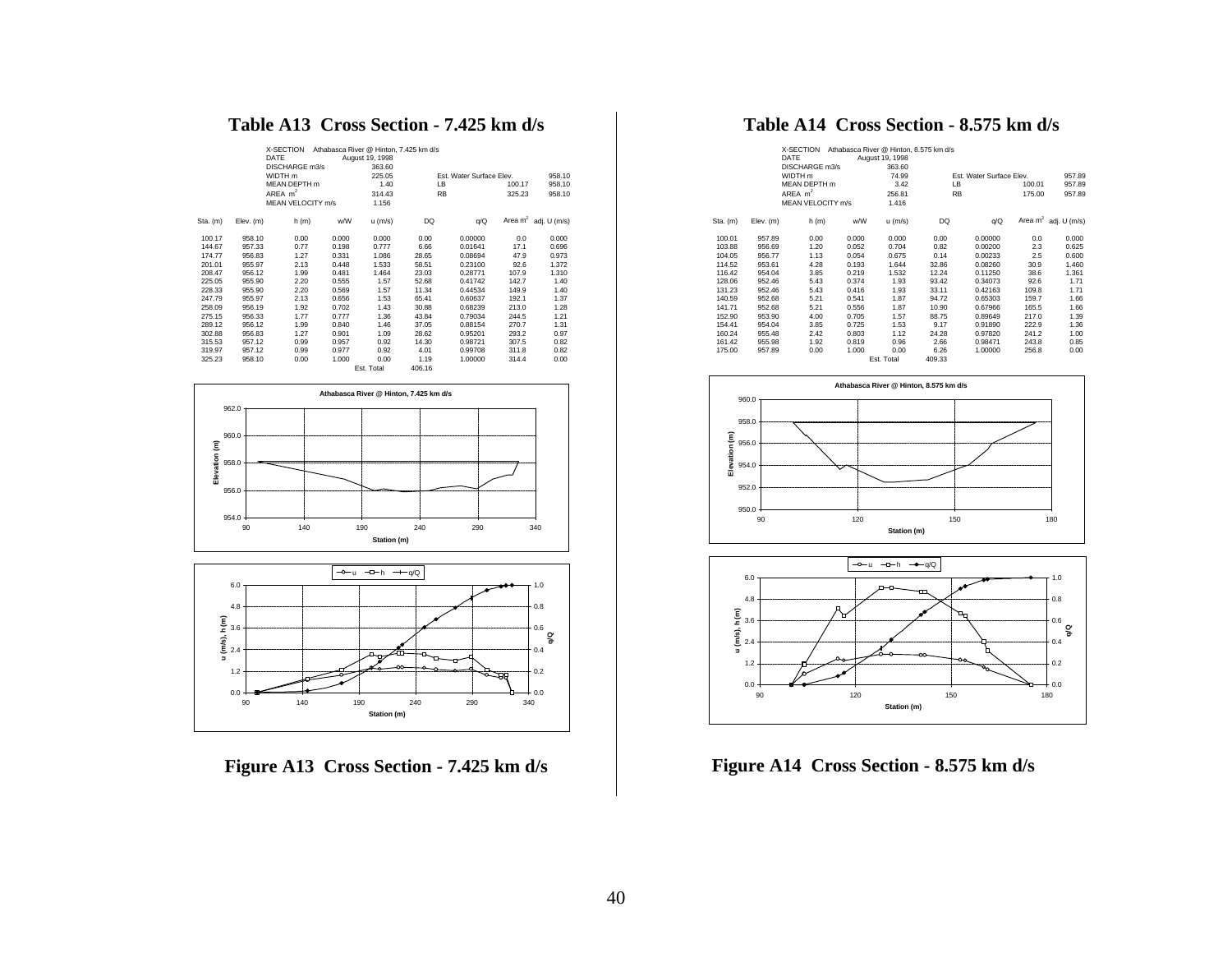## Table A13 Cross Section - 7.425 km d/s

| | | |
|---|---|---|
| X-SECTION | Athabasca River @ Hinton, 7.425 km d/s | |
| DATE | August 19, 1998 | |
| DISCHARGE m3/s | 363.60 | |
| WIDTH m | 225.05 | Est. Water Surface Elev. |
| MEAN DEPTH m | 1.40 | LB 100.17 958.10 |
| AREA $m^2$ | 314.43 | RB 325.23 958.10 |
| MEAN VELOCITY m/s | 1.156 | |

Est. Water Surface Elev.: 958.10

| Sta. (m) | Elev. (m) | h (m) | w/W | u (m/s) | DQ | q/Q | Area $m^2$ | adj. U (m/s) |
|---|---|---|---|---|---|---|---|---|
| 100.17 | 958.10 | 0.00 | 0.000 | 0.000 | 0.00 | 0.00000 | 0.0 | 0.000 |
| 144.67 | 957.33 | 0.77 | 0.198 | 0.777 | 6.66 | 0.01641 | 17.1 | 0.696 |
| 174.77 | 956.83 | 1.27 | 0.331 | 1.086 | 28.65 | 0.08694 | 47.9 | 0.973 |
| 201.01 | 955.97 | 2.13 | 0.448 | 1.533 | 58.51 | 0.23100 | 92.6 | 1.372 |
| 208.47 | 956.12 | 1.99 | 0.481 | 1.464 | 23.03 | 0.28771 | 107.9 | 1.310 |
| 225.05 | 955.90 | 2.20 | 0.555 | 1.57 | 52.68 | 0.41742 | 142.7 | 1.40 |
| 228.33 | 955.90 | 2.20 | 0.569 | 1.57 | 11.34 | 0.44534 | 149.9 | 1.40 |
| 247.79 | 955.97 | 2.13 | 0.656 | 1.53 | 65.41 | 0.60637 | 192.1 | 1.37 |
| 258.09 | 956.19 | 1.92 | 0.702 | 1.43 | 30.88 | 0.68239 | 213.0 | 1.28 |
| 275.15 | 956.33 | 1.77 | 0.777 | 1.36 | 43.84 | 0.79034 | 244.5 | 1.21 |
| 289.12 | 956.12 | 1.99 | 0.840 | 1.46 | 37.05 | 0.88154 | 270.7 | 1.31 |
| 302.88 | 956.83 | 1.27 | 0.901 | 1.09 | 28.62 | 0.95201 | 293.2 | 0.97 |
| 315.53 | 957.12 | 0.99 | 0.957 | 0.92 | 14.30 | 0.98721 | 307.5 | 0.82 |
| 319.97 | 957.12 | 0.99 | 0.977 | 0.92 | 4.01 | 0.99708 | 311.8 | 0.82 |
| 325.23 | 958.10 | 0.00 | 1.000 | 0.00 | 1.19 | 1.00000 | 314.4 | 0.00 |
| | | | | Est. Total | 406.16 | | | |

**Figure A13 Cross Section - 7.425 km d/s**

## Table A14 Cross Section - 8.575 km d/s

| | | |
|---|---|---|
| X-SECTION | Athabasca River @ Hinton, 8.575 km d/s | |
| DATE | August 19, 1998 | |
| DISCHARGE m3/s | 363.60 | |
| WIDTH m | 74.99 | Est. Water Surface Elev. |
| MEAN DEPTH m | 3.42 | LB 100.01 957.89 |
| AREA $m^2$ | 256.81 | RB 175.00 957.89 |
| MEAN VELOCITY m/s | 1.416 | |

Est. Water Surface Elev.: 957.89

| Sta. (m) | Elev. (m) | h (m) | w/W | u (m/s) | DQ | q/Q | Area $m^2$ | adj. U (m/s) |
|---|---|---|---|---|---|---|---|---|
| 100.01 | 957.89 | 0.00 | 0.000 | 0.000 | 0.00 | 0.00000 | 0.0 | 0.000 |
| 103.88 | 956.69 | 1.20 | 0.052 | 0.704 | 0.82 | 0.00200 | 2.3 | 0.625 |
| 104.05 | 956.77 | 1.13 | 0.054 | 0.675 | 0.14 | 0.00233 | 2.5 | 0.600 |
| 114.52 | 953.61 | 4.28 | 0.193 | 1.644 | 32.86 | 0.08260 | 30.9 | 1.460 |
| 116.42 | 954.04 | 3.85 | 0.219 | 1.532 | 12.24 | 0.11250 | 38.6 | 1.361 |
| 128.06 | 952.46 | 5.43 | 0.374 | 1.93 | 93.42 | 0.34073 | 92.6 | 1.71 |
| 131.23 | 952.46 | 5.43 | 0.416 | 1.93 | 33.11 | 0.42163 | 109.8 | 1.71 |
| 140.59 | 952.68 | 5.21 | 0.541 | 1.87 | 94.72 | 0.65303 | 159.7 | 1.66 |
| 141.71 | 952.68 | 5.21 | 0.556 | 1.87 | 10.90 | 0.67966 | 165.5 | 1.66 |
| 152.90 | 953.90 | 4.00 | 0.705 | 1.57 | 88.75 | 0.89649 | 217.0 | 1.39 |
| 154.41 | 954.04 | 3.85 | 0.725 | 1.53 | 9.17 | 0.91890 | 222.9 | 1.36 |
| 160.24 | 955.48 | 2.42 | 0.803 | 1.12 | 24.28 | 0.97820 | 241.2 | 1.00 |
| 161.42 | 955.98 | 1.92 | 0.819 | 0.96 | 2.66 | 0.98471 | 243.8 | 0.85 |
| 175.00 | 957.89 | 0.00 | 1.000 | 0.00 | 6.26 | 1.00000 | 256.8 | 0.00 |
| | | | | Est. Total | 409.33 | | | |

**Figure A14 Cross Section - 8.575 km d/s**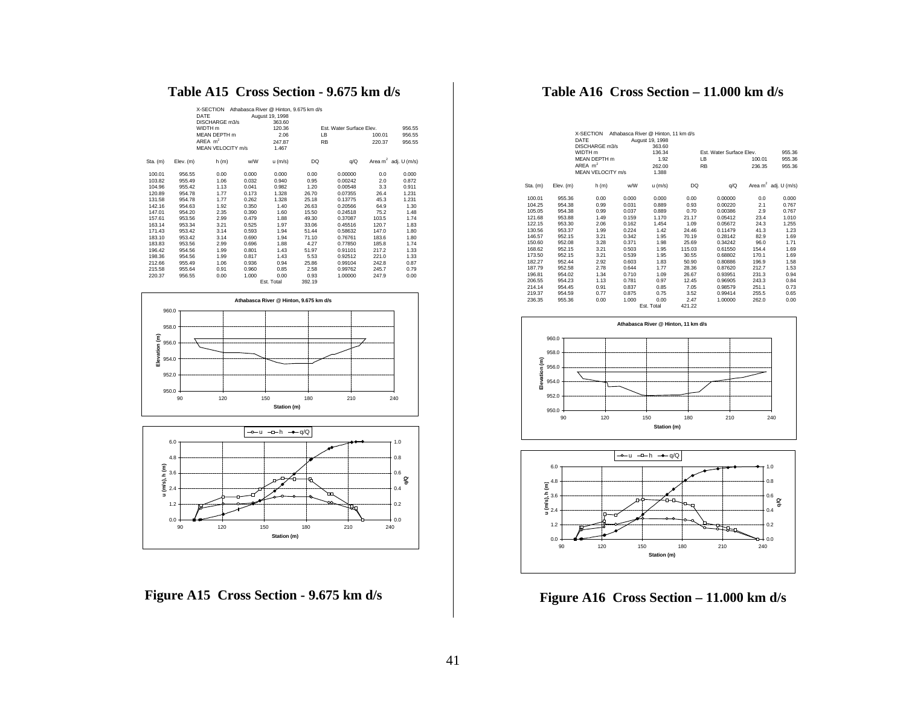## Table A15 Cross Section - 9.675 km d/s

X-SECTION Athabasca River @ Hinton, 9.675 km d/s
DATE August 19, 1998
DISCHARGE m3/s 363.60
WIDTH m 120.36
MEAN DEPTH m 2.06
AREA $m^2$ 247.87
MEAN VELOCITY m/s 1.467

Est. Water Surface Elev.

| | | |
|---|---|---|
| LB | 100.01 | 956.55 |
| RB | 220.37 | 956.55 |

Est. Water Surface Elev. 956.55

| Sta. (m) | Elev. (m) | h (m) | w/W | u (m/s) | DQ | q/Q | Area $m^2$ | adj. U (m/s) |
|---|---|---|---|---|---|---|---|---|
| 100.01 | 956.55 | 0.00 | 0.000 | 0.000 | 0.00 | 0.00000 | 0.0 | 0.000 |
| 103.82 | 955.49 | 1.06 | 0.032 | 0.940 | 0.95 | 0.00242 | 2.0 | 0.872 |
| 104.96 | 955.42 | 1.13 | 0.041 | 0.982 | 1.20 | 0.00548 | 3.3 | 0.911 |
| 120.89 | 954.78 | 1.77 | 0.173 | 1.328 | 26.70 | 0.07355 | 26.4 | 1.231 |
| 131.58 | 954.78 | 1.77 | 0.262 | 1.328 | 25.18 | 0.13775 | 45.3 | 1.231 |
| 142.16 | 954.63 | 1.92 | 0.350 | 1.40 | 26.63 | 0.20566 | 64.9 | 1.30 |
| 147.01 | 954.20 | 2.35 | 0.390 | 1.60 | 15.50 | 0.24518 | 75.2 | 1.48 |
| 157.61 | 953.56 | 2.99 | 0.479 | 1.88 | 49.30 | 0.37087 | 103.5 | 1.74 |
| 163.14 | 953.34 | 3.21 | 0.525 | 1.97 | 33.06 | 0.45516 | 120.7 | 1.83 |
| 171.43 | 953.42 | 3.14 | 0.593 | 1.94 | 51.44 | 0.58632 | 147.0 | 1.80 |
| 183.10 | 953.42 | 3.14 | 0.690 | 1.94 | 71.10 | 0.76761 | 183.6 | 1.80 |
| 183.83 | 953.56 | 2.99 | 0.696 | 1.88 | 4.27 | 0.77850 | 185.8 | 1.74 |
| 196.42 | 954.56 | 1.99 | 0.801 | 1.43 | 51.97 | 0.91101 | 217.2 | 1.33 |
| 198.36 | 954.56 | 1.99 | 0.817 | 1.43 | 5.53 | 0.92512 | 221.0 | 1.33 |
| 212.66 | 955.49 | 1.06 | 0.936 | 0.94 | 25.86 | 0.99104 | 242.8 | 0.87 |
| 215.58 | 955.64 | 0.91 | 0.960 | 0.85 | 2.58 | 0.99762 | 245.7 | 0.79 |
| 220.37 | 956.55 | 0.00 | 1.000 | 0.00 | 0.93 | 1.00000 | 247.9 | 0.00 |
| | | | | Est. Total | 392.19 | | | |

**Figure A15 Cross Section - 9.675 km d/s**

## Table A16 Cross Section – 11.000 km d/s

X-SECTION Athabasca River @ Hinton, 11 km d/s
DATE August 19, 1998
DISCHARGE m3/s 363.60
WIDTH m 136.34
MEAN DEPTH m 1.92
AREA $m^2$ 262.00
MEAN VELOCITY m/s 1.388

Est. Water Surface Elev. 955.36

| | | |
|---|---|---|
| LB | 100.01 | 955.36 |
| RB | 236.35 | 955.36 |

| Sta. (m) | Elev. (m) | h (m) | w/W | u (m/s) | DQ | q/Q | Area $m^2$ | adj. U (m/s) |
|---|---|---|---|---|---|---|---|---|
| 100.01 | 955.36 | 0.00 | 0.000 | 0.000 | 0.00 | 0.00000 | 0.0 | 0.000 |
| 104.25 | 954.38 | 0.99 | 0.031 | 0.889 | 0.93 | 0.00220 | 2.1 | 0.767 |
| 105.05 | 954.38 | 0.99 | 0.037 | 0.889 | 0.70 | 0.00386 | 2.9 | 0.767 |
| 121.68 | 953.88 | 1.49 | 0.159 | 1.170 | 21.17 | 0.05412 | 23.4 | 1.010 |
| 122.15 | 953.30 | 2.06 | 0.162 | 1.454 | 1.09 | 0.05672 | 24.3 | 1.255 |
| 130.56 | 953.37 | 1.99 | 0.224 | 1.42 | 24.46 | 0.11479 | 41.3 | 1.23 |
| 146.57 | 952.15 | 3.21 | 0.342 | 1.95 | 70.19 | 0.28142 | 82.9 | 1.69 |
| 150.60 | 952.08 | 3.28 | 0.371 | 1.98 | 25.69 | 0.34242 | 96.0 | 1.71 |
| 168.62 | 952.15 | 3.21 | 0.503 | 1.95 | 115.03 | 0.61550 | 154.4 | 1.69 |
| 173.50 | 952.15 | 3.21 | 0.539 | 1.95 | 30.55 | 0.68802 | 170.1 | 1.69 |
| 182.27 | 952.44 | 2.92 | 0.603 | 1.83 | 50.90 | 0.80886 | 196.9 | 1.58 |
| 187.79 | 952.58 | 2.78 | 0.644 | 1.77 | 28.36 | 0.87620 | 212.7 | 1.53 |
| 196.81 | 954.02 | 1.34 | 0.710 | 1.09 | 26.67 | 0.93951 | 231.3 | 0.94 |
| 206.55 | 954.23 | 1.13 | 0.781 | 0.97 | 12.45 | 0.96905 | 243.3 | 0.84 |
| 214.14 | 954.45 | 0.91 | 0.837 | 0.85 | 7.05 | 0.98579 | 251.1 | 0.73 |
| 219.37 | 954.59 | 0.77 | 0.875 | 0.75 | 3.52 | 0.99414 | 255.5 | 0.65 |
| 236.35 | 955.36 | 0.00 | 1.000 | 0.00 | 2.47 | 1.00000 | 262.0 | 0.00 |
| | | | | Est. Total | 421.22 | | | |

**Figure A16 Cross Section – 11.000 km d/s**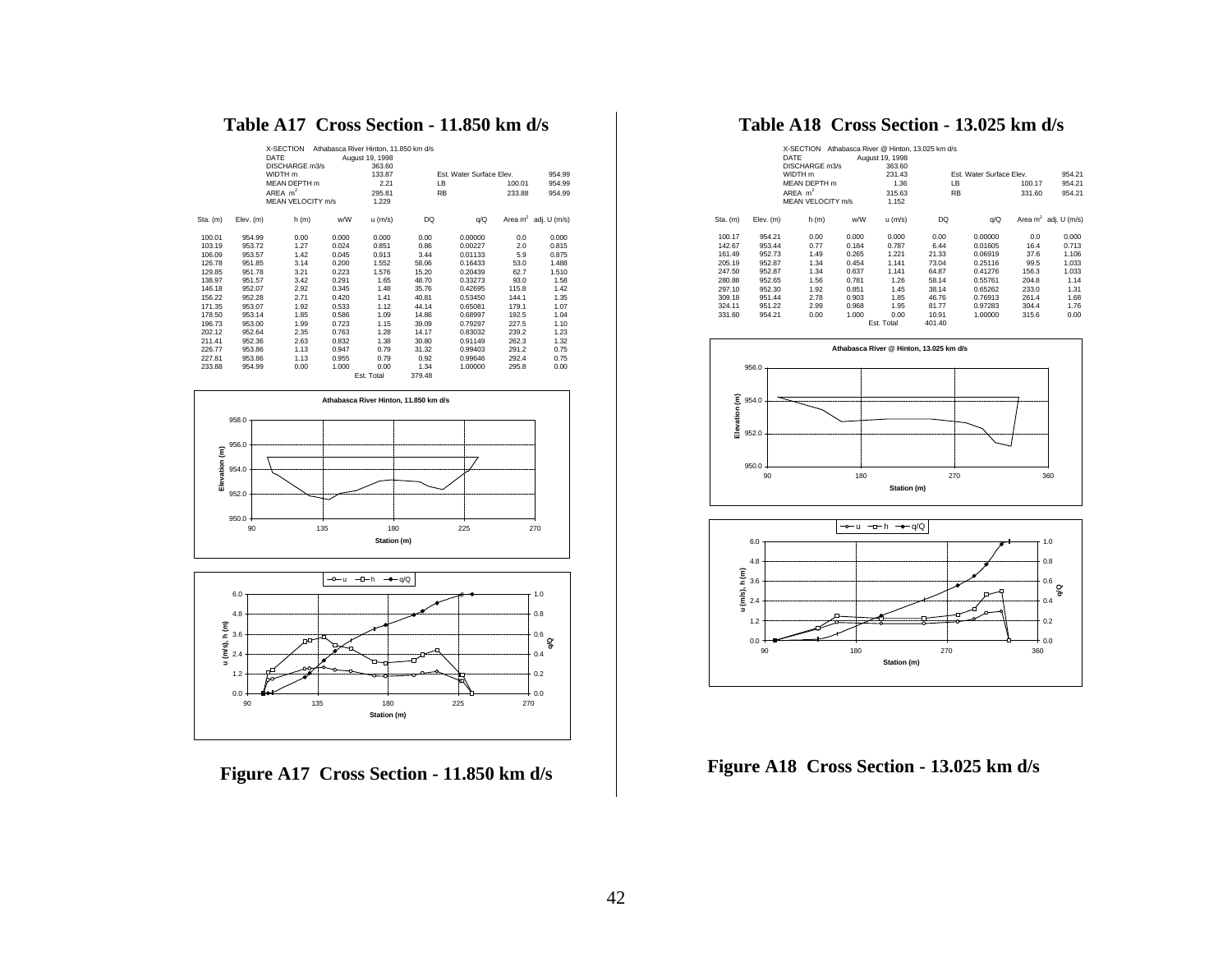## Table A17 Cross Section - 11.850 km d/s

| | | | |
|---|---|---|---|
| X-SECTION | Athabasca River Hinton, 11.850 km d/s | | |
| DATE | August 19, 1998 | | |
| DISCHARGE m3/s | 363.60 | | |
| WIDTH m | 133.87 | Est. Water Surface Elev. | 954.99 |
| MEAN DEPTH m | 2.21 | LB 100.01 | 954.99 |
| AREA $m^2$ | 295.81 | RB 233.88 | 954.99 |
| MEAN VELOCITY m/s | 1.229 | | |

| Sta. (m) | Elev. (m) | h (m) | w/W | u (m/s) | DQ | q/Q | Area $m^2$ | adj. U (m/s) |
|---|---|---|---|---|---|---|---|---|
| 100.01 | 954.99 | 0.00 | 0.000 | 0.000 | 0.00 | 0.00000 | 0.0 | 0.000 |
| 103.19 | 953.72 | 1.27 | 0.024 | 0.851 | 0.86 | 0.00227 | 2.0 | 0.815 |
| 106.09 | 953.57 | 1.42 | 0.045 | 0.913 | 3.44 | 0.01133 | 5.9 | 0.875 |
| 126.78 | 951.85 | 3.14 | 0.200 | 1.552 | 58.06 | 0.16433 | 53.0 | 1.488 |
| 129.85 | 951.78 | 3.21 | 0.223 | 1.576 | 15.20 | 0.20439 | 62.7 | 1.510 |
| 138.97 | 951.57 | 3.42 | 0.291 | 1.65 | 48.70 | 0.33273 | 93.0 | 1.58 |
| 146.18 | 952.07 | 2.92 | 0.345 | 1.48 | 35.76 | 0.42695 | 115.8 | 1.42 |
| 156.22 | 952.28 | 2.71 | 0.420 | 1.41 | 40.81 | 0.53450 | 144.1 | 1.35 |
| 171.35 | 953.07 | 1.92 | 0.533 | 1.12 | 44.14 | 0.65081 | 179.1 | 1.07 |
| 178.50 | 953.14 | 1.85 | 0.586 | 1.09 | 14.86 | 0.68997 | 192.5 | 1.04 |
| 196.73 | 953.00 | 1.99 | 0.723 | 1.15 | 39.09 | 0.79297 | 227.5 | 1.10 |
| 202.12 | 952.64 | 2.35 | 0.763 | 1.28 | 14.17 | 0.83032 | 239.2 | 1.23 |
| 211.41 | 952.36 | 2.63 | 0.832 | 1.38 | 30.80 | 0.91149 | 262.3 | 1.32 |
| 226.77 | 953.86 | 1.13 | 0.947 | 0.79 | 31.32 | 0.99403 | 291.2 | 0.75 |
| 227.81 | 953.86 | 1.13 | 0.955 | 0.79 | 0.92 | 0.99646 | 292.4 | 0.75 |
| 233.88 | 954.99 | 0.00 | 1.000 | 0.00 | 1.34 | 1.00000 | 295.8 | 0.00 |
| | | | | Est. Total | 379.48 | | | |

Figure A17 Cross Section - 11.850 km d/s

## Table A18 Cross Section - 13.025 km d/s

| | | | |
|---|---|---|---|
| X-SECTION | Athabasca River @ Hinton, 13.025 km d/s | | |
| DATE | August 19, 1998 | | |
| DISCHARGE m3/s | 363.60 | | |
| WIDTH m | 231.43 | Est. Water Surface Elev. | 954.21 |
| MEAN DEPTH m | 1.36 | LB 100.17 | 954.21 |
| AREA $m^2$ | 315.63 | RB 331.60 | 954.21 |
| MEAN VELOCITY m/s | 1.152 | | |

| Sta. (m) | Elev. (m) | h (m) | w/W | u (m/s) | DQ | q/Q | Area $m^2$ | adj. U (m/s) |
|---|---|---|---|---|---|---|---|---|
| 100.17 | 954.21 | 0.00 | 0.000 | 0.000 | 0.00 | 0.00000 | 0.0 | 0.000 |
| 142.67 | 953.44 | 0.77 | 0.184 | 0.787 | 6.44 | 0.01605 | 16.4 | 0.713 |
| 161.49 | 952.73 | 1.49 | 0.265 | 1.221 | 21.33 | 0.06919 | 37.6 | 1.106 |
| 205.19 | 952.87 | 1.34 | 0.454 | 1.141 | 73.04 | 0.25116 | 99.5 | 1.033 |
| 247.50 | 952.87 | 1.34 | 0.637 | 1.141 | 64.87 | 0.41276 | 156.3 | 1.033 |
| 280.88 | 952.65 | 1.56 | 0.781 | 1.26 | 58.14 | 0.55761 | 204.8 | 1.14 |
| 297.10 | 952.30 | 1.92 | 0.851 | 1.45 | 38.14 | 0.65262 | 233.0 | 1.31 |
| 309.18 | 951.44 | 2.78 | 0.903 | 1.85 | 46.76 | 0.76913 | 261.4 | 1.68 |
| 324.11 | 951.22 | 2.99 | 0.968 | 1.95 | 81.77 | 0.97283 | 304.4 | 1.76 |
| 331.60 | 954.21 | 0.00 | 1.000 | 0.00 | 10.91 | 1.00000 | 315.6 | 0.00 |
| | | | | Est. Total | 401.40 | | | |

Figure A18 Cross Section - 13.025 km d/s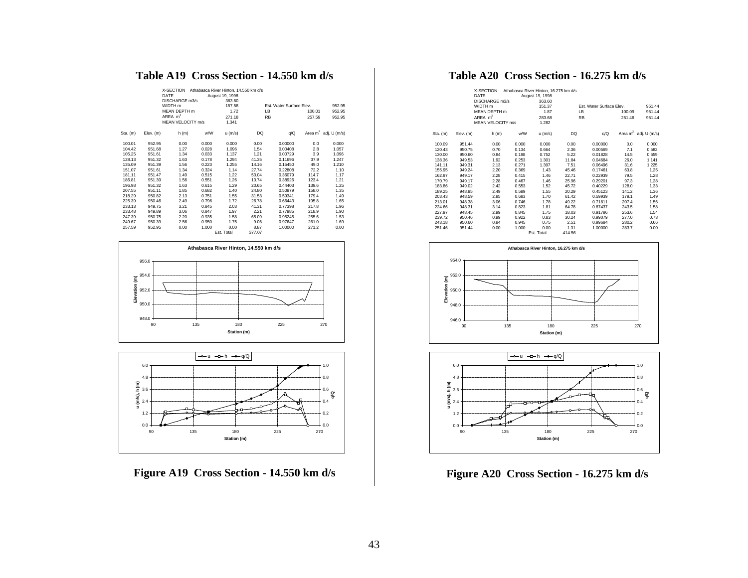# Table A19 Cross Section - 14.550 km d/s

| | |
|---|---|
| X-SECTION | Athabasca River Hinton, 14.550 km d/s |
| DATE | August 19, 1998 |
| DISCHARGE m3/s | 363.60 |
| WIDTH m | 157.58 |
| MEAN DEPTH m | 1.72 |
| AREA $m^2$ | 271.18 |
| MEAN VELOCITY m/s | 1.341 |

| Est. Water Surface Elev. | | 952.95 |
|---|---|---|
| LB | 100.01 | 952.95 |
| RB | 257.59 | 952.95 |

| Sta. (m) | Elev. (m) | h (m) | w/W | u (m/s) | DQ | q/Q | Area $m^2$ | adj. U (m/s) |
|---|---|---|---|---|---|---|---|---|
| 100.01 | 952.95 | 0.00 | 0.000 | 0.000 | 0.00 | 0.00000 | 0.0 | 0.000 |
| 104.42 | 951.68 | 1.27 | 0.028 | 1.096 | 1.54 | 0.00408 | 2.8 | 1.057 |
| 105.25 | 951.61 | 1.34 | 0.033 | 1.137 | 1.21 | 0.00729 | 3.9 | 1.096 |
| 128.13 | 951.32 | 1.63 | 0.178 | 1.294 | 41.35 | 0.11696 | 37.9 | 1.247 |
| 135.09 | 951.39 | 1.56 | 0.223 | 1.255 | 14.16 | 0.15450 | 49.0 | 1.210 |
| 151.07 | 951.61 | 1.34 | 0.324 | 1.14 | 27.74 | 0.22808 | 72.2 | 1.10 |
| 181.11 | 951.47 | 1.49 | 0.515 | 1.22 | 50.04 | 0.36079 | 114.7 | 1.17 |
| 186.81 | 951.39 | 1.56 | 0.551 | 1.26 | 10.74 | 0.38926 | 123.4 | 1.21 |
| 196.98 | 951.32 | 1.63 | 0.615 | 1.29 | 20.65 | 0.44403 | 139.6 | 1.25 |
| 207.55 | 951.11 | 1.85 | 0.682 | 1.40 | 24.80 | 0.50979 | 158.0 | 1.35 |
| 218.29 | 950.82 | 2.13 | 0.751 | 1.55 | 31.53 | 0.59341 | 179.4 | 1.49 |
| 225.39 | 950.46 | 2.49 | 0.796 | 1.72 | 26.78 | 0.66443 | 195.8 | 1.65 |
| 233.13 | 949.75 | 3.21 | 0.845 | 2.03 | 41.31 | 0.77398 | 217.8 | 1.96 |
| 233.48 | 949.89 | 3.06 | 0.847 | 1.97 | 2.21 | 0.77985 | 218.9 | 1.90 |
| 247.39 | 950.75 | 2.20 | 0.935 | 1.58 | 65.09 | 0.95245 | 255.6 | 1.53 |
| 249.67 | 950.39 | 2.56 | 0.950 | 1.75 | 9.06 | 0.97647 | 261.0 | 1.69 |
| 257.59 | 952.95 | 0.00 | 1.000 | 0.00 | 8.87 | 1.00000 | 271.2 | 0.00 |
| | | | | Est. Total | 377.07 | | | |

Figure A19 Cross Section - 14.550 km d/s

# Table A20 Cross Section - 16.275 km d/s

| | |
|---|---|
| X-SECTION | Athabasca River Hinton, 16.275 km d/s |
| DATE | August 19, 1998 |
| DISCHARGE m3/s | 363.60 |
| WIDTH m | 151.37 |
| MEAN DEPTH m | 1.87 |
| AREA $m^2$ | 283.68 |
| MEAN VELOCITY m/s | 1.282 |

| Est. Water Surface Elev. | | 951.44 |
|---|---|---|
| LB | 100.09 | 951.44 |
| RB | 251.46 | 951.44 |

| Sta. (m) | Elev. (m) | h (m) | w/W | u (m/s) | DQ | q/Q | Area $m^2$ | adj. U (m/s) |
|---|---|---|---|---|---|---|---|---|
| 100.09 | 951.44 | 0.00 | 0.000 | 0.000 | 0.00 | 0.00000 | 0.0 | 0.000 |
| 120.43 | 950.75 | 0.70 | 0.134 | 0.664 | 2.36 | 0.00569 | 7.1 | 0.582 |
| 130.00 | 950.60 | 0.84 | 0.198 | 0.752 | 5.22 | 0.01828 | 14.5 | 0.659 |
| 138.36 | 949.53 | 1.92 | 0.253 | 1.301 | 11.84 | 0.04684 | 26.0 | 1.141 |
| 141.11 | 949.31 | 2.13 | 0.271 | 1.397 | 7.51 | 0.06496 | 31.6 | 1.225 |
| 155.95 | 949.24 | 2.20 | 0.369 | 1.43 | 45.46 | 0.17461 | 63.8 | 1.25 |
| 162.97 | 949.17 | 2.28 | 0.415 | 1.46 | 22.71 | 0.22939 | 79.5 | 1.28 |
| 170.79 | 949.17 | 2.28 | 0.467 | 1.46 | 25.96 | 0.29201 | 97.3 | 1.28 |
| 183.86 | 949.02 | 2.42 | 0.553 | 1.52 | 45.72 | 0.40229 | 128.0 | 1.33 |
| 189.25 | 948.95 | 2.49 | 0.589 | 1.55 | 20.29 | 0.45123 | 141.2 | 1.36 |
| 203.43 | 948.59 | 2.85 | 0.683 | 1.70 | 61.42 | 0.59939 | 179.1 | 1.49 |
| 213.01 | 948.38 | 3.06 | 0.746 | 1.78 | 49.22 | 0.71811 | 207.4 | 1.56 |
| 224.66 | 948.31 | 3.14 | 0.823 | 1.81 | 64.78 | 0.87437 | 243.5 | 1.58 |
| 227.97 | 948.45 | 2.99 | 0.845 | 1.75 | 18.03 | 0.91786 | 253.6 | 1.54 |
| 239.72 | 950.46 | 0.99 | 0.922 | 0.83 | 30.24 | 0.99079 | 277.0 | 0.73 |
| 243.18 | 950.60 | 0.84 | 0.945 | 0.75 | 2.51 | 0.99684 | 280.2 | 0.66 |
| 251.46 | 951.44 | 0.00 | 1.000 | 0.00 | 1.31 | 1.00000 | 283.7 | 0.00 |
| | | | | Est. Total | 414.56 | | | |

Figure A20 Cross Section - 16.275 km d/s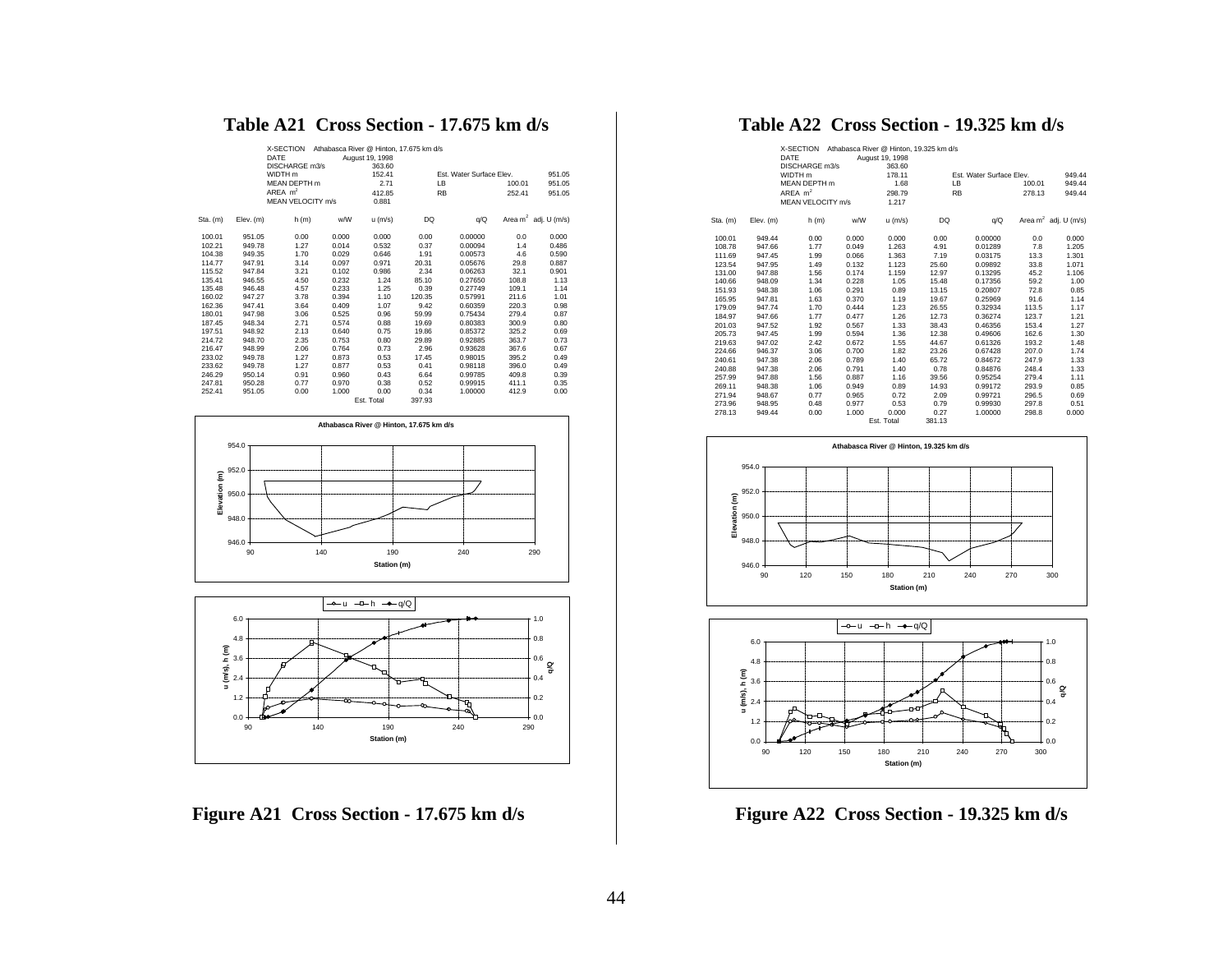# Table A21 Cross Section - 17.675 km d/s

| | |
|---|---|
| X-SECTION | Athabasca River @ Hinton, 17.675 km d/s |
| DATE | August 19, 1998 |
| DISCHARGE m3/s | 363.60 |
| WIDTH m | 152.41 |
| MEAN DEPTH m | 2.71 |
| AREA $m^2$ | 412.85 |
| MEAN VELOCITY m/s | 0.881 |

| Est. Water Surface Elev. | | |
|---|---|---|
| | | 951.05 |
| LB | 100.01 | 951.05 |
| RB | 252.41 | 951.05 |

| Sta. (m) | Elev. (m) | h (m) | w/W | u (m/s) | DQ | q/Q | Area $m^2$ | adj. U (m/s) |
|---|---|---|---|---|---|---|---|---|
| 100.01 | 951.05 | 0.00 | 0.000 | 0.000 | 0.00 | 0.00000 | 0.0 | 0.000 |
| 102.21 | 949.78 | 1.27 | 0.014 | 0.532 | 0.37 | 0.00094 | 1.4 | 0.486 |
| 104.38 | 949.35 | 1.70 | 0.029 | 0.646 | 1.91 | 0.00573 | 4.6 | 0.590 |
| 114.77 | 947.91 | 3.14 | 0.097 | 0.971 | 20.31 | 0.05676 | 29.8 | 0.887 |
| 115.52 | 947.84 | 3.21 | 0.102 | 0.986 | 2.34 | 0.06263 | 32.1 | 0.901 |
| 135.41 | 946.55 | 4.50 | 0.232 | 1.24 | 85.10 | 0.27650 | 108.8 | 1.13 |
| 135.48 | 946.48 | 4.57 | 0.233 | 1.25 | 0.39 | 0.27749 | 109.1 | 1.14 |
| 160.02 | 947.27 | 3.78 | 0.394 | 1.10 | 120.35 | 0.57991 | 211.6 | 1.01 |
| 162.36 | 947.41 | 3.64 | 0.409 | 1.07 | 9.42 | 0.60359 | 220.3 | 0.98 |
| 180.01 | 947.98 | 3.06 | 0.525 | 0.96 | 59.99 | 0.75434 | 279.4 | 0.87 |
| 187.45 | 948.34 | 2.71 | 0.574 | 0.88 | 19.69 | 0.80383 | 300.9 | 0.80 |
| 197.51 | 948.92 | 2.13 | 0.640 | 0.75 | 19.86 | 0.85372 | 325.2 | 0.69 |
| 214.72 | 948.70 | 2.35 | 0.753 | 0.80 | 29.89 | 0.92885 | 363.7 | 0.73 |
| 216.47 | 948.99 | 2.06 | 0.764 | 0.73 | 2.96 | 0.93628 | 367.6 | 0.67 |
| 233.02 | 949.78 | 1.27 | 0.873 | 0.53 | 17.45 | 0.98015 | 395.2 | 0.49 |
| 233.62 | 949.78 | 1.27 | 0.877 | 0.53 | 0.41 | 0.98118 | 396.0 | 0.49 |
| 246.29 | 950.14 | 0.91 | 0.960 | 0.43 | 6.64 | 0.99785 | 409.8 | 0.39 |
| 247.81 | 950.28 | 0.77 | 0.970 | 0.38 | 0.52 | 0.99915 | 411.1 | 0.35 |
| 252.41 | 951.05 | 0.00 | 1.000 | 0.00 | 0.34 | 1.00000 | 412.9 | 0.00 |
| | | | | Est. Total | 397.93 | | | |

**Figure A21 Cross Section - 17.675 km d/s**

# Table A22 Cross Section - 19.325 km d/s

| | |
|---|---|
| X-SECTION | Athabasca River @ Hinton, 19.325 km d/s |
| DATE | August 19, 1998 |
| DISCHARGE m3/s | 363.60 |
| WIDTH m | 178.11 |
| MEAN DEPTH m | 1.68 |
| AREA $m^2$ | 298.79 |
| MEAN VELOCITY m/s | 1.217 |

| Est. Water Surface Elev. | | |
|---|---|---|
| LB | 100.01 | 949.44 |
| RB | 278.13 | 949.44 |

| Sta. (m) | Elev. (m) | h (m) | w/W | u (m/s) | DQ | q/Q | Area $m^2$ | adj. U (m/s) |
|---|---|---|---|---|---|---|---|---|
| 100.01 | 949.44 | 0.00 | 0.000 | 0.000 | 0.00 | 0.00000 | 0.0 | 0.000 |
| 108.78 | 947.66 | 1.77 | 0.049 | 1.263 | 4.91 | 0.01289 | 7.8 | 1.205 |
| 111.69 | 947.45 | 1.99 | 0.066 | 1.363 | 7.19 | 0.03175 | 13.3 | 1.301 |
| 123.54 | 947.95 | 1.49 | 0.132 | 1.123 | 25.60 | 0.09892 | 33.8 | 1.071 |
| 131.00 | 947.88 | 1.56 | 0.174 | 1.159 | 12.97 | 0.13295 | 45.2 | 1.106 |
| 140.66 | 948.09 | 1.34 | 0.228 | 1.05 | 15.48 | 0.17356 | 59.2 | 1.00 |
| 151.93 | 948.38 | 1.06 | 0.291 | 0.89 | 13.15 | 0.20807 | 72.8 | 0.85 |
| 165.95 | 947.81 | 1.63 | 0.370 | 1.19 | 19.67 | 0.25969 | 91.6 | 1.14 |
| 179.09 | 947.74 | 1.70 | 0.444 | 1.23 | 26.55 | 0.32934 | 113.5 | 1.17 |
| 184.97 | 947.66 | 1.77 | 0.477 | 1.26 | 12.73 | 0.36274 | 123.7 | 1.21 |
| 201.03 | 947.52 | 1.92 | 0.567 | 1.33 | 38.43 | 0.46356 | 153.4 | 1.27 |
| 205.73 | 947.45 | 1.99 | 0.594 | 1.36 | 12.38 | 0.49606 | 162.6 | 1.30 |
| 219.63 | 947.02 | 2.42 | 0.672 | 1.55 | 44.67 | 0.61326 | 193.2 | 1.48 |
| 224.66 | 946.37 | 3.06 | 0.700 | 1.82 | 23.26 | 0.67428 | 207.0 | 1.74 |
| 240.61 | 947.38 | 2.06 | 0.789 | 1.40 | 65.72 | 0.84672 | 247.9 | 1.33 |
| 240.88 | 947.38 | 2.06 | 0.791 | 1.40 | 0.78 | 0.84876 | 248.4 | 1.33 |
| 257.99 | 947.88 | 1.56 | 0.887 | 1.16 | 39.56 | 0.95254 | 279.4 | 1.11 |
| 269.11 | 948.38 | 1.06 | 0.949 | 0.89 | 14.93 | 0.99172 | 293.9 | 0.85 |
| 271.94 | 948.67 | 0.77 | 0.965 | 0.72 | 2.09 | 0.99721 | 296.5 | 0.69 |
| 273.96 | 948.95 | 0.48 | 0.977 | 0.53 | 0.79 | 0.99930 | 297.8 | 0.51 |
| 278.13 | 949.44 | 0.00 | 1.000 | 0.000 | 0.27 | 1.00000 | 298.8 | 0.000 |
| | | | | Est. Total | 381.13 | | | |

**Figure A22 Cross Section - 19.325 km d/s**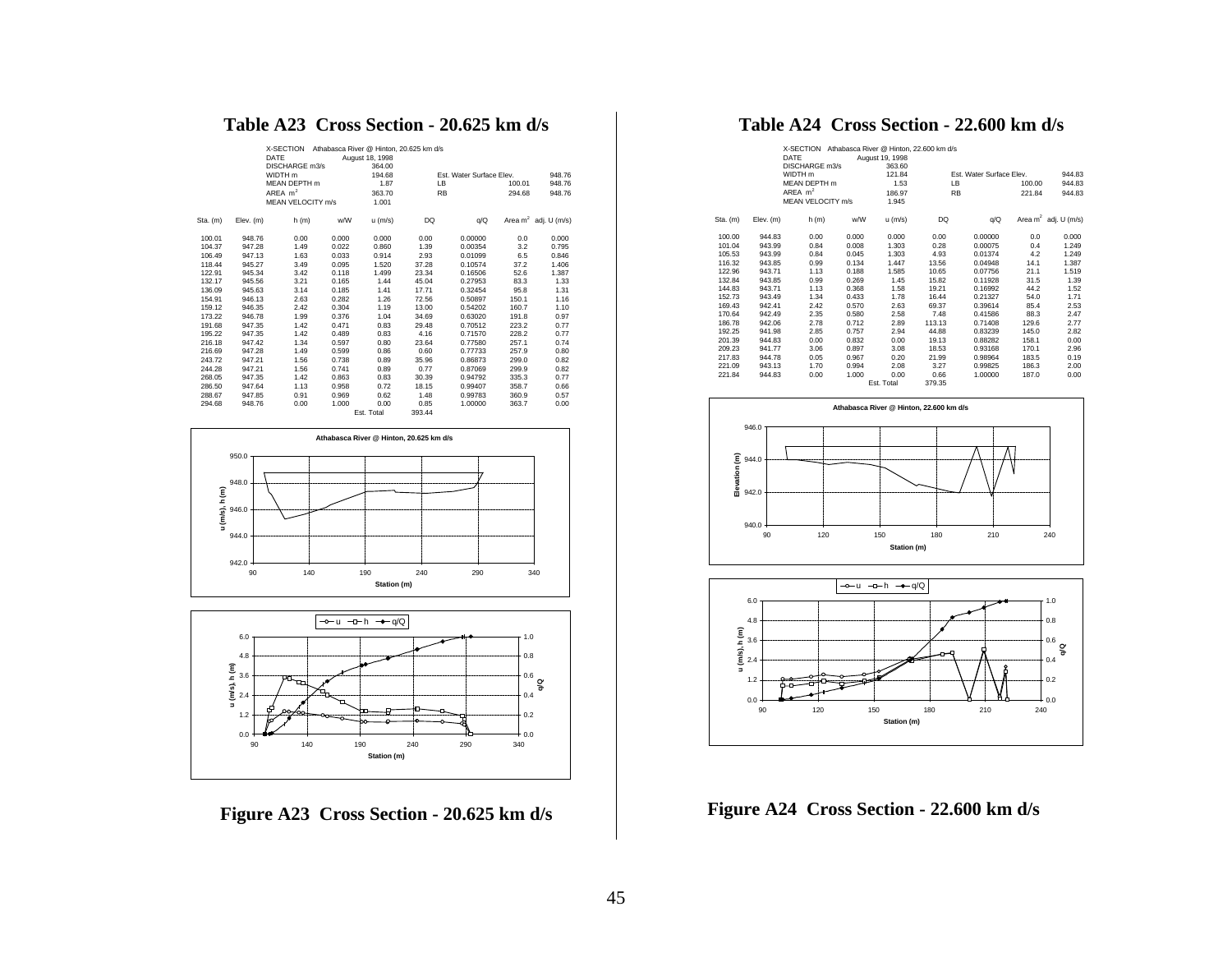# Table A23 Cross Section - 20.625 km d/s

| X-SECTION | Athabasca River @ Hinton, 20.625 km d/s | | |
|---|---|---|---|
| DATE | August 18, 1998 | | |
| DISCHARGE m3/s | 364.00 | | |
| WIDTH m | 194.68 | Est. Water Surface Elev. | 948.76 |
| MEAN DEPTH m | 1.87 | LB 100.01 | 948.76 |
| AREA $m^2$ | 363.70 | RB 294.68 | 948.76 |
| MEAN VELOCITY m/s | 1.001 | | |

| Sta. (m) | Elev. (m) | h (m) | w/W | u (m/s) | DQ | q/Q | Area $m^2$ | adj. U (m/s) |
|---|---|---|---|---|---|---|---|---|
| 100.01 | 948.76 | 0.00 | 0.000 | 0.000 | 0.00 | 0.00000 | 0.0 | 0.000 |
| 104.37 | 947.28 | 1.49 | 0.022 | 0.860 | 1.39 | 0.00354 | 3.2 | 0.795 |
| 106.49 | 947.13 | 1.63 | 0.033 | 0.914 | 2.93 | 0.01099 | 6.5 | 0.846 |
| 118.44 | 945.27 | 3.49 | 0.095 | 1.520 | 37.28 | 0.10574 | 37.2 | 1.406 |
| 122.91 | 945.34 | 3.42 | 0.118 | 1.499 | 23.34 | 0.16506 | 52.6 | 1.387 |
| 132.17 | 945.56 | 3.21 | 0.165 | 1.44 | 45.04 | 0.27953 | 83.3 | 1.33 |
| 136.09 | 945.63 | 3.14 | 0.185 | 1.41 | 17.71 | 0.32454 | 95.8 | 1.31 |
| 154.91 | 946.13 | 2.63 | 0.282 | 1.26 | 72.56 | 0.50897 | 150.1 | 1.16 |
| 159.12 | 946.35 | 2.42 | 0.304 | 1.19 | 13.00 | 0.54202 | 160.7 | 1.10 |
| 173.22 | 946.78 | 1.99 | 0.376 | 1.04 | 34.69 | 0.63020 | 191.8 | 0.97 |
| 191.68 | 947.35 | 1.42 | 0.471 | 0.83 | 29.48 | 0.70512 | 223.2 | 0.77 |
| 195.22 | 947.35 | 1.42 | 0.489 | 0.83 | 4.16 | 0.71570 | 228.2 | 0.77 |
| 216.18 | 947.42 | 1.34 | 0.597 | 0.80 | 23.64 | 0.77580 | 257.1 | 0.74 |
| 216.69 | 947.28 | 1.49 | 0.599 | 0.86 | 0.60 | 0.77733 | 257.9 | 0.80 |
| 243.72 | 947.21 | 1.56 | 0.738 | 0.89 | 35.96 | 0.86873 | 299.0 | 0.82 |
| 244.28 | 947.21 | 1.56 | 0.741 | 0.89 | 0.77 | 0.87069 | 299.9 | 0.82 |
| 268.05 | 947.35 | 1.42 | 0.863 | 0.83 | 30.39 | 0.94792 | 335.3 | 0.77 |
| 286.50 | 947.64 | 1.13 | 0.958 | 0.72 | 18.15 | 0.99407 | 358.7 | 0.66 |
| 288.67 | 947.85 | 0.91 | 0.969 | 0.62 | 1.48 | 0.99783 | 360.9 | 0.57 |
| 294.68 | 948.76 | 0.00 | 1.000 | 0.00 | 0.85 | 1.00000 | 363.7 | 0.00 |
| | | | | Est. Total | 393.44 | | | |

**Figure A23 Cross Section - 20.625 km d/s**

# Table A24 Cross Section - 22.600 km d/s

| X-SECTION | Athabasca River @ Hinton, 22.600 km d/s | | |
|---|---|---|---|
| DATE | August 19, 1998 | | |
| DISCHARGE m3/s | 363.60 | | |
| WIDTH m | 121.84 | Est. Water Surface Elev. | 944.83 |
| MEAN DEPTH m | 1.53 | LB 100.00 | 944.83 |
| AREA $m^2$ | 186.97 | RB 221.84 | 944.83 |
| MEAN VELOCITY m/s | 1.945 | | |

| Sta. (m) | Elev. (m) | h (m) | w/W | u (m/s) | DQ | q/Q | Area $m^2$ | adj. U (m/s) |
|---|---|---|---|---|---|---|---|---|
| 100.00 | 944.83 | 0.00 | 0.000 | 0.000 | 0.00 | 0.00000 | 0.0 | 0.000 |
| 101.04 | 943.99 | 0.84 | 0.008 | 1.303 | 0.28 | 0.00075 | 0.4 | 1.249 |
| 105.53 | 943.99 | 0.84 | 0.045 | 1.303 | 4.93 | 0.01374 | 4.2 | 1.249 |
| 116.32 | 943.85 | 0.99 | 0.134 | 1.447 | 13.56 | 0.04948 | 14.1 | 1.387 |
| 122.96 | 943.71 | 1.13 | 0.188 | 1.585 | 10.65 | 0.07756 | 21.1 | 1.519 |
| 132.84 | 943.85 | 0.99 | 0.269 | 1.45 | 15.82 | 0.11928 | 31.5 | 1.39 |
| 144.83 | 943.71 | 1.13 | 0.368 | 1.58 | 19.21 | 0.16992 | 44.2 | 1.52 |
| 152.73 | 943.49 | 1.34 | 0.433 | 1.78 | 16.44 | 0.21327 | 54.0 | 1.71 |
| 169.43 | 942.41 | 2.42 | 0.570 | 2.63 | 69.37 | 0.39614 | 85.4 | 2.53 |
| 170.64 | 942.49 | 2.35 | 0.580 | 2.58 | 7.48 | 0.41586 | 88.3 | 2.47 |
| 186.78 | 942.06 | 2.78 | 0.712 | 2.89 | 113.13 | 0.71408 | 129.6 | 2.77 |
| 192.25 | 941.98 | 2.85 | 0.757 | 2.94 | 44.88 | 0.83239 | 145.0 | 2.82 |
| 201.39 | 944.83 | 0.00 | 0.832 | 0.00 | 19.13 | 0.88282 | 158.1 | 0.00 |
| 209.23 | 941.77 | 3.06 | 0.897 | 3.08 | 18.53 | 0.93168 | 170.1 | 2.96 |
| 217.83 | 944.78 | 0.05 | 0.967 | 0.20 | 21.99 | 0.98964 | 183.5 | 0.19 |
| 221.09 | 943.13 | 1.70 | 0.994 | 2.08 | 3.27 | 0.99825 | 186.3 | 2.00 |
| 221.84 | 944.83 | 0.00 | 1.000 | 0.00 | 0.66 | 1.00000 | 187.0 | 0.00 |
| | | | | Est. Total | 379.35 | | | |

**Figure A24 Cross Section - 22.600 km d/s**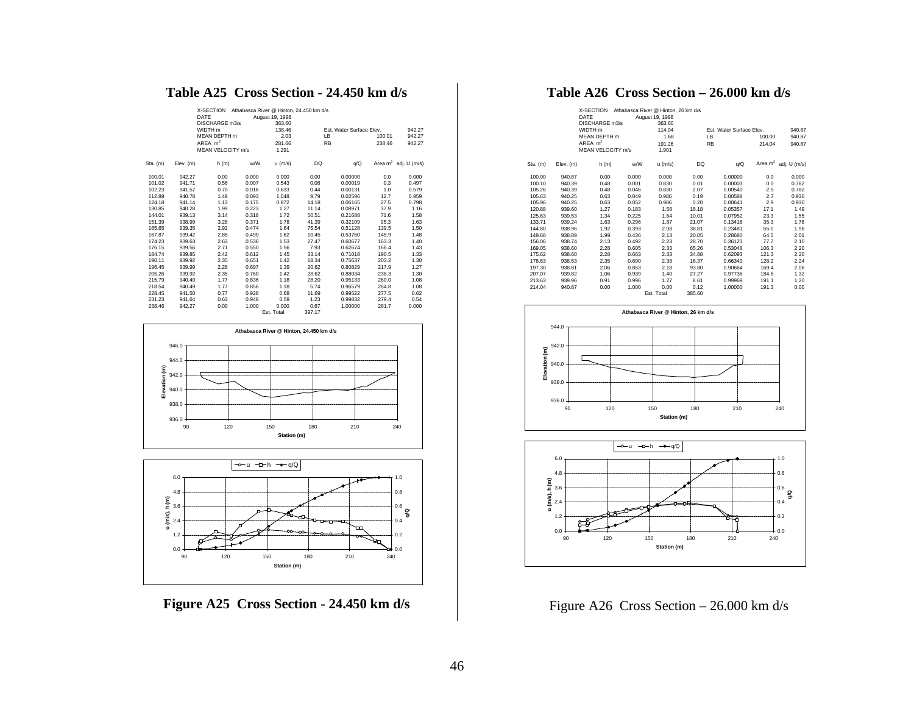## Table A25 Cross Section - 24.450 km d/s

| | | | |
|---|---|---|---|
| X-SECTION | Athabasca River @ Hinton, 24.450 km d/s | | |
| DATE | August 19, 1998 | | |
| DISCHARGE m3/s | 363.60 | | |
| WIDTH m | 138.46 | Est. Water Surface Elev. | 942.27 |
| MEAN DEPTH m | 2.03 | LB 100.01 | 942.27 |
| AREA m² | 281.66 | RB 238.46 | 942.27 |
| MEAN VELOCITY m/s | 1.291 | | |

| Sta. (m) | Elev. (m) | h (m) | w/W | u (m/s) | DQ | q/Q | Area m² | adj. U (m/s) |
|---|---|---|---|---|---|---|---|---|
| 100.01 | 942.27 | 0.00 | 0.000 | 0.000 | 0.00 | 0.00000 | 0.0 | 0.000 |
| 101.02 | 941.71 | 0.56 | 0.007 | 0.543 | 0.08 | 0.00019 | 0.3 | 0.497 |
| 102.23 | 941.57 | 0.70 | 0.016 | 0.633 | 0.44 | 0.00131 | 1.0 | 0.579 |
| 112.89 | 940.78 | 1.49 | 0.093 | 1.048 | 9.79 | 0.02596 | 12.7 | 0.959 |
| 124.18 | 941.14 | 1.13 | 0.175 | 0.872 | 14.18 | 0.06165 | 27.5 | 0.798 |
| 130.85 | 940.28 | 1.99 | 0.223 | 1.27 | 11.14 | 0.08971 | 37.9 | 1.16 |
| 144.01 | 939.13 | 3.14 | 0.318 | 1.72 | 50.51 | 0.21688 | 71.6 | 1.58 |
| 151.39 | 938.99 | 3.28 | 0.371 | 1.78 | 41.39 | 0.32109 | 95.3 | 1.63 |
| 165.65 | 939.35 | 2.92 | 0.474 | 1.64 | 75.54 | 0.51128 | 139.5 | 1.50 |
| 167.87 | 939.42 | 2.85 | 0.490 | 1.62 | 10.45 | 0.53760 | 145.9 | 1.48 |
| 174.23 | 939.63 | 2.63 | 0.536 | 1.53 | 27.47 | 0.60677 | 163.3 | 1.40 |
| 176.15 | 939.56 | 2.71 | 0.550 | 1.56 | 7.93 | 0.62674 | 168.4 | 1.43 |
| 184.74 | 939.85 | 2.42 | 0.612 | 1.45 | 33.14 | 0.71018 | 190.5 | 1.33 |
| 190.11 | 939.92 | 2.35 | 0.651 | 1.42 | 18.34 | 0.75637 | 203.2 | 1.30 |
| 196.45 | 939.99 | 2.28 | 0.697 | 1.39 | 20.62 | 0.80829 | 217.9 | 1.27 |
| 205.26 | 939.92 | 2.35 | 0.760 | 1.42 | 28.62 | 0.88034 | 238.3 | 1.30 |
| 215.79 | 940.49 | 1.77 | 0.836 | 1.18 | 28.20 | 0.95133 | 260.0 | 1.08 |
| 218.54 | 940.49 | 1.77 | 0.856 | 1.18 | 5.74 | 0.96579 | 264.8 | 1.08 |
| 228.45 | 941.50 | 0.77 | 0.928 | 0.68 | 11.69 | 0.99522 | 277.5 | 0.62 |
| 231.23 | 941.64 | 0.63 | 0.948 | 0.59 | 1.23 | 0.99832 | 279.4 | 0.54 |
| 238.46 | 942.27 | 0.00 | 1.000 | 0.000 | 0.67 | 1.00000 | 281.7 | 0.000 |
| | | | | Est. Total | 397.17 | | | |

Athabasca River @ Hinton, 24.450 km d/s
Elevation (m)
946.0
944.0
942.0
940.0
938.0
936.0
90 120 150 180 210 240
Station (m)

u h q/Q
u (m/s), h (m)
6.0
4.8
3.6
2.4
1.2
0.0
q/Q
1.0
0.8
0.6
0.4
0.2
0.0
90 120 150 180 210 240
Station (m)

**Figure A25 Cross Section - 24.450 km d/s**

## Table A26 Cross Section – 26.000 km d/s

| | | | |
|---|---|---|---|
| X-SECTION | Athabasca River @ Hinton, 26 km d/s | | |
| DATE | August 19, 1998 | | |
| DISCHARGE m3/s | 363.60 | | |
| WIDTH m | 114.04 | Est. Water Surface Elev. | 940.87 |
| MEAN DEPTH m | 1.68 | LB 100.00 | 940.87 |
| AREA m² | 191.26 | RB 214.04 | 940.87 |
| MEAN VELOCITY m/s | 1.901 | | |

| Sta. (m) | Elev. (m) | h (m) | w/W | u (m/s) | DQ | q/Q | Area m² | adj. U (m/s) |
|---|---|---|---|---|---|---|---|---|
| 100.00 | 940.87 | 0.00 | 0.000 | 0.000 | 0.00 | 0.00000 | 0.0 | 0.000 |
| 100.10 | 940.39 | 0.48 | 0.001 | 0.830 | 0.01 | 0.00003 | 0.0 | 0.782 |
| 105.26 | 940.39 | 0.48 | 0.046 | 0.830 | 2.07 | 0.00540 | 2.5 | 0.782 |
| 105.63 | 940.25 | 0.63 | 0.049 | 0.986 | 0.19 | 0.00588 | 2.7 | 0.930 |
| 105.96 | 940.25 | 0.63 | 0.052 | 0.986 | 0.20 | 0.00641 | 2.9 | 0.930 |
| 120.88 | 939.60 | 1.27 | 0.183 | 1.58 | 18.18 | 0.05357 | 17.1 | 1.49 |
| 125.63 | 939.53 | 1.34 | 0.225 | 1.64 | 10.01 | 0.07952 | 23.3 | 1.55 |
| 133.71 | 939.24 | 1.63 | 0.296 | 1.87 | 21.07 | 0.13416 | 35.3 | 1.76 |
| 144.80 | 938.96 | 1.92 | 0.393 | 2.08 | 38.81 | 0.23481 | 55.0 | 1.96 |
| 149.68 | 938.89 | 1.99 | 0.436 | 2.13 | 20.05 | 0.28680 | 64.5 | 2.01 |
| 156.06 | 938.74 | 2.13 | 0.492 | 2.23 | 28.70 | 0.36123 | 77.7 | 2.10 |
| 169.05 | 938.60 | 2.28 | 0.605 | 2.33 | 65.26 | 0.53048 | 106.3 | 2.20 |
| 175.62 | 938.60 | 2.28 | 0.663 | 2.33 | 34.88 | 0.62093 | 121.3 | 2.20 |
| 178.63 | 938.53 | 2.35 | 0.690 | 2.38 | 16.37 | 0.66340 | 128.2 | 2.24 |
| 197.30 | 938.81 | 2.06 | 0.853 | 2.18 | 93.80 | 0.90664 | 169.4 | 2.06 |
| 207.07 | 939.82 | 1.06 | 0.939 | 1.40 | 27.27 | 0.97736 | 184.6 | 1.32 |
| 213.63 | 939.96 | 0.91 | 0.996 | 1.27 | 8.61 | 0.99969 | 191.1 | 1.20 |
| 214.04 | 940.87 | 0.00 | 1.000 | 0.00 | 0.12 | 1.00000 | 191.3 | 0.00 |
| | | | | Est. Total | 385.60 | | | |

Athabasca River @ Hinton, 26 km d/s
Elevation (m)
944.0
942.0
940.0
938.0
936.0
90 120 150 180 210 240
Station (m)

u h q/Q
u (m/s), h (m)
6.0
4.8
3.6
2.4
1.2
0.0
q/Q
1.0
0.8
0.6
0.4
0.2
0.0
90 120 150 180 210 240
Station (m)

Figure A26 Cross Section – 26.000 km d/s